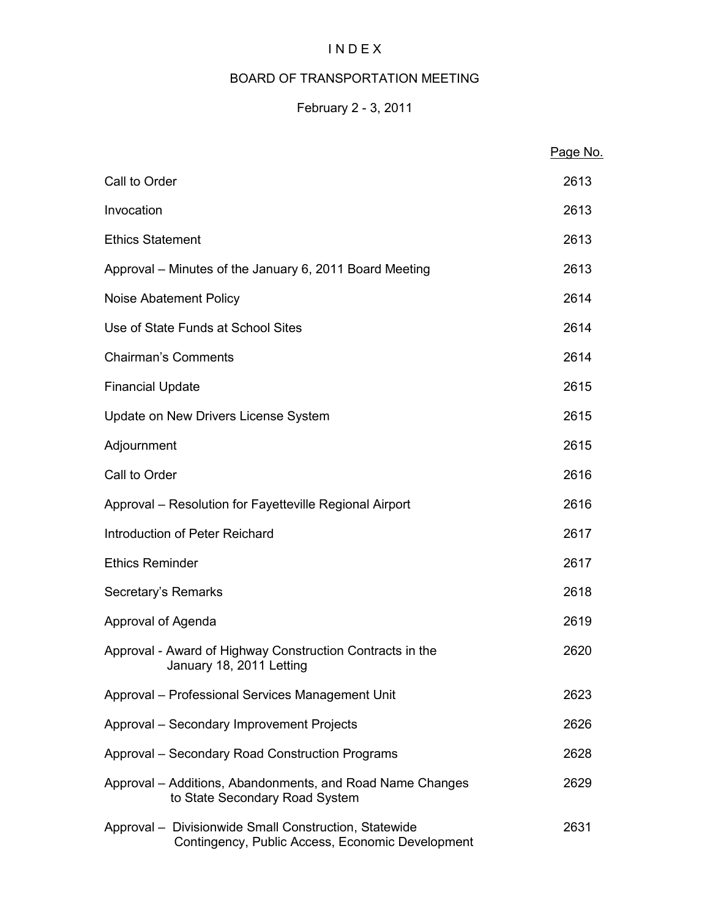# I N D E X

## BOARD OF TRANSPORTATION MEETING

### February 2 - 3, 2011

| | Page No. |
|---|---|
| Call to Order | 2613 |
| Invocation | 2613 |
| Ethics Statement | 2613 |
| Approval – Minutes of the January 6, 2011 Board Meeting | 2613 |
| Noise Abatement Policy | 2614 |
| Use of State Funds at School Sites | 2614 |
| Chairman's Comments | 2614 |
| Financial Update | 2615 |
| Update on New Drivers License System | 2615 |
| Adjournment | 2615 |
| Call to Order | 2616 |
| Approval – Resolution for Fayetteville Regional Airport | 2616 |
| Introduction of Peter Reichard | 2617 |
| Ethics Reminder | 2617 |
| Secretary's Remarks | 2618 |
| Approval of Agenda | 2619 |
| Approval - Award of Highway Construction Contracts in the January 18, 2011 Letting | 2620 |
| Approval – Professional Services Management Unit | 2623 |
| Approval – Secondary Improvement Projects | 2626 |
| Approval – Secondary Road Construction Programs | 2628 |
| Approval – Additions, Abandonments, and Road Name Changes to State Secondary Road System | 2629 |
| Approval – Divisionwide Small Construction, Statewide Contingency, Public Access, Economic Development | 2631 |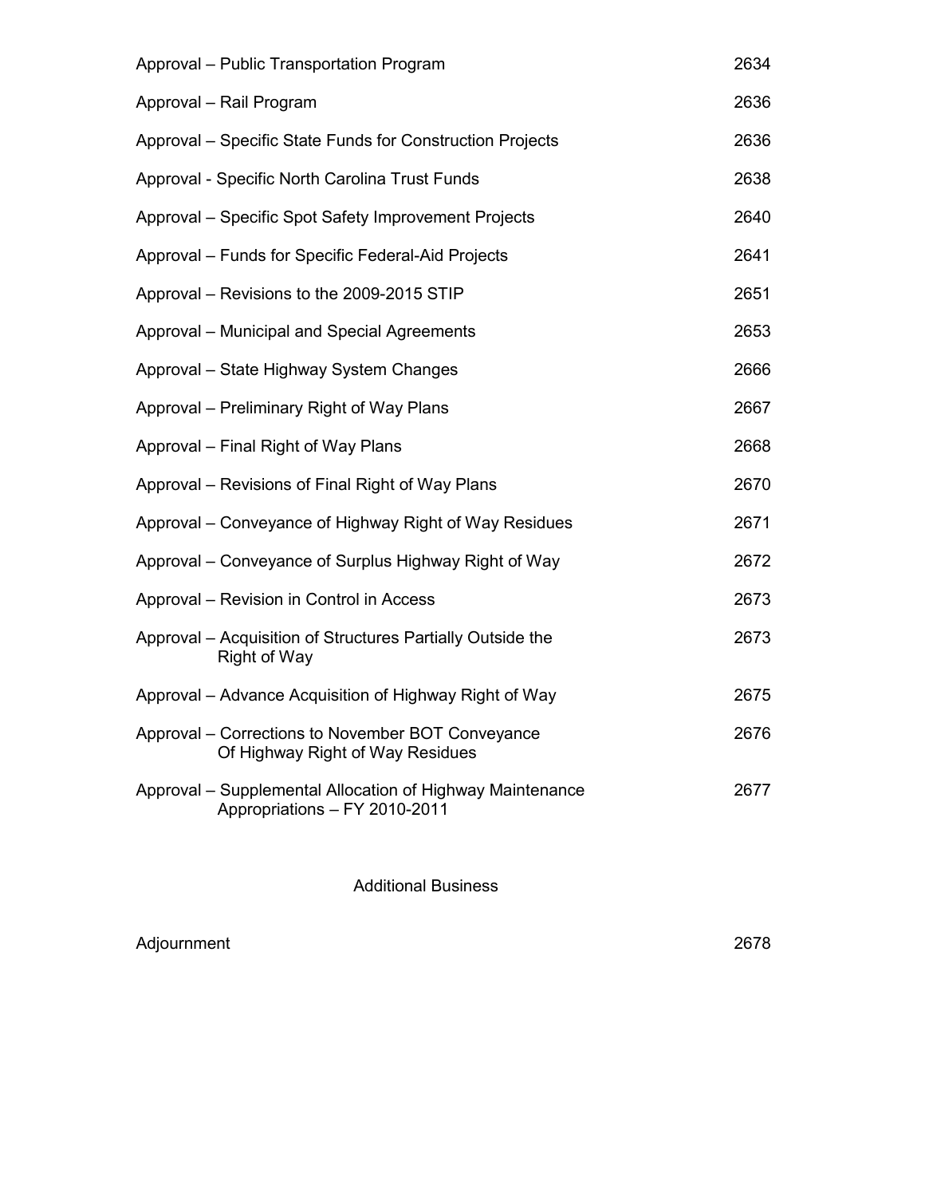| | |
|---|---|
| Approval – Public Transportation Program | 2634 |
| Approval – Rail Program | 2636 |
| Approval – Specific State Funds for Construction Projects | 2636 |
| Approval - Specific North Carolina Trust Funds | 2638 |
| Approval – Specific Spot Safety Improvement Projects | 2640 |
| Approval – Funds for Specific Federal-Aid Projects | 2641 |
| Approval – Revisions to the 2009-2015 STIP | 2651 |
| Approval – Municipal and Special Agreements | 2653 |
| Approval – State Highway System Changes | 2666 |
| Approval – Preliminary Right of Way Plans | 2667 |
| Approval – Final Right of Way Plans | 2668 |
| Approval – Revisions of Final Right of Way Plans | 2670 |
| Approval – Conveyance of Highway Right of Way Residues | 2671 |
| Approval – Conveyance of Surplus Highway Right of Way | 2672 |
| Approval – Revision in Control in Access | 2673 |
| Approval – Acquisition of Structures Partially Outside the Right of Way | 2673 |
| Approval – Advance Acquisition of Highway Right of Way | 2675 |
| Approval – Corrections to November BOT Conveyance Of Highway Right of Way Residues | 2676 |
| Approval – Supplemental Allocation of Highway Maintenance Appropriations – FY 2010-2011 | 2677 |

Additional Business

| | |
|---|---|
| Adjournment | 2678 |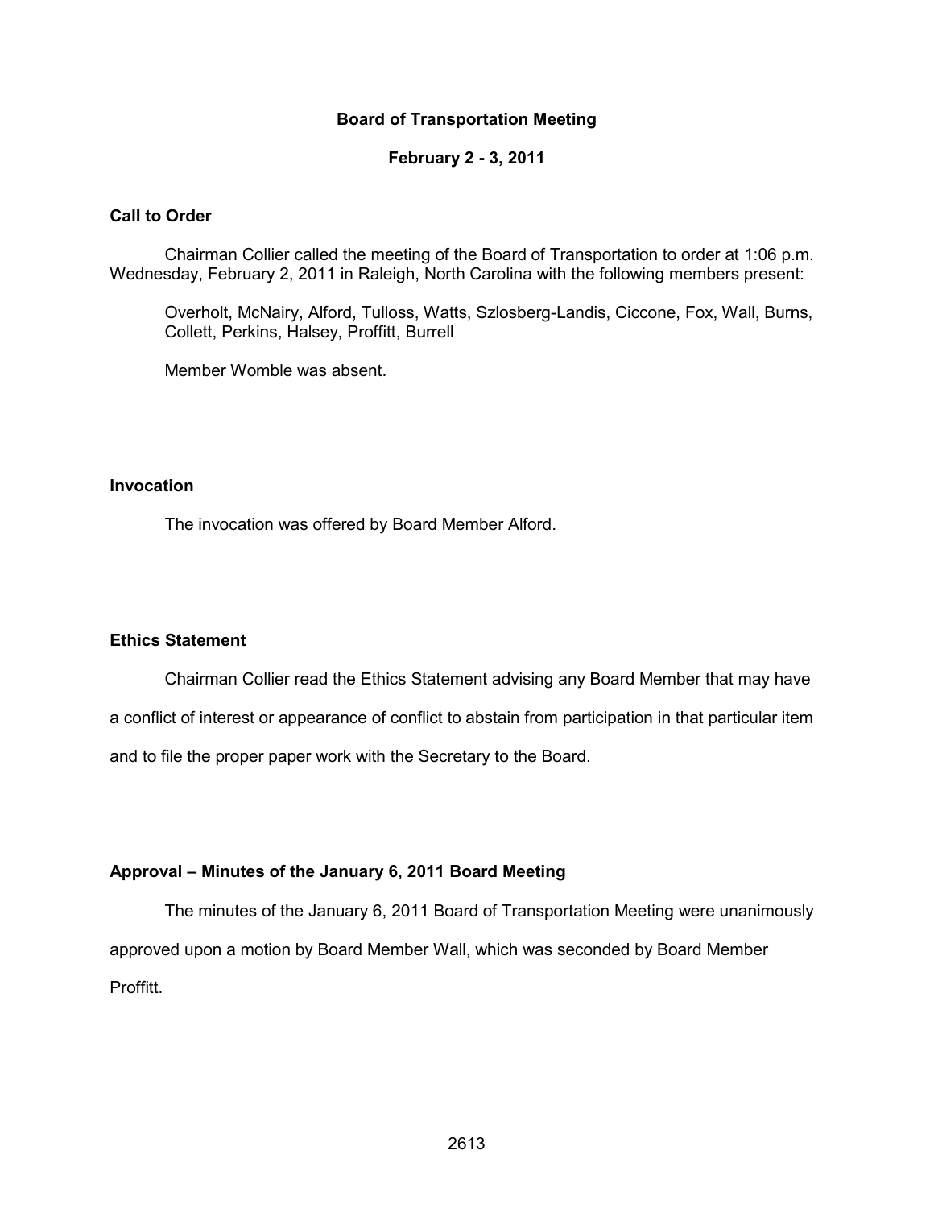# Board of Transportation Meeting

## February 2 - 3, 2011

### Call to Order

Chairman Collier called the meeting of the Board of Transportation to order at 1:06 p.m. Wednesday, February 2, 2011 in Raleigh, North Carolina with the following members present:

Overholt, McNairy, Alford, Tulloss, Watts, Szlosberg-Landis, Ciccone, Fox, Wall, Burns, Collett, Perkins, Halsey, Proffitt, Burrell

Member Womble was absent.

### Invocation

The invocation was offered by Board Member Alford.

### Ethics Statement

Chairman Collier read the Ethics Statement advising any Board Member that may have a conflict of interest or appearance of conflict to abstain from participation in that particular item and to file the proper paper work with the Secretary to the Board.

### Approval – Minutes of the January 6, 2011 Board Meeting

The minutes of the January 6, 2011 Board of Transportation Meeting were unanimously approved upon a motion by Board Member Wall, which was seconded by Board Member Proffitt.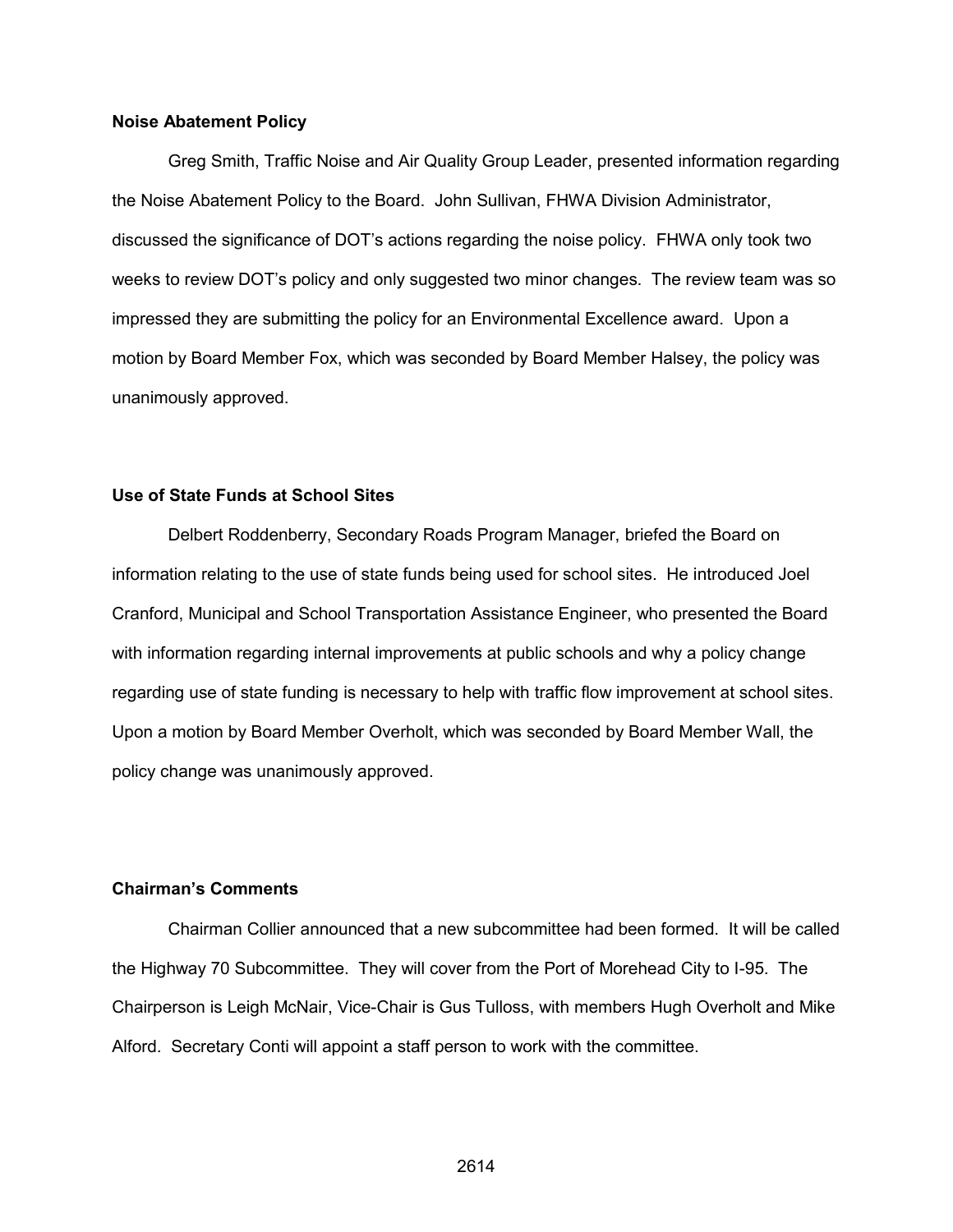**Noise Abatement Policy**

Greg Smith, Traffic Noise and Air Quality Group Leader, presented information regarding the Noise Abatement Policy to the Board. John Sullivan, FHWA Division Administrator, discussed the significance of DOT's actions regarding the noise policy. FHWA only took two weeks to review DOT's policy and only suggested two minor changes. The review team was so impressed they are submitting the policy for an Environmental Excellence award. Upon a motion by Board Member Fox, which was seconded by Board Member Halsey, the policy was unanimously approved.

**Use of State Funds at School Sites**

Delbert Roddenberry, Secondary Roads Program Manager, briefed the Board on information relating to the use of state funds being used for school sites. He introduced Joel Cranford, Municipal and School Transportation Assistance Engineer, who presented the Board with information regarding internal improvements at public schools and why a policy change regarding use of state funding is necessary to help with traffic flow improvement at school sites. Upon a motion by Board Member Overholt, which was seconded by Board Member Wall, the policy change was unanimously approved.

**Chairman's Comments**

Chairman Collier announced that a new subcommittee had been formed. It will be called the Highway 70 Subcommittee. They will cover from the Port of Morehead City to I-95. The Chairperson is Leigh McNair, Vice-Chair is Gus Tulloss, with members Hugh Overholt and Mike Alford. Secretary Conti will appoint a staff person to work with the committee.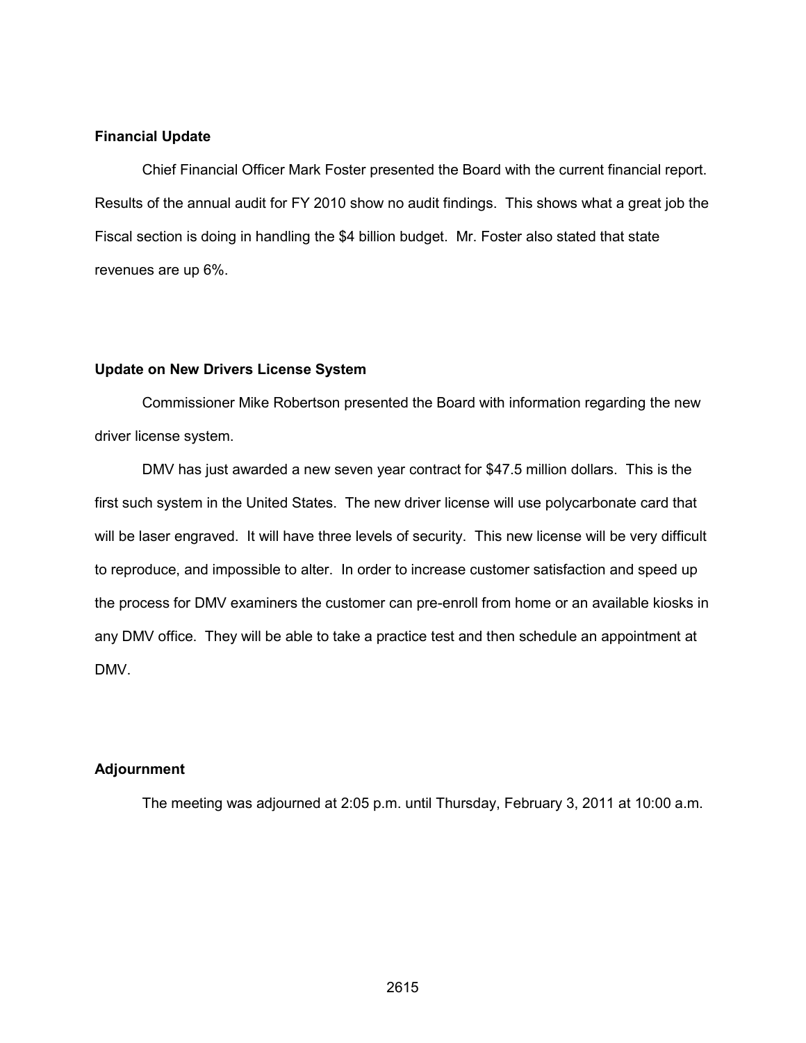**Financial Update**

Chief Financial Officer Mark Foster presented the Board with the current financial report. Results of the annual audit for FY 2010 show no audit findings. This shows what a great job the Fiscal section is doing in handling the $4 billion budget. Mr. Foster also stated that state revenues are up 6%.

**Update on New Drivers License System**

Commissioner Mike Robertson presented the Board with information regarding the new driver license system.

DMV has just awarded a new seven year contract for $47.5 million dollars. This is the first such system in the United States. The new driver license will use polycarbonate card that will be laser engraved. It will have three levels of security. This new license will be very difficult to reproduce, and impossible to alter. In order to increase customer satisfaction and speed up the process for DMV examiners the customer can pre-enroll from home or an available kiosks in any DMV office. They will be able to take a practice test and then schedule an appointment at DMV.

**Adjournment**

The meeting was adjourned at 2:05 p.m. until Thursday, February 3, 2011 at 10:00 a.m.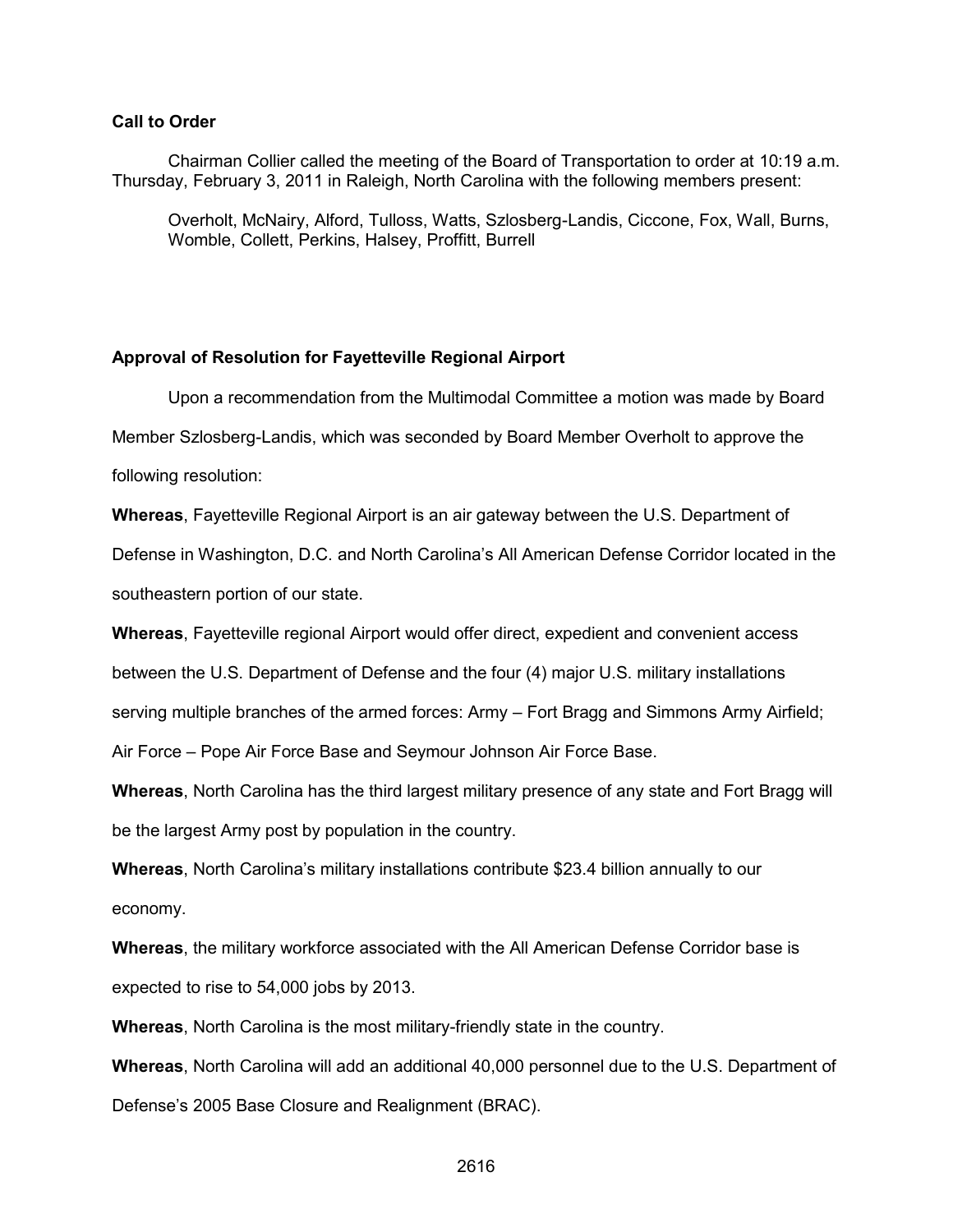**Call to Order**

Chairman Collier called the meeting of the Board of Transportation to order at 10:19 a.m. Thursday, February 3, 2011 in Raleigh, North Carolina with the following members present:

Overholt, McNairy, Alford, Tulloss, Watts, Szlosberg-Landis, Ciccone, Fox, Wall, Burns, Womble, Collett, Perkins, Halsey, Proffitt, Burrell

**Approval of Resolution for Fayetteville Regional Airport**

Upon a recommendation from the Multimodal Committee a motion was made by Board Member Szlosberg-Landis, which was seconded by Board Member Overholt to approve the following resolution:

**Whereas**, Fayetteville Regional Airport is an air gateway between the U.S. Department of Defense in Washington, D.C. and North Carolina's All American Defense Corridor located in the southeastern portion of our state.

**Whereas**, Fayetteville regional Airport would offer direct, expedient and convenient access between the U.S. Department of Defense and the four (4) major U.S. military installations serving multiple branches of the armed forces: Army – Fort Bragg and Simmons Army Airfield; Air Force – Pope Air Force Base and Seymour Johnson Air Force Base.

**Whereas**, North Carolina has the third largest military presence of any state and Fort Bragg will be the largest Army post by population in the country.

**Whereas**, North Carolina's military installations contribute $23.4 billion annually to our economy.

**Whereas**, the military workforce associated with the All American Defense Corridor base is expected to rise to 54,000 jobs by 2013.

**Whereas**, North Carolina is the most military-friendly state in the country.

**Whereas**, North Carolina will add an additional 40,000 personnel due to the U.S. Department of Defense's 2005 Base Closure and Realignment (BRAC).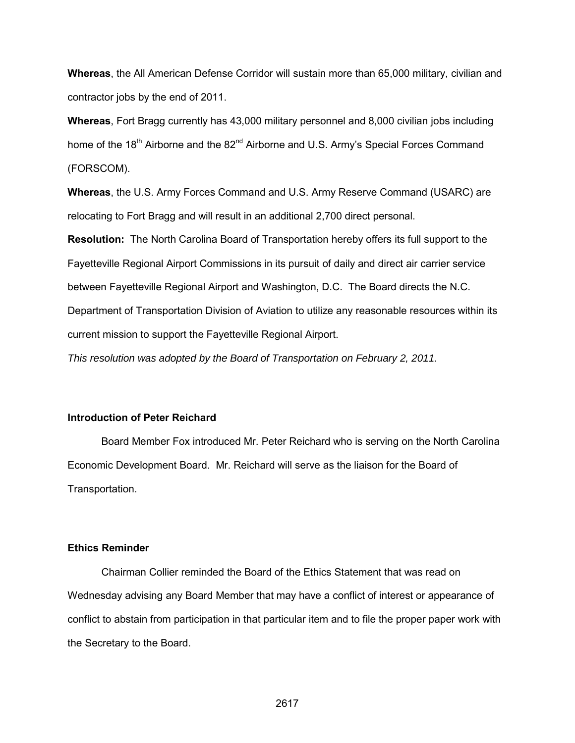**Whereas**, the All American Defense Corridor will sustain more than 65,000 military, civilian and contractor jobs by the end of 2011.

**Whereas**, Fort Bragg currently has 43,000 military personnel and 8,000 civilian jobs including home of the 18th Airborne and the 82nd Airborne and U.S. Army's Special Forces Command (FORSCOM).

**Whereas**, the U.S. Army Forces Command and U.S. Army Reserve Command (USARC) are relocating to Fort Bragg and will result in an additional 2,700 direct personal.

**Resolution:** The North Carolina Board of Transportation hereby offers its full support to the Fayetteville Regional Airport Commissions in its pursuit of daily and direct air carrier service between Fayetteville Regional Airport and Washington, D.C. The Board directs the N.C. Department of Transportation Division of Aviation to utilize any reasonable resources within its current mission to support the Fayetteville Regional Airport.

*This resolution was adopted by the Board of Transportation on February 2, 2011.*

**Introduction of Peter Reichard**

Board Member Fox introduced Mr. Peter Reichard who is serving on the North Carolina Economic Development Board. Mr. Reichard will serve as the liaison for the Board of Transportation.

**Ethics Reminder**

Chairman Collier reminded the Board of the Ethics Statement that was read on Wednesday advising any Board Member that may have a conflict of interest or appearance of conflict to abstain from participation in that particular item and to file the proper paper work with the Secretary to the Board.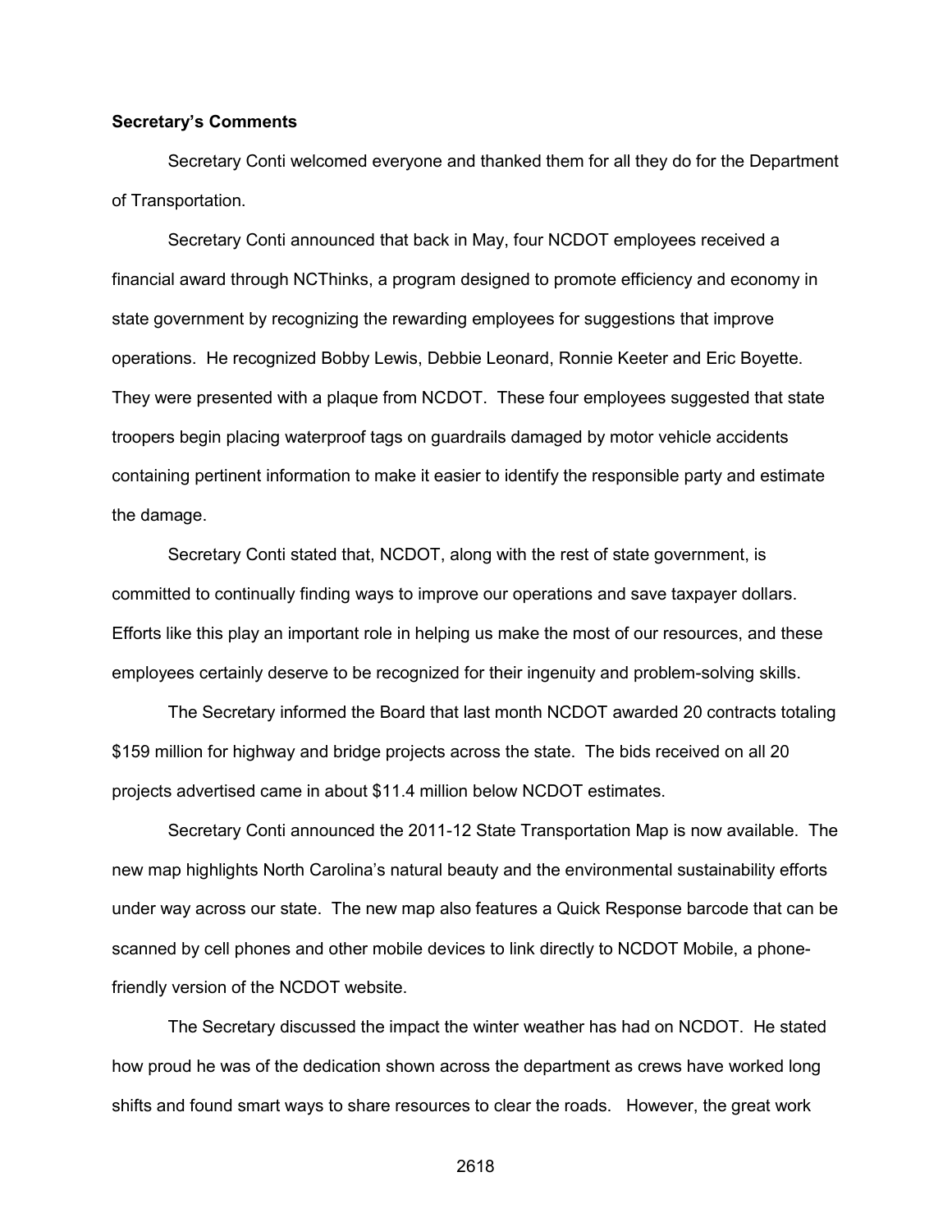**Secretary's Comments**

Secretary Conti welcomed everyone and thanked them for all they do for the Department of Transportation.

Secretary Conti announced that back in May, four NCDOT employees received a financial award through NCThinks, a program designed to promote efficiency and economy in state government by recognizing the rewarding employees for suggestions that improve operations. He recognized Bobby Lewis, Debbie Leonard, Ronnie Keeter and Eric Boyette. They were presented with a plaque from NCDOT. These four employees suggested that state troopers begin placing waterproof tags on guardrails damaged by motor vehicle accidents containing pertinent information to make it easier to identify the responsible party and estimate the damage.

Secretary Conti stated that, NCDOT, along with the rest of state government, is committed to continually finding ways to improve our operations and save taxpayer dollars. Efforts like this play an important role in helping us make the most of our resources, and these employees certainly deserve to be recognized for their ingenuity and problem-solving skills.

The Secretary informed the Board that last month NCDOT awarded 20 contracts totaling $159 million for highway and bridge projects across the state. The bids received on all 20 projects advertised came in about $11.4 million below NCDOT estimates.

Secretary Conti announced the 2011-12 State Transportation Map is now available. The new map highlights North Carolina's natural beauty and the environmental sustainability efforts under way across our state. The new map also features a Quick Response barcode that can be scanned by cell phones and other mobile devices to link directly to NCDOT Mobile, a phone-friendly version of the NCDOT website.

The Secretary discussed the impact the winter weather has had on NCDOT. He stated how proud he was of the dedication shown across the department as crews have worked long shifts and found smart ways to share resources to clear the roads. However, the great work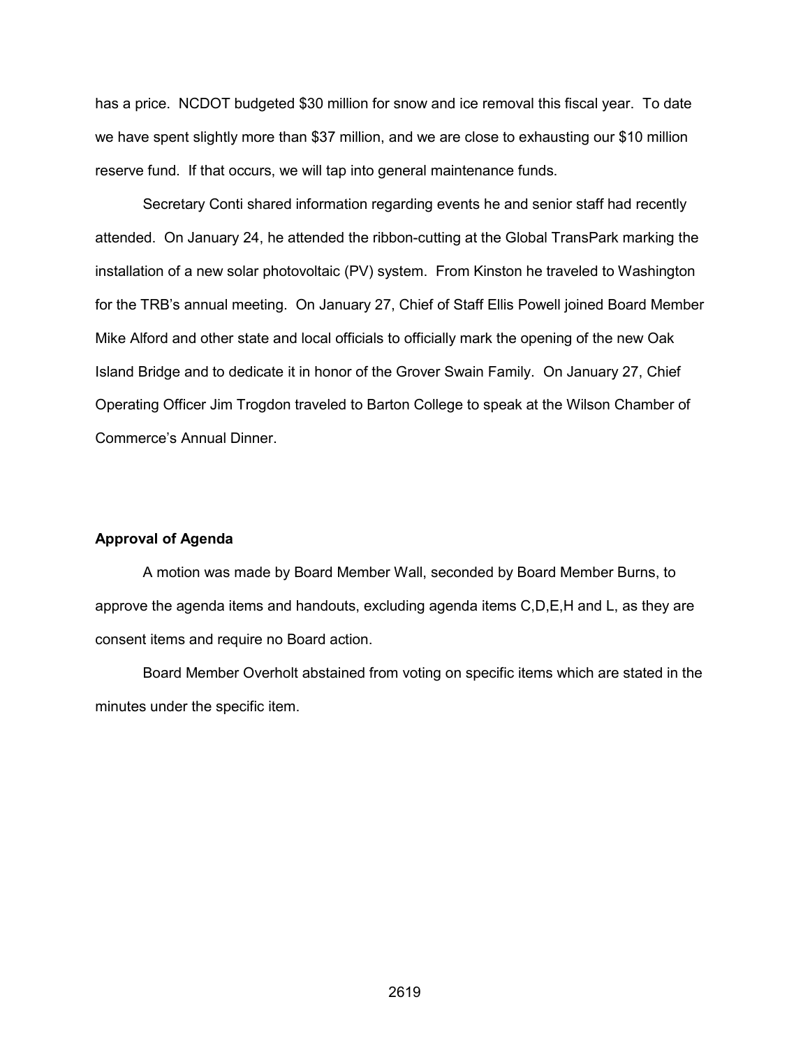has a price. NCDOT budgeted $30 million for snow and ice removal this fiscal year. To date we have spent slightly more than $37 million, and we are close to exhausting our $10 million reserve fund. If that occurs, we will tap into general maintenance funds.

Secretary Conti shared information regarding events he and senior staff had recently attended. On January 24, he attended the ribbon-cutting at the Global TransPark marking the installation of a new solar photovoltaic (PV) system. From Kinston he traveled to Washington for the TRB's annual meeting. On January 27, Chief of Staff Ellis Powell joined Board Member Mike Alford and other state and local officials to officially mark the opening of the new Oak Island Bridge and to dedicate it in honor of the Grover Swain Family. On January 27, Chief Operating Officer Jim Trogdon traveled to Barton College to speak at the Wilson Chamber of Commerce's Annual Dinner.

**Approval of Agenda**

A motion was made by Board Member Wall, seconded by Board Member Burns, to approve the agenda items and handouts, excluding agenda items C,D,E,H and L, as they are consent items and require no Board action.

Board Member Overholt abstained from voting on specific items which are stated in the minutes under the specific item.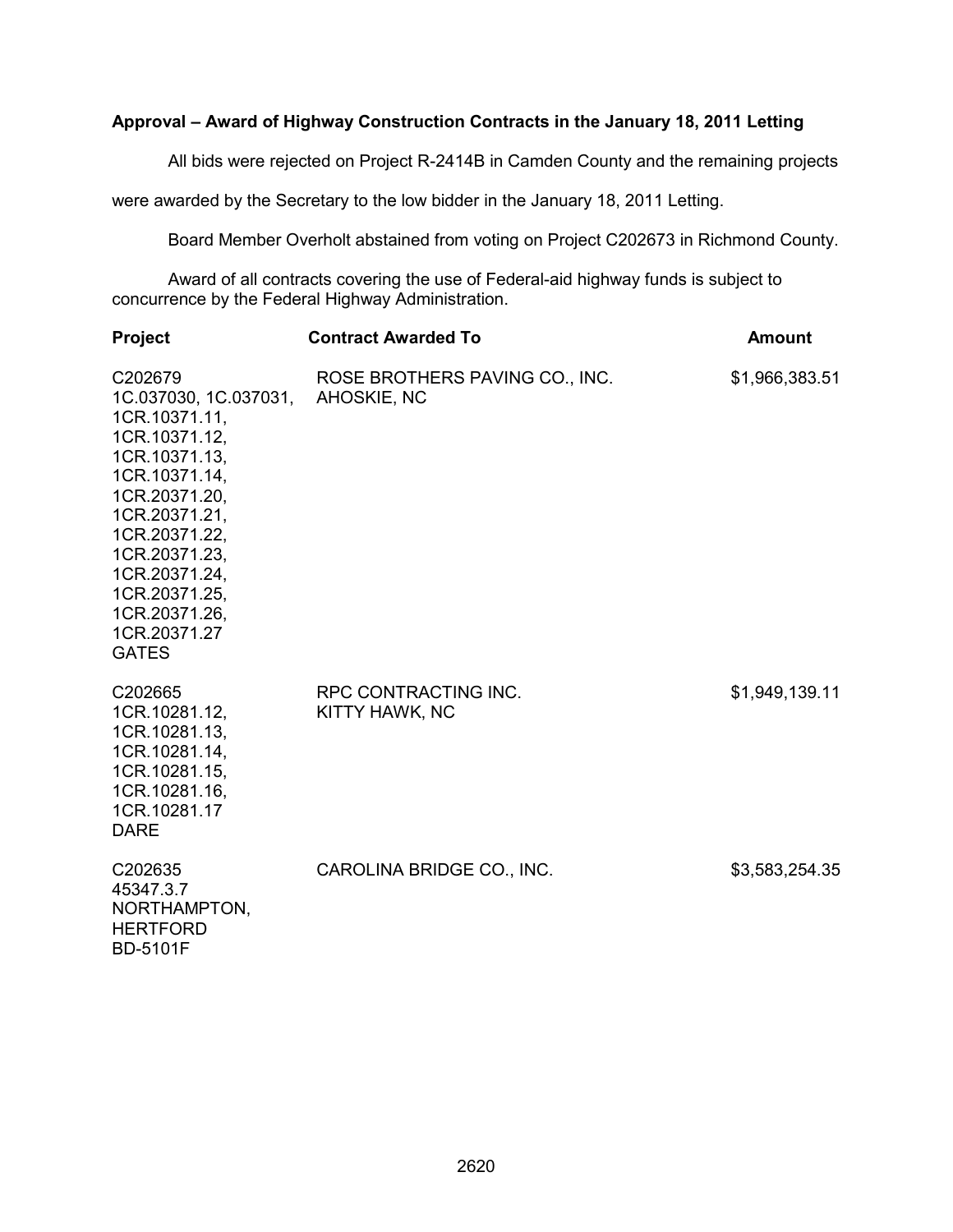**Approval – Award of Highway Construction Contracts in the January 18, 2011 Letting**

All bids were rejected on Project R-2414B in Camden County and the remaining projects were awarded by the Secretary to the low bidder in the January 18, 2011 Letting.

Board Member Overholt abstained from voting on Project C202673 in Richmond County.

Award of all contracts covering the use of Federal-aid highway funds is subject to concurrence by the Federal Highway Administration.

| Project | Contract Awarded To | Amount |
|---|---|---|
| C202679<br>1C.037030, 1C.037031,<br>1CR.10371.11,<br>1CR.10371.12,<br>1CR.10371.13,<br>1CR.10371.14,<br>1CR.20371.20,<br>1CR.20371.21,<br>1CR.20371.22,<br>1CR.20371.23,<br>1CR.20371.24,<br>1CR.20371.25,<br>1CR.20371.26,<br>1CR.20371.27<br>GATES | ROSE BROTHERS PAVING CO., INC.<br>AHOSKIE, NC | $1,966,383.51 |
| C202665<br>1CR.10281.12,<br>1CR.10281.13,<br>1CR.10281.14,<br>1CR.10281.15,<br>1CR.10281.16,<br>1CR.10281.17<br>DARE | RPC CONTRACTING INC.<br>KITTY HAWK, NC | $1,949,139.11 |
| C202635<br>45347.3.7<br>NORTHAMPTON,<br>HERTFORD<br>BD-5101F | CAROLINA BRIDGE CO., INC. | $3,583,254.35 |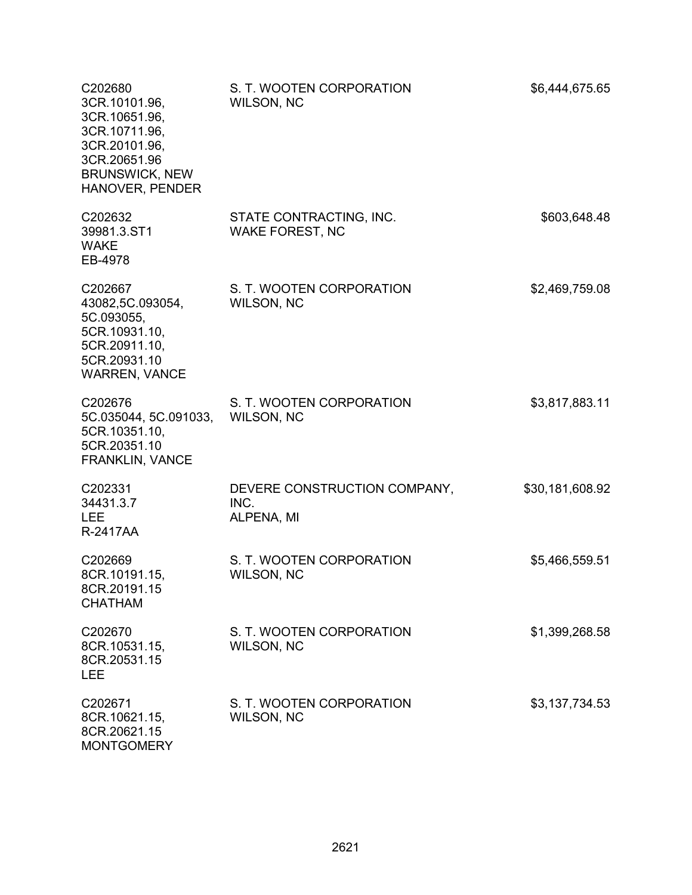| | | |
|---|---|---|
| C202680<br>3CR.10101.96,<br>3CR.10651.96,<br>3CR.10711.96,<br>3CR.20101.96,<br>3CR.20651.96<br>BRUNSWICK, NEW HANOVER, PENDER | S. T. WOOTEN CORPORATION<br>WILSON, NC | $6,444,675.65 |
| C202632<br>39981.3.ST1<br>WAKE<br>EB-4978 | STATE CONTRACTING, INC.<br>WAKE FOREST, NC | $603,648.48 |
| C202667<br>43082,5C.093054,<br>5C.093055,<br>5CR.10931.10,<br>5CR.20911.10,<br>5CR.20931.10<br>WARREN, VANCE | S. T. WOOTEN CORPORATION<br>WILSON, NC | $2,469,759.08 |
| C202676<br>5C.035044, 5C.091033,<br>5CR.10351.10,<br>5CR.20351.10<br>FRANKLIN, VANCE | S. T. WOOTEN CORPORATION<br>WILSON, NC | $3,817,883.11 |
| C202331<br>34431.3.7<br>LEE<br>R-2417AA | DEVERE CONSTRUCTION COMPANY, INC.<br>ALPENA, MI | $30,181,608.92 |
| C202669<br>8CR.10191.15,<br>8CR.20191.15<br>CHATHAM | S. T. WOOTEN CORPORATION<br>WILSON, NC | $5,466,559.51 |
| C202670<br>8CR.10531.15,<br>8CR.20531.15<br>LEE | S. T. WOOTEN CORPORATION<br>WILSON, NC | $1,399,268.58 |
| C202671<br>8CR.10621.15,<br>8CR.20621.15<br>MONTGOMERY | S. T. WOOTEN CORPORATION<br>WILSON, NC | $3,137,734.53 |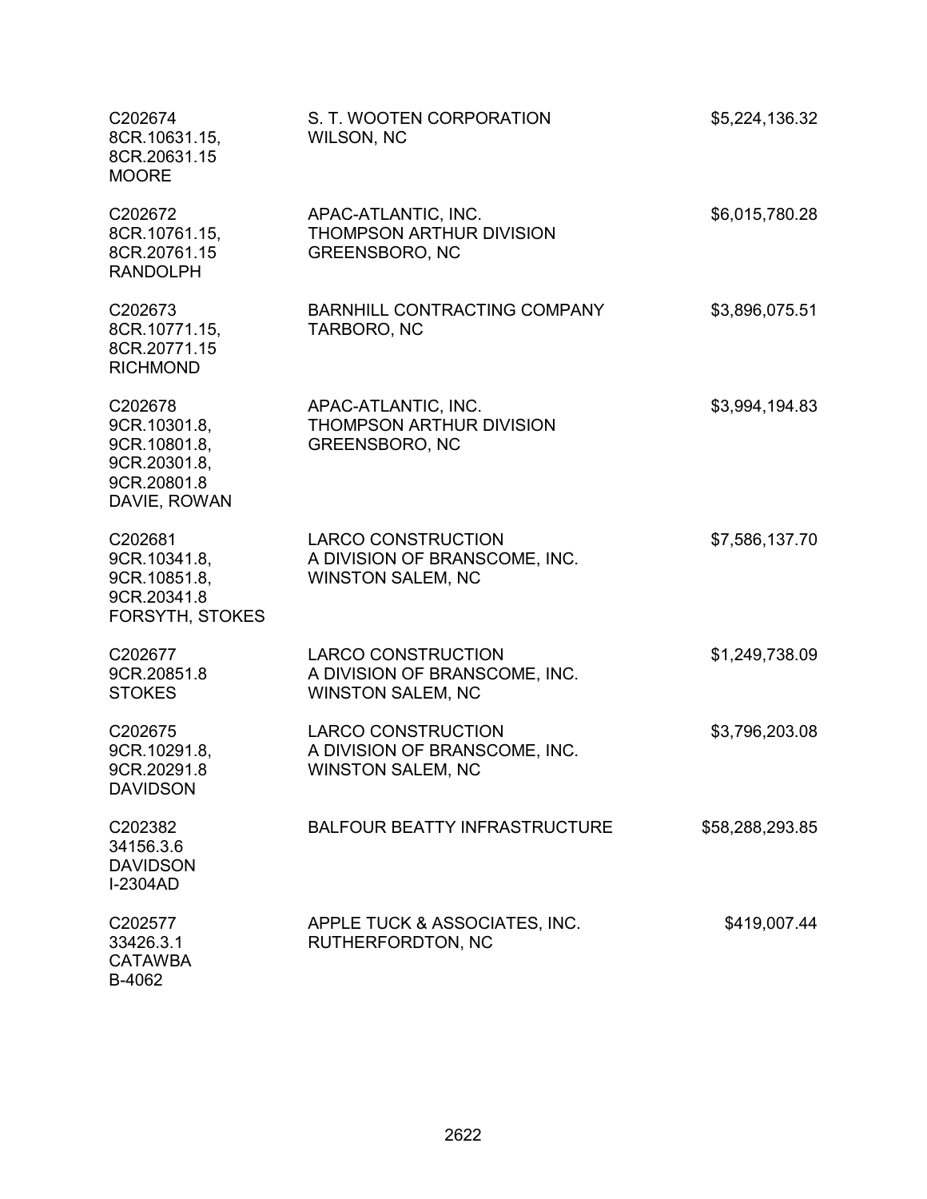| | | |
|---|---|---|
| C202674<br>8CR.10631.15,<br>8CR.20631.15<br>MOORE | S. T. WOOTEN CORPORATION<br>WILSON, NC | $5,224,136.32 |
| C202672<br>8CR.10761.15,<br>8CR.20761.15<br>RANDOLPH | APAC-ATLANTIC, INC.<br>THOMPSON ARTHUR DIVISION<br>GREENSBORO, NC | $6,015,780.28 |
| C202673<br>8CR.10771.15,<br>8CR.20771.15<br>RICHMOND | BARNHILL CONTRACTING COMPANY<br>TARBORO, NC | $3,896,075.51 |
| C202678<br>9CR.10301.8,<br>9CR.10801.8,<br>9CR.20301.8,<br>9CR.20801.8<br>DAVIE, ROWAN | APAC-ATLANTIC, INC.<br>THOMPSON ARTHUR DIVISION<br>GREENSBORO, NC | $3,994,194.83 |
| C202681<br>9CR.10341.8,<br>9CR.10851.8,<br>9CR.20341.8<br>FORSYTH, STOKES | LARCO CONSTRUCTION<br>A DIVISION OF BRANSCOME, INC.<br>WINSTON SALEM, NC | $7,586,137.70 |
| C202677<br>9CR.20851.8<br>STOKES | LARCO CONSTRUCTION<br>A DIVISION OF BRANSCOME, INC.<br>WINSTON SALEM, NC | $1,249,738.09 |
| C202675<br>9CR.10291.8,<br>9CR.20291.8<br>DAVIDSON | LARCO CONSTRUCTION<br>A DIVISION OF BRANSCOME, INC.<br>WINSTON SALEM, NC | $3,796,203.08 |
| C202382<br>34156.3.6<br>DAVIDSON<br>I-2304AD | BALFOUR BEATTY INFRASTRUCTURE | $58,288,293.85 |
| C202577<br>33426.3.1<br>CATAWBA<br>B-4062 | APPLE TUCK & ASSOCIATES, INC.<br>RUTHERFORDTON, NC | $419,007.44 |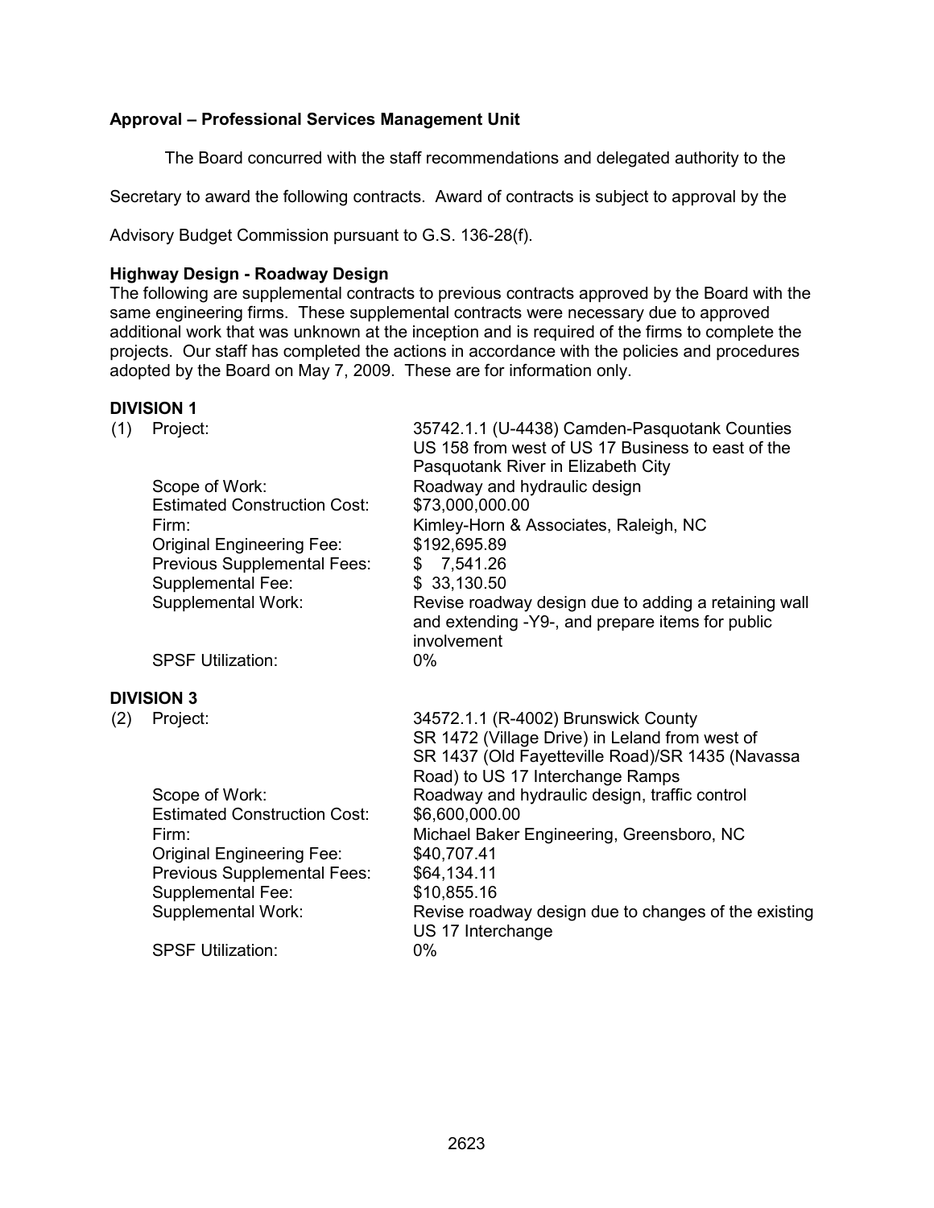**Approval – Professional Services Management Unit**

The Board concurred with the staff recommendations and delegated authority to the Secretary to award the following contracts. Award of contracts is subject to approval by the Advisory Budget Commission pursuant to G.S. 136-28(f).

**Highway Design - Roadway Design**

The following are supplemental contracts to previous contracts approved by the Board with the same engineering firms. These supplemental contracts were necessary due to approved additional work that was unknown at the inception and is required of the firms to complete the projects. Our staff has completed the actions in accordance with the policies and procedures adopted by the Board on May 7, 2009. These are for information only.

**DIVISION 1**

(1) Project: 35742.1.1 (U-4438) Camden-Pasquotank Counties US 158 from west of US 17 Business to east of the Pasquotank River in Elizabeth City

Scope of Work: Roadway and hydraulic design
Estimated Construction Cost: $73,000,000.00
Firm: Kimley-Horn & Associates, Raleigh, NC
Original Engineering Fee: $192,695.89
Previous Supplemental Fees: $ 7,541.26
Supplemental Fee: $ 33,130.50
Supplemental Work: Revise roadway design due to adding a retaining wall and extending -Y9-, and prepare items for public involvement
SPSF Utilization: 0%

**DIVISION 3**

(2) Project: 34572.1.1 (R-4002) Brunswick County SR 1472 (Village Drive) in Leland from west of SR 1437 (Old Fayetteville Road)/SR 1435 (Navassa Road) to US 17 Interchange Ramps

Scope of Work: Roadway and hydraulic design, traffic control
Estimated Construction Cost: $6,600,000.00
Firm: Michael Baker Engineering, Greensboro, NC
Original Engineering Fee: $40,707.41
Previous Supplemental Fees: $64,134.11
Supplemental Fee: $10,855.16
Supplemental Work: Revise roadway design due to changes of the existing US 17 Interchange
SPSF Utilization: 0%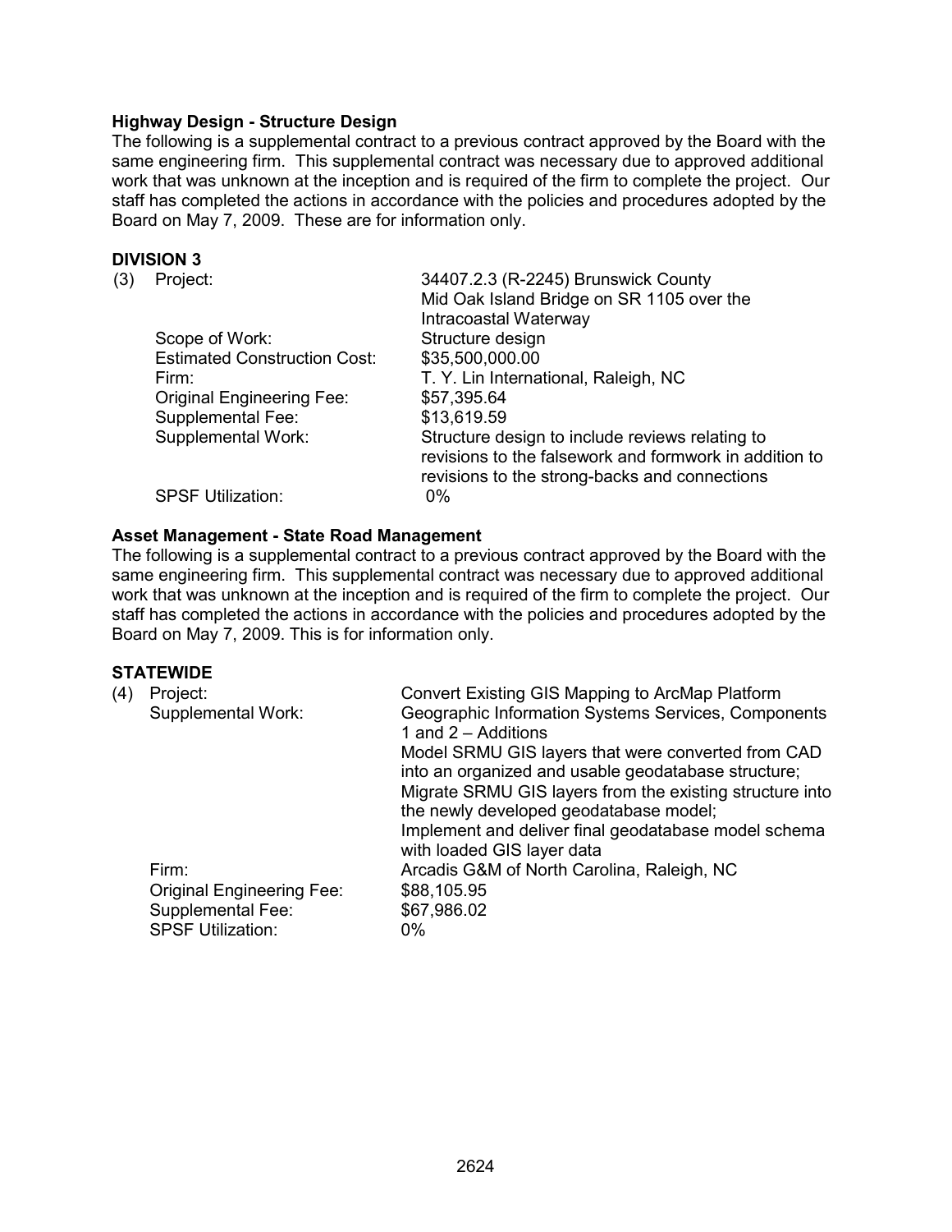**Highway Design - Structure Design**

The following is a supplemental contract to a previous contract approved by the Board with the same engineering firm. This supplemental contract was necessary due to approved additional work that was unknown at the inception and is required of the firm to complete the project. Our staff has completed the actions in accordance with the policies and procedures adopted by the Board on May 7, 2009. These are for information only.

**DIVISION 3**

(3) Project: 34407.2.3 (R-2245) Brunswick County
Mid Oak Island Bridge on SR 1105 over the Intracoastal Waterway

Scope of Work: Structure design

Estimated Construction Cost: $35,500,000.00

Firm: T. Y. Lin International, Raleigh, NC

Original Engineering Fee: $57,395.64

Supplemental Fee: $13,619.59

Supplemental Work: Structure design to include reviews relating to revisions to the falsework and formwork in addition to revisions to the strong-backs and connections

SPSF Utilization: 0%

**Asset Management - State Road Management**

The following is a supplemental contract to a previous contract approved by the Board with the same engineering firm. This supplemental contract was necessary due to approved additional work that was unknown at the inception and is required of the firm to complete the project. Our staff has completed the actions in accordance with the policies and procedures adopted by the Board on May 7, 2009. This is for information only.

**STATEWIDE**

(4) Project: Convert Existing GIS Mapping to ArcMap Platform

Supplemental Work: Geographic Information Systems Services, Components 1 and 2 – Additions
Model SRMU GIS layers that were converted from CAD into an organized and usable geodatabase structure;
Migrate SRMU GIS layers from the existing structure into the newly developed geodatabase model;
Implement and deliver final geodatabase model schema with loaded GIS layer data

Firm: Arcadis G&M of North Carolina, Raleigh, NC

Original Engineering Fee: $88,105.95

Supplemental Fee: $67,986.02

SPSF Utilization: 0%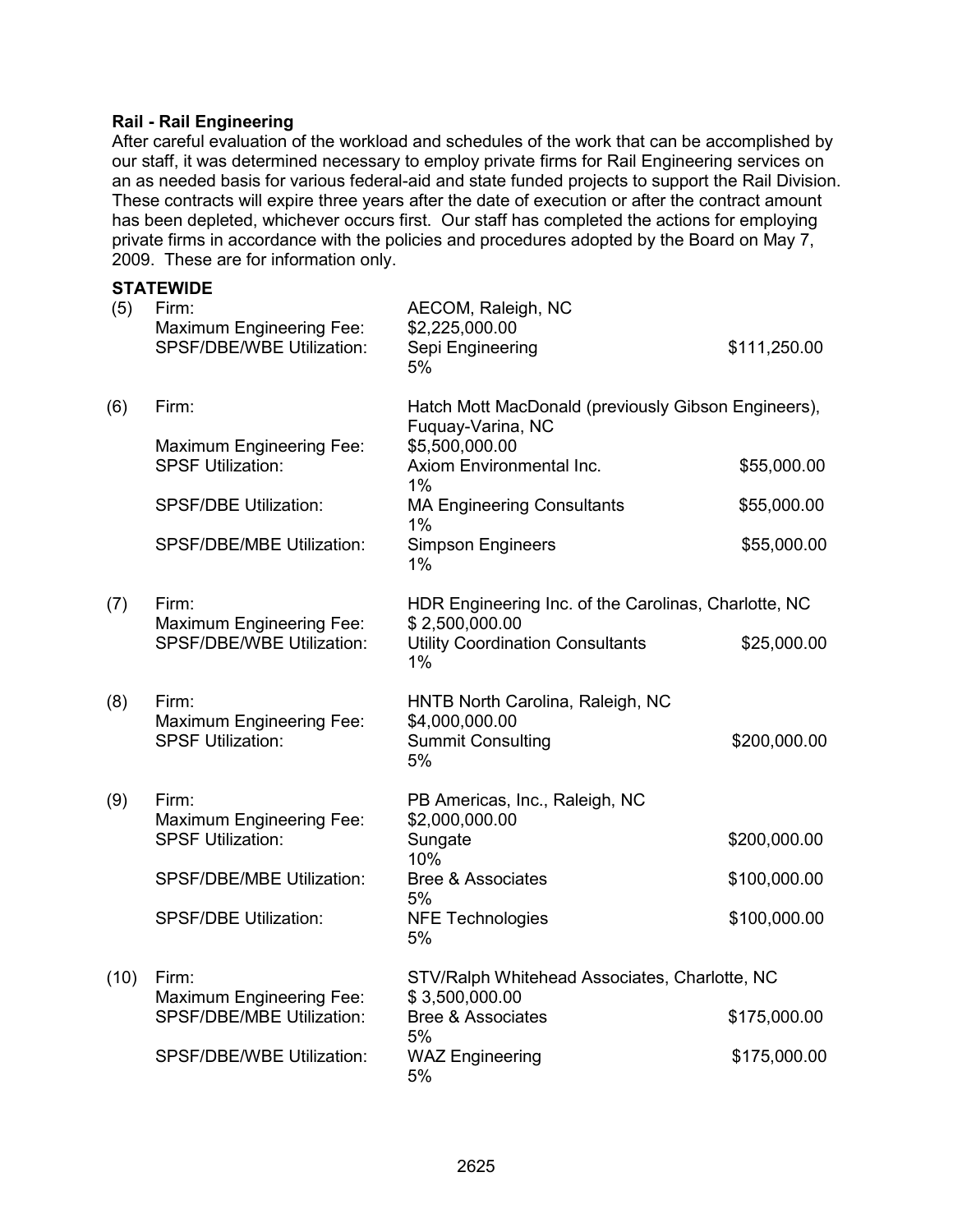**Rail - Rail Engineering**

After careful evaluation of the workload and schedules of the work that can be accomplished by our staff, it was determined necessary to employ private firms for Rail Engineering services on an as needed basis for various federal-aid and state funded projects to support the Rail Division. These contracts will expire three years after the date of execution or after the contract amount has been depleted, whichever occurs first. Our staff has completed the actions for employing private firms in accordance with the policies and procedures adopted by the Board on May 7, 2009. These are for information only.

**STATEWIDE**

| | | | |
|---|---|---|---|
| (5) | Firm: | AECOM, Raleigh, NC | |
| | Maximum Engineering Fee: | $2,225,000.00 | |
| | SPSF/DBE/WBE Utilization: | Sepi Engineering<br>5% | $111,250.00 |
| (6) | Firm: | Hatch Mott MacDonald (previously Gibson Engineers), Fuquay-Varina, NC | |
| | Maximum Engineering Fee: | $5,500,000.00 | |
| | SPSF Utilization: | Axiom Environmental Inc.<br>1% | $55,000.00 |
| | SPSF/DBE Utilization: | MA Engineering Consultants<br>1% | $55,000.00 |
| | SPSF/DBE/MBE Utilization: | Simpson Engineers<br>1% | $55,000.00 |
| (7) | Firm: | HDR Engineering Inc. of the Carolinas, Charlotte, NC | |
| | Maximum Engineering Fee: | $ 2,500,000.00 | |
| | SPSF/DBE/WBE Utilization: | Utility Coordination Consultants<br>1% | $25,000.00 |
| (8) | Firm: | HNTB North Carolina, Raleigh, NC | |
| | Maximum Engineering Fee: | $4,000,000.00 | |
| | SPSF Utilization: | Summit Consulting<br>5% | $200,000.00 |
| (9) | Firm: | PB Americas, Inc., Raleigh, NC | |
| | Maximum Engineering Fee: | $2,000,000.00 | |
| | SPSF Utilization: | Sungate<br>10% | $200,000.00 |
| | SPSF/DBE/MBE Utilization: | Bree & Associates<br>5% | $100,000.00 |
| | SPSF/DBE Utilization: | NFE Technologies<br>5% | $100,000.00 |
| (10) | Firm: | STV/Ralph Whitehead Associates, Charlotte, NC | |
| | Maximum Engineering Fee: | $ 3,500,000.00 | |
| | SPSF/DBE/MBE Utilization: | Bree & Associates<br>5% | $175,000.00 |
| | SPSF/DBE/WBE Utilization: | WAZ Engineering<br>5% | $175,000.00 |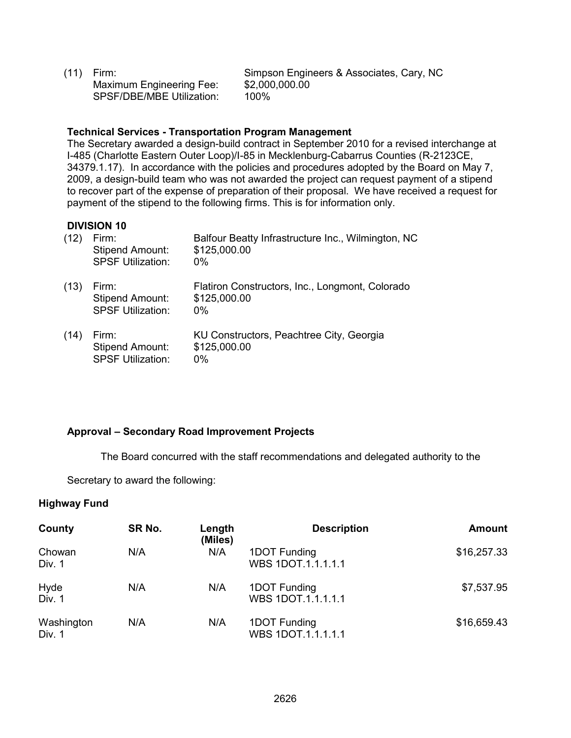(11) Firm: Simpson Engineers & Associates, Cary, NC
Maximum Engineering Fee: $2,000,000.00
SPSF/DBE/MBE Utilization: 100%

**Technical Services - Transportation Program Management**

The Secretary awarded a design-build contract in September 2010 for a revised interchange at I-485 (Charlotte Eastern Outer Loop)/I-85 in Mecklenburg-Cabarrus Counties (R-2123CE, 34379.1.17). In accordance with the policies and procedures adopted by the Board on May 7, 2009, a design-build team who was not awarded the project can request payment of a stipend to recover part of the expense of preparation of their proposal. We have received a request for payment of the stipend to the following firms. This is for information only.

**DIVISION 10**

(12) Firm: Balfour Beatty Infrastructure Inc., Wilmington, NC
Stipend Amount: $125,000.00
SPSF Utilization: 0%

(13) Firm: Flatiron Constructors, Inc., Longmont, Colorado
Stipend Amount: $125,000.00
SPSF Utilization: 0%

(14) Firm: KU Constructors, Peachtree City, Georgia
Stipend Amount: $125,000.00
SPSF Utilization: 0%

**Approval – Secondary Road Improvement Projects**

The Board concurred with the staff recommendations and delegated authority to the Secretary to award the following:

**Highway Fund**

| County | SR No. | Length (Miles) | Description | Amount |
|---|---|---|---|---|
| Chowan Div. 1 | N/A | N/A | 1DOT Funding WBS 1DOT.1.1.1.1.1 | $16,257.33 |
| Hyde Div. 1 | N/A | N/A | 1DOT Funding WBS 1DOT.1.1.1.1.1 | $7,537.95 |
| Washington Div. 1 | N/A | N/A | 1DOT Funding WBS 1DOT.1.1.1.1.1 | $16,659.43 |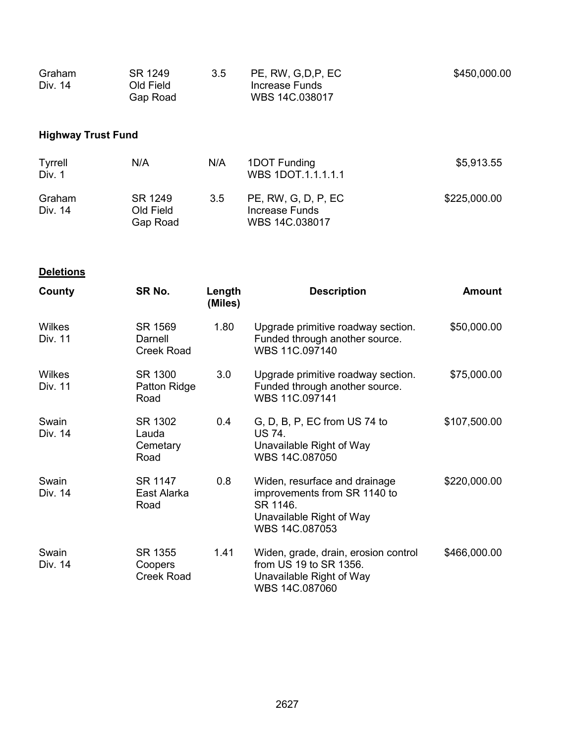| | | | | |
|---|---|---|---|---|
| Graham<br>Div. 14 | SR 1249<br>Old Field<br>Gap Road | 3.5 | PE, RW, G,D,P, EC<br>Increase Funds<br>WBS 14C.038017 | $450,000.00 |

**Highway Trust Fund**

| | | | | |
|---|---|---|---|---|
| Tyrrell<br>Div. 1 | N/A | N/A | 1DOT Funding<br>WBS 1DOT.1.1.1.1.1 | $5,913.55 |
| Graham<br>Div. 14 | SR 1249<br>Old Field<br>Gap Road | 3.5 | PE, RW, G, D, P, EC<br>Increase Funds<br>WBS 14C.038017 | $225,000.00 |

**Deletions**

| County | SR No. | Length (Miles) | Description | Amount |
|---|---|---|---|---|
| Wilkes<br>Div. 11 | SR 1569<br>Darnell<br>Creek Road | 1.80 | Upgrade primitive roadway section.<br>Funded through another source.<br>WBS 11C.097140 | $50,000.00 |
| Wilkes<br>Div. 11 | SR 1300<br>Patton Ridge<br>Road | 3.0 | Upgrade primitive roadway section.<br>Funded through another source.<br>WBS 11C.097141 | $75,000.00 |
| Swain<br>Div. 14 | SR 1302<br>Lauda<br>Cemetary<br>Road | 0.4 | G, D, B, P, EC from US 74 to<br>US 74.<br>Unavailable Right of Way<br>WBS 14C.087050 | $107,500.00 |
| Swain<br>Div. 14 | SR 1147<br>East Alarka<br>Road | 0.8 | Widen, resurface and drainage<br>improvements from SR 1140 to<br>SR 1146.<br>Unavailable Right of Way<br>WBS 14C.087053 | $220,000.00 |
| Swain<br>Div. 14 | SR 1355<br>Coopers<br>Creek Road | 1.41 | Widen, grade, drain, erosion control<br>from US 19 to SR 1356.<br>Unavailable Right of Way<br>WBS 14C.087060 | $466,000.00 |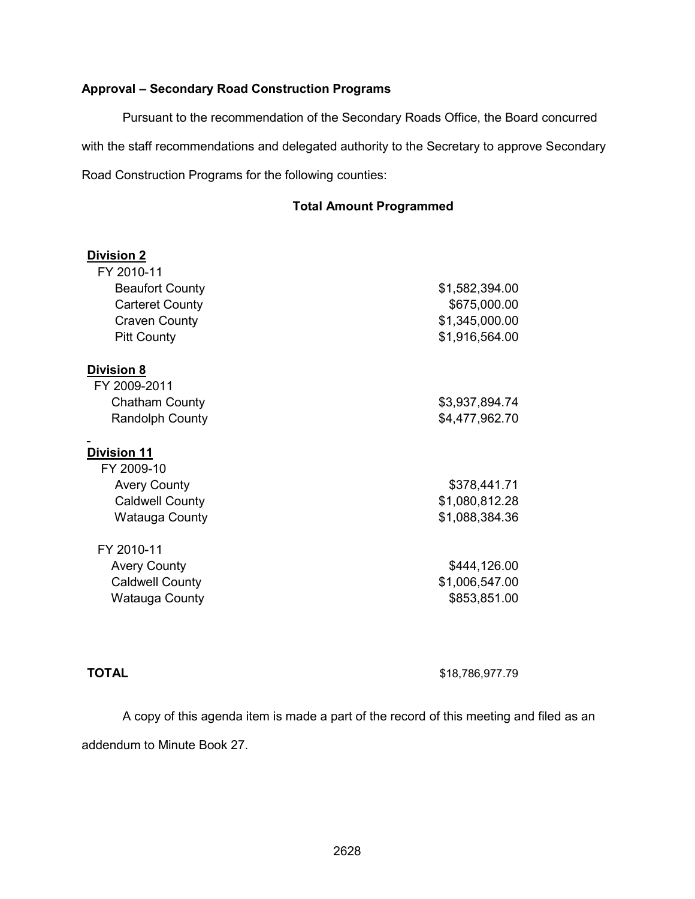**Approval – Secondary Road Construction Programs**

Pursuant to the recommendation of the Secondary Roads Office, the Board concurred with the staff recommendations and delegated authority to the Secretary to approve Secondary Road Construction Programs for the following counties:

| | Total Amount Programmed |
|---|---|
| **Division 2** | |
| FY 2010-11 | |
| Beaufort County | $1,582,394.00 |
| Carteret County | $675,000.00 |
| Craven County | $1,345,000.00 |
| Pitt County | $1,916,564.00 |
| **Division 8** | |
| FY 2009-2011 | |
| Chatham County | $3,937,894.74 |
| Randolph County | $4,477,962.70 |
| **Division 11** | |
| FY 2009-10 | |
| Avery County | $378,441.71 |
| Caldwell County | $1,080,812.28 |
| Watauga County | $1,088,384.36 |
| FY 2010-11 | |
| Avery County | $444,126.00 |
| Caldwell County | $1,006,547.00 |
| Watauga County | $853,851.00 |
| **TOTAL** | $18,786,977.79 |

A copy of this agenda item is made a part of the record of this meeting and filed as an addendum to Minute Book 27.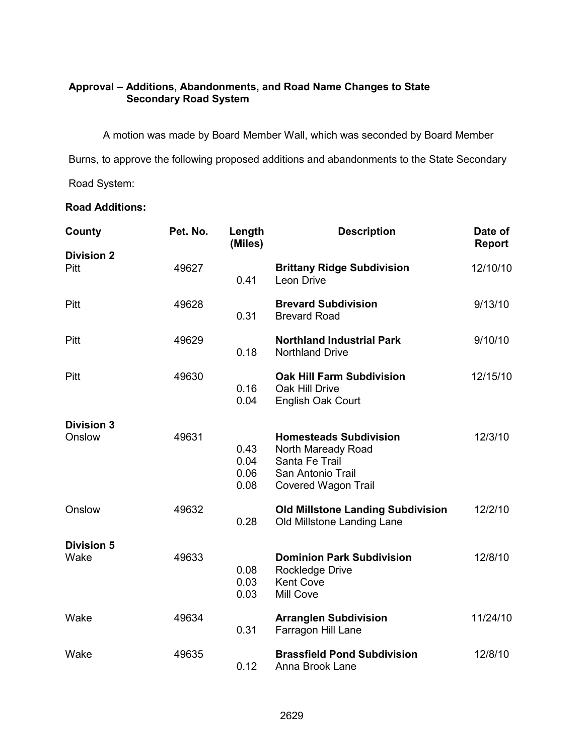**Approval – Additions, Abandonments, and Road Name Changes to State Secondary Road System**

A motion was made by Board Member Wall, which was seconded by Board Member Burns, to approve the following proposed additions and abandonments to the State Secondary Road System:

**Road Additions:**

| County | Pet. No. | Length (Miles) | Description | Date of Report |
|---|---|---|---|---|
| **Division 2** | | | | |
| Pitt | 49627 | | **Brittany Ridge Subdivision** | 12/10/10 |
| | | 0.41 | Leon Drive | |
| Pitt | 49628 | | **Brevard Subdivision** | 9/13/10 |
| | | 0.31 | Brevard Road | |
| Pitt | 49629 | | **Northland Industrial Park** | 9/10/10 |
| | | 0.18 | Northland Drive | |
| Pitt | 49630 | | **Oak Hill Farm Subdivision** | 12/15/10 |
| | | 0.16 | Oak Hill Drive | |
| | | 0.04 | English Oak Court | |
| **Division 3** | | | | |
| Onslow | 49631 | | **Homesteads Subdivision** | 12/3/10 |
| | | 0.43 | North Maready Road | |
| | | 0.04 | Santa Fe Trail | |
| | | 0.06 | San Antonio Trail | |
| | | 0.08 | Covered Wagon Trail | |
| Onslow | 49632 | | **Old Millstone Landing Subdivision** | 12/2/10 |
| | | 0.28 | Old Millstone Landing Lane | |
| **Division 5** | | | | |
| Wake | 49633 | | **Dominion Park Subdivision** | 12/8/10 |
| | | 0.08 | Rockledge Drive | |
| | | 0.03 | Kent Cove | |
| | | 0.03 | Mill Cove | |
| Wake | 49634 | | **Arranglen Subdivision** | 11/24/10 |
| | | 0.31 | Farragon Hill Lane | |
| Wake | 49635 | | **Brassfield Pond Subdivision** | 12/8/10 |
| | | 0.12 | Anna Brook Lane | |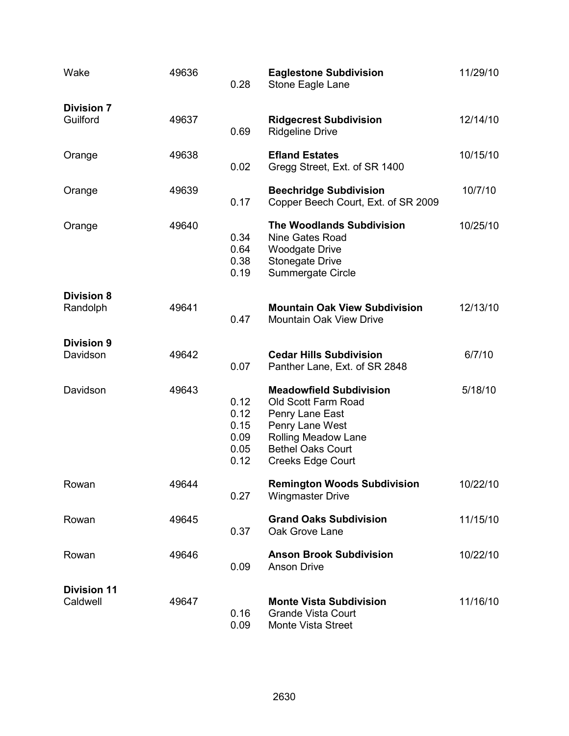| County | Petition No. | Length (Miles) | Description | Date of Report |
|---|---|---|---|---|
| Wake | 49636 | | **Eaglestone Subdivision** | 11/29/10 |
| | | 0.28 | Stone Eagle Lane | |
| **Division 7** | | | | |
| Guilford | 49637 | | **Ridgecrest Subdivision** | 12/14/10 |
| | | 0.69 | Ridgeline Drive | |
| Orange | 49638 | | **Efland Estates** | 10/15/10 |
| | | 0.02 | Gregg Street, Ext. of SR 1400 | |
| Orange | 49639 | | **Beechridge Subdivision** | 10/7/10 |
| | | 0.17 | Copper Beech Court, Ext. of SR 2009 | |
| Orange | 49640 | | **The Woodlands Subdivision** | 10/25/10 |
| | | 0.34 | Nine Gates Road | |
| | | 0.64 | Woodgate Drive | |
| | | 0.38 | Stonegate Drive | |
| | | 0.19 | Summergate Circle | |
| **Division 8** | | | | |
| Randolph | 49641 | | **Mountain Oak View Subdivision** | 12/13/10 |
| | | 0.47 | Mountain Oak View Drive | |
| **Division 9** | | | | |
| Davidson | 49642 | | **Cedar Hills Subdivision** | 6/7/10 |
| | | 0.07 | Panther Lane, Ext. of SR 2848 | |
| Davidson | 49643 | | **Meadowfield Subdivision** | 5/18/10 |
| | | 0.12 | Old Scott Farm Road | |
| | | 0.12 | Penry Lane East | |
| | | 0.15 | Penry Lane West | |
| | | 0.09 | Rolling Meadow Lane | |
| | | 0.05 | Bethel Oaks Court | |
| | | 0.12 | Creeks Edge Court | |
| Rowan | 49644 | | **Remington Woods Subdivision** | 10/22/10 |
| | | 0.27 | Wingmaster Drive | |
| Rowan | 49645 | | **Grand Oaks Subdivision** | 11/15/10 |
| | | 0.37 | Oak Grove Lane | |
| Rowan | 49646 | | **Anson Brook Subdivision** | 10/22/10 |
| | | 0.09 | Anson Drive | |
| **Division 11** | | | | |
| Caldwell | 49647 | | **Monte Vista Subdivision** | 11/16/10 |
| | | 0.16 | Grande Vista Court | |
| | | 0.09 | Monte Vista Street | |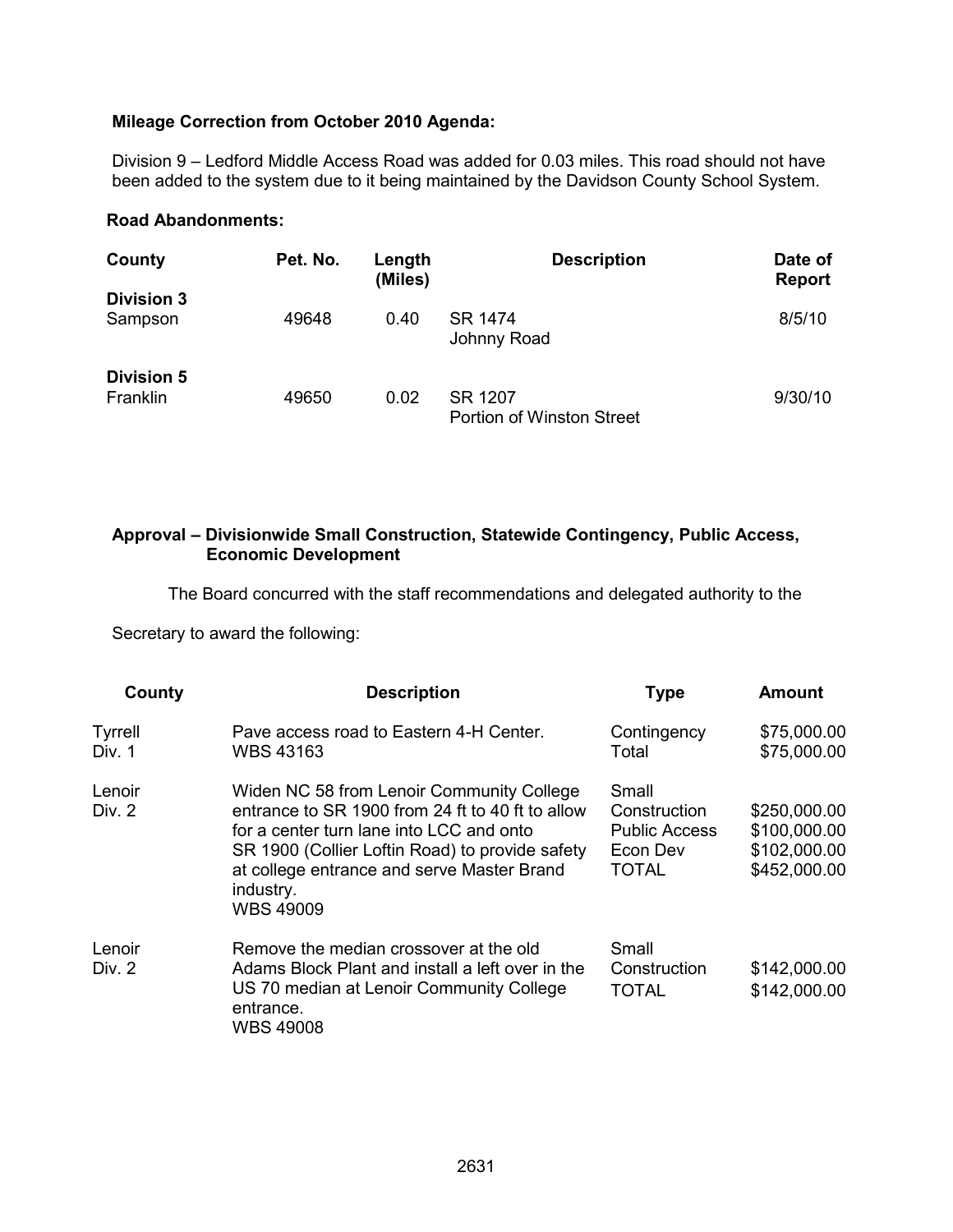**Mileage Correction from October 2010 Agenda:**

Division 9 – Ledford Middle Access Road was added for 0.03 miles. This road should not have been added to the system due to it being maintained by the Davidson County School System.

**Road Abandonments:**

| County | Pet. No. | Length (Miles) | Description | Date of Report |
|---|---|---|---|---|
| **Division 3** | | | | |
| Sampson | 49648 | 0.40 | SR 1474<br>Johnny Road | 8/5/10 |
| **Division 5** | | | | |
| Franklin | 49650 | 0.02 | SR 1207<br>Portion of Winston Street | 9/30/10 |

**Approval – Divisionwide Small Construction, Statewide Contingency, Public Access, Economic Development**

The Board concurred with the staff recommendations and delegated authority to the Secretary to award the following:

| County | Description | Type | Amount |
|---|---|---|---|
| Tyrrell<br>Div. 1 | Pave access road to Eastern 4-H Center.<br>WBS 43163 | Contingency<br>Total | \$75,000.00<br>\$75,000.00 |
| Lenoir<br>Div. 2 | Widen NC 58 from Lenoir Community College entrance to SR 1900 from 24 ft to 40 ft to allow for a center turn lane into LCC and onto SR 1900 (Collier Loftin Road) to provide safety at college entrance and serve Master Brand industry.<br>WBS 49009 | Small Construction<br>Public Access<br>Econ Dev<br>TOTAL | \$250,000.00<br>\$100,000.00<br>\$102,000.00<br>\$452,000.00 |
| Lenoir<br>Div. 2 | Remove the median crossover at the old Adams Block Plant and install a left over in the US 70 median at Lenoir Community College entrance.<br>WBS 49008 | Small Construction<br>TOTAL | \$142,000.00<br>\$142,000.00 |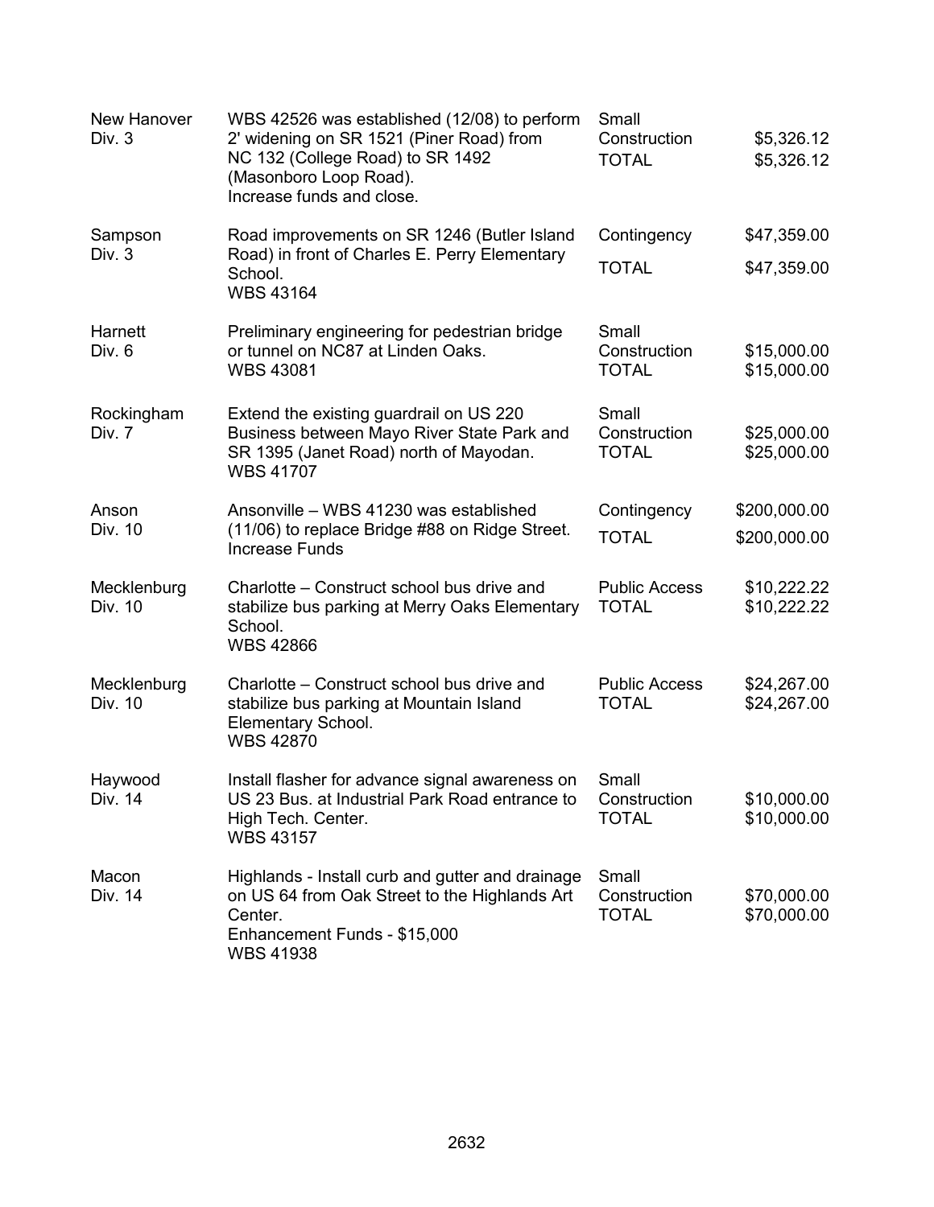| | | | |
|---|---|---|---|
| New Hanover<br>Div. 3 | WBS 42526 was established (12/08) to perform 2' widening on SR 1521 (Piner Road) from NC 132 (College Road) to SR 1492 (Masonboro Loop Road).<br>Increase funds and close. | Small Construction<br>TOTAL | \$5,326.12<br>\$5,326.12 |
| Sampson<br>Div. 3 | Road improvements on SR 1246 (Butler Island Road) in front of Charles E. Perry Elementary School.<br>WBS 43164 | Contingency<br>TOTAL | \$47,359.00<br>\$47,359.00 |
| Harnett<br>Div. 6 | Preliminary engineering for pedestrian bridge or tunnel on NC87 at Linden Oaks.<br>WBS 43081 | Small Construction<br>TOTAL | \$15,000.00<br>\$15,000.00 |
| Rockingham<br>Div. 7 | Extend the existing guardrail on US 220 Business between Mayo River State Park and SR 1395 (Janet Road) north of Mayodan.<br>WBS 41707 | Small Construction<br>TOTAL | \$25,000.00<br>\$25,000.00 |
| Anson<br>Div. 10 | Ansonville – WBS 41230 was established (11/06) to replace Bridge #88 on Ridge Street.<br>Increase Funds | Contingency<br>TOTAL | \$200,000.00<br>\$200,000.00 |
| Mecklenburg<br>Div. 10 | Charlotte – Construct school bus drive and stabilize bus parking at Merry Oaks Elementary School.<br>WBS 42866 | Public Access<br>TOTAL | \$10,222.22<br>\$10,222.22 |
| Mecklenburg<br>Div. 10 | Charlotte – Construct school bus drive and stabilize bus parking at Mountain Island Elementary School.<br>WBS 42870 | Public Access<br>TOTAL | \$24,267.00<br>\$24,267.00 |
| Haywood<br>Div. 14 | Install flasher for advance signal awareness on US 23 Bus. at Industrial Park Road entrance to High Tech. Center.<br>WBS 43157 | Small Construction<br>TOTAL | \$10,000.00<br>\$10,000.00 |
| Macon<br>Div. 14 | Highlands - Install curb and gutter and drainage on US 64 from Oak Street to the Highlands Art Center.<br>Enhancement Funds - \$15,000<br>WBS 41938 | Small Construction<br>TOTAL | \$70,000.00<br>\$70,000.00 |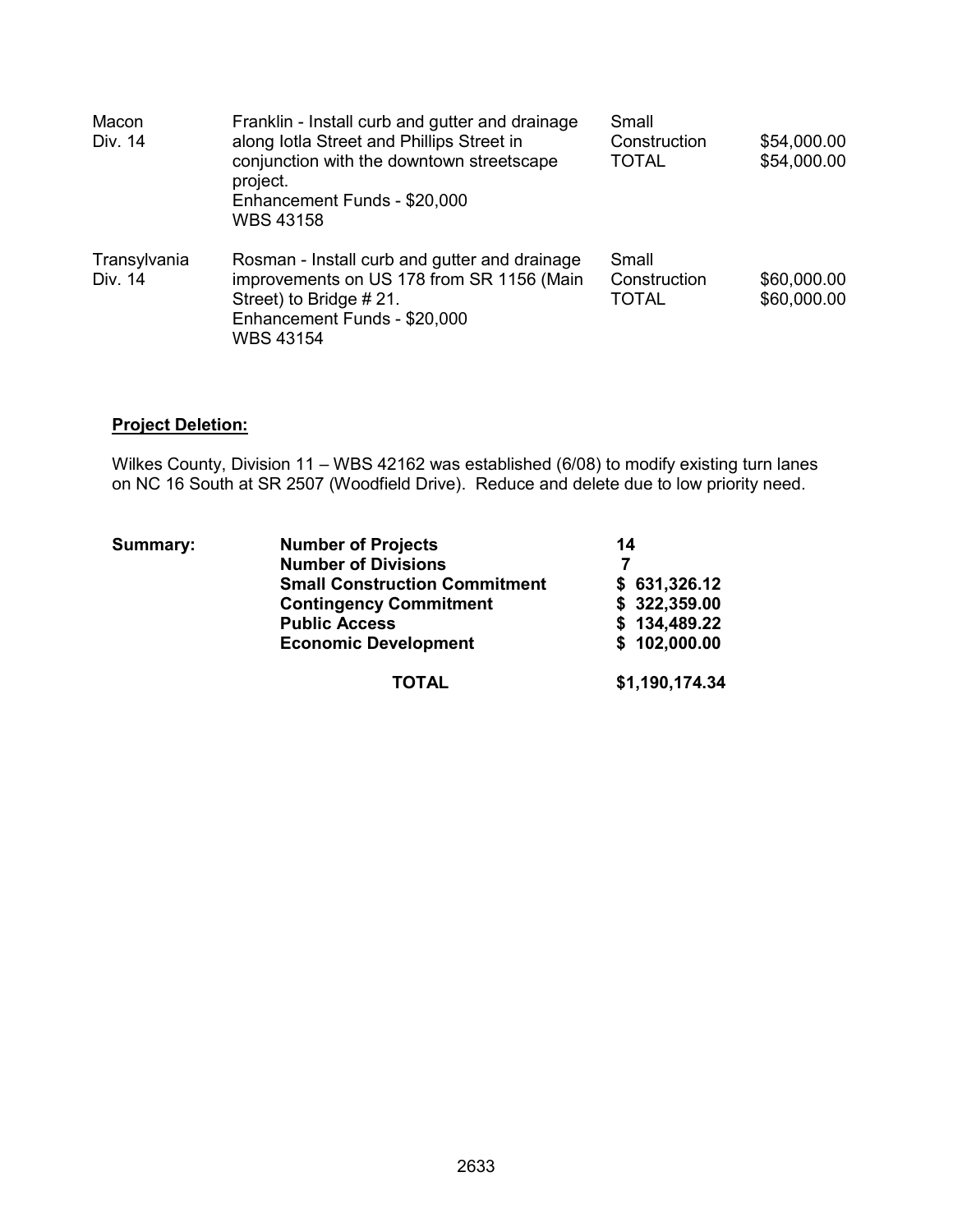| | | | |
|---|---|---|---|
| Macon<br>Div. 14 | Franklin - Install curb and gutter and drainage along Iotla Street and Phillips Street in conjunction with the downtown streetscape project.<br>Enhancement Funds - $20,000<br>WBS 43158 | Small Construction<br>TOTAL | $54,000.00<br>$54,000.00 |
| Transylvania<br>Div. 14 | Rosman - Install curb and gutter and drainage improvements on US 178 from SR 1156 (Main Street) to Bridge # 21.<br>Enhancement Funds - $20,000<br>WBS 43154 | Small Construction<br>TOTAL | $60,000.00<br>$60,000.00 |

**Project Deletion:**

Wilkes County, Division 11 – WBS 42162 was established (6/08) to modify existing turn lanes on NC 16 South at SR 2507 (Woodfield Drive). Reduce and delete due to low priority need.

| **Summary:** | | |
|---|---|---|
| | **Number of Projects** | **14** |
| | **Number of Divisions** | **7** |
| | **Small Construction Commitment** | **$ 631,326.12** |
| | **Contingency Commitment** | **$ 322,359.00** |
| | **Public Access** | **$ 134,489.22** |
| | **Economic Development** | **$ 102,000.00** |
| | **TOTAL** | **$1,190,174.34** |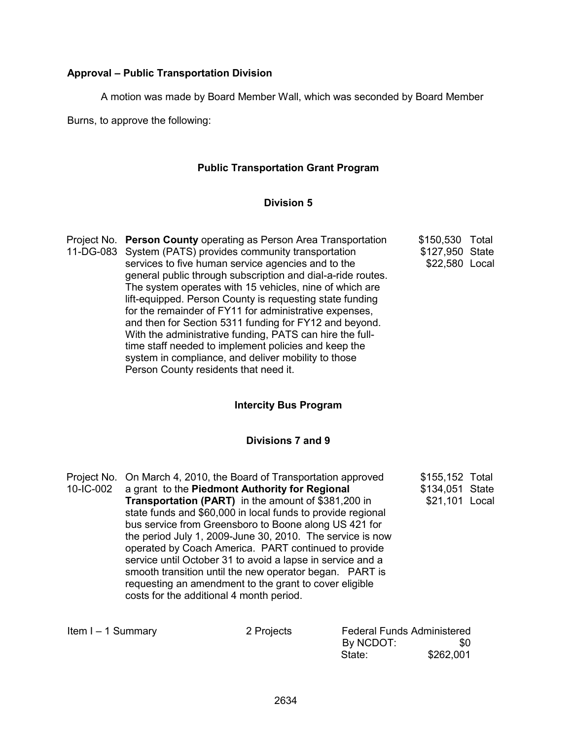**Approval – Public Transportation Division**

A motion was made by Board Member Wall, which was seconded by Board Member Burns, to approve the following:

**Public Transportation Grant Program**

**Division 5**

| Project No. | Description | Amount | |
|---|---|---|---|
| Project No. 11-DG-083 | **Person County** operating as Person Area Transportation System (PATS) provides community transportation services to five human service agencies and to the general public through subscription and dial-a-ride routes. The system operates with 15 vehicles, nine of which are lift-equipped. Person County is requesting state funding for the remainder of FY11 for administrative expenses, and then for Section 5311 funding for FY12 and beyond. With the administrative funding, PATS can hire the full-time staff needed to implement policies and keep the system in compliance, and deliver mobility to those Person County residents that need it. | $150,530<br>$127,950<br>$22,580 | Total<br>State<br>Local |

**Intercity Bus Program**

**Divisions 7 and 9**

| Project No. | Description | Amount | |
|---|---|---|---|
| Project No. 10-IC-002 | On March 4, 2010, the Board of Transportation approved a grant to the **Piedmont Authority for Regional Transportation (PART)** in the amount of $381,200 in state funds and $60,000 in local funds to provide regional bus service from Greensboro to Boone along US 421 for the period July 1, 2009-June 30, 2010. The service is now operated by Coach America. PART continued to provide service until October 31 to avoid a lapse in service and a smooth transition until the new operator began. PART is requesting an amendment to the grant to cover eligible costs for the additional 4 month period. | $155,152<br>$134,051<br>$21,101 | Total<br>State<br>Local |

| Item I – 1 Summary | 2 Projects | Federal Funds Administered By NCDOT: | $0 |
|---|---|---|---|
| | | State: | $262,001 |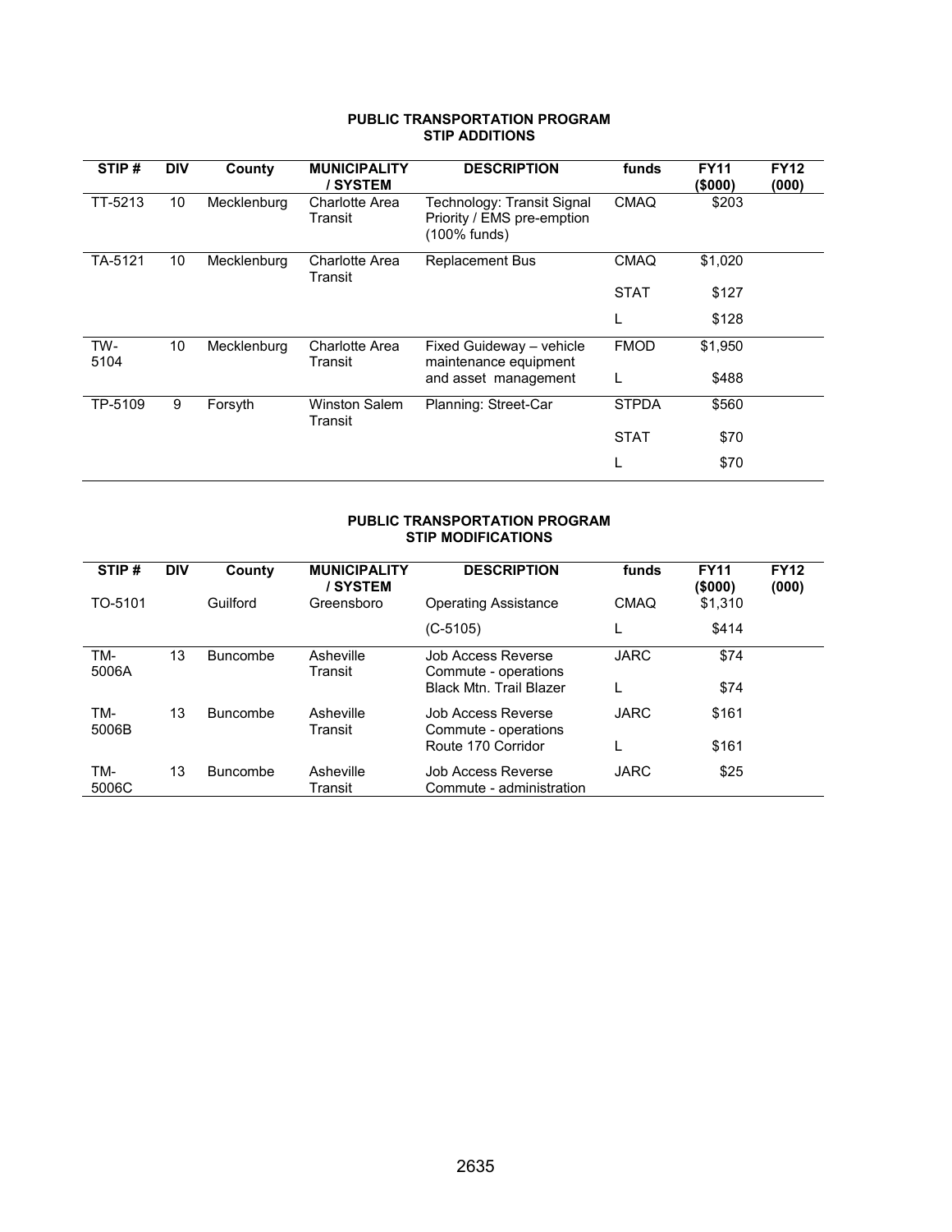**PUBLIC TRANSPORTATION PROGRAM**
**STIP ADDITIONS**

| STIP # | DIV | County | MUNICIPALITY / SYSTEM | DESCRIPTION | funds | FY11 ($000) | FY12 (000) |
|---|---|---|---|---|---|---|---|
| TT-5213 | 10 | Mecklenburg | Charlotte Area Transit | Technology: Transit Signal Priority / EMS pre-emption (100% funds) | CMAQ | $203 | |
| TA-5121 | 10 | Mecklenburg | Charlotte Area Transit | Replacement Bus | CMAQ | $1,020 | |
| | | | | | STAT | $127 | |
| | | | | | L | $128 | |
| TW-5104 | 10 | Mecklenburg | Charlotte Area Transit | Fixed Guideway – vehicle maintenance equipment | FMOD | $1,950 | |
| | | | | and asset management | L | $488 | |
| TP-5109 | 9 | Forsyth | Winston Salem Transit | Planning: Street-Car | STPDA | $560 | |
| | | | | | STAT | $70 | |
| | | | | | L | $70 | |

**PUBLIC TRANSPORTATION PROGRAM**
**STIP MODIFICATIONS**

| STIP # | DIV | County | MUNICIPALITY / SYSTEM | DESCRIPTION | funds | FY11 ($000) | FY12 (000) |
|---|---|---|---|---|---|---|---|
| TO-5101 | | Guilford | Greensboro | Operating Assistance | CMAQ | $1,310 | |
| | | | | (C-5105) | L | $414 | |
| TM-5006A | 13 | Buncombe | Asheville Transit | Job Access Reverse Commute - operations | JARC | $74 | |
| | | | | Black Mtn. Trail Blazer | L | $74 | |
| TM-5006B | 13 | Buncombe | Asheville Transit | Job Access Reverse Commute - operations | JARC | $161 | |
| | | | | Route 170 Corridor | L | $161 | |
| TM-5006C | 13 | Buncombe | Asheville Transit | Job Access Reverse Commute - administration | JARC | $25 | |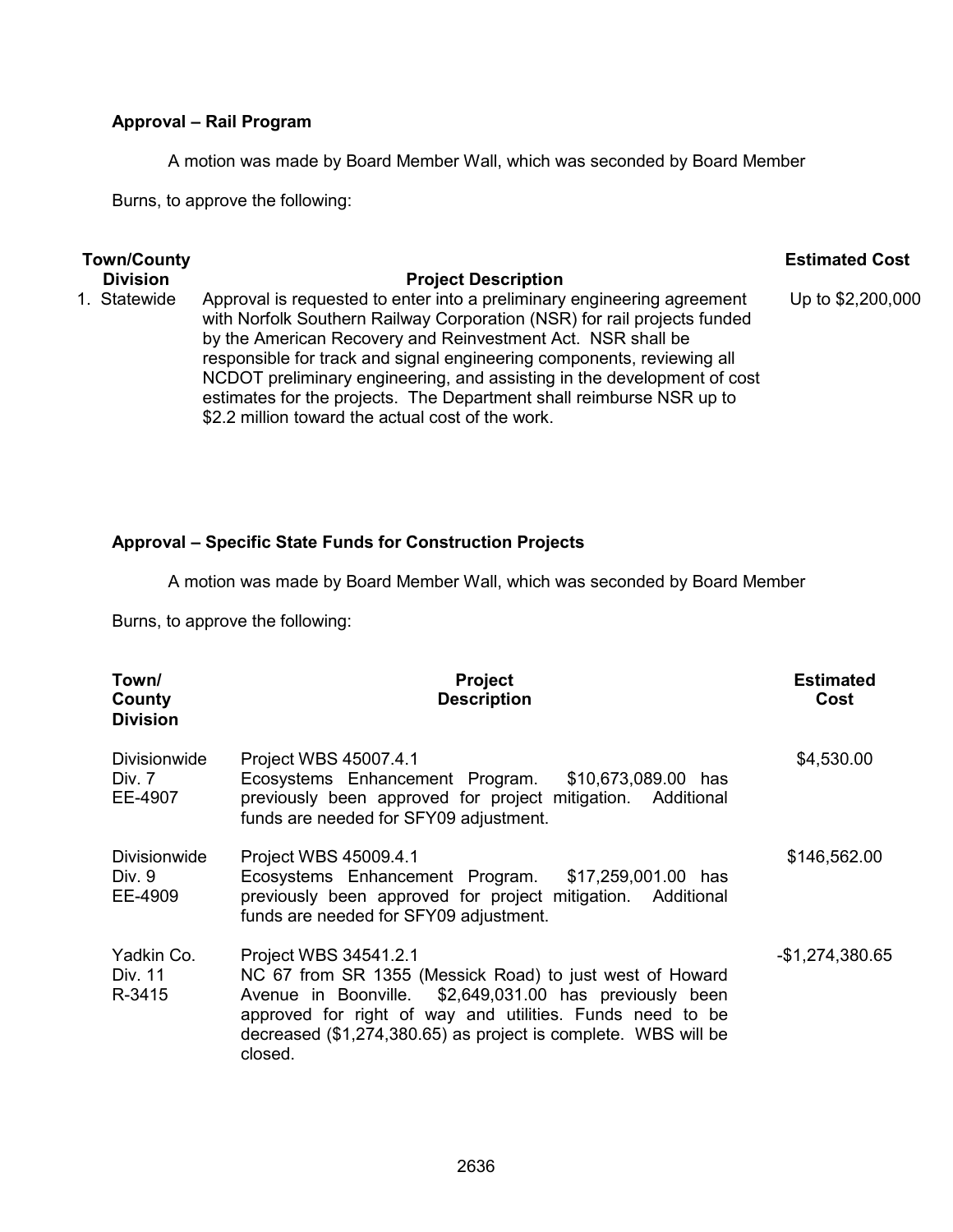**Approval – Rail Program**

A motion was made by Board Member Wall, which was seconded by Board Member Burns, to approve the following:

| Town/County Division | Project Description | Estimated Cost |
|---|---|---|
| 1. Statewide | Approval is requested to enter into a preliminary engineering agreement with Norfolk Southern Railway Corporation (NSR) for rail projects funded by the American Recovery and Reinvestment Act. NSR shall be responsible for track and signal engineering components, reviewing all NCDOT preliminary engineering, and assisting in the development of cost estimates for the projects. The Department shall reimburse NSR up to $2.2 million toward the actual cost of the work. | Up to $2,200,000 |

**Approval – Specific State Funds for Construction Projects**

A motion was made by Board Member Wall, which was seconded by Board Member Burns, to approve the following:

| Town/ County Division | Project Description | Estimated Cost |
|---|---|---|
| Divisionwide<br>Div. 7<br>EE-4907 | Project WBS 45007.4.1<br>Ecosystems Enhancement Program. $10,673,089.00 has previously been approved for project mitigation. Additional funds are needed for SFY09 adjustment. | $4,530.00 |
| Divisionwide<br>Div. 9<br>EE-4909 | Project WBS 45009.4.1<br>Ecosystems Enhancement Program. $17,259,001.00 has previously been approved for project mitigation. Additional funds are needed for SFY09 adjustment. | $146,562.00 |
| Yadkin Co.<br>Div. 11<br>R-3415 | Project WBS 34541.2.1<br>NC 67 from SR 1355 (Messick Road) to just west of Howard Avenue in Boonville. $2,649,031.00 has previously been approved for right of way and utilities. Funds need to be decreased ($1,274,380.65) as project is complete. WBS will be closed. | -$1,274,380.65 |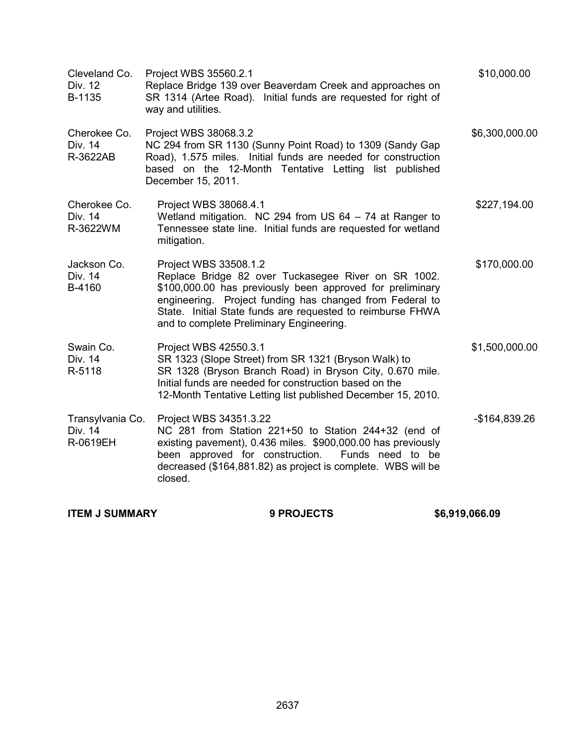| | | |
|---|---|---|
| Cleveland Co.<br>Div. 12<br>B-1135 | Project WBS 35560.2.1<br>Replace Bridge 139 over Beaverdam Creek and approaches on SR 1314 (Artee Road). Initial funds are requested for right of way and utilities. | $10,000.00 |
| Cherokee Co.<br>Div. 14<br>R-3622AB | Project WBS 38068.3.2<br>NC 294 from SR 1130 (Sunny Point Road) to 1309 (Sandy Gap Road), 1.575 miles. Initial funds are needed for construction based on the 12-Month Tentative Letting list published December 15, 2011. | $6,300,000.00 |
| Cherokee Co.<br>Div. 14<br>R-3622WM | Project WBS 38068.4.1<br>Wetland mitigation. NC 294 from US 64 – 74 at Ranger to Tennessee state line. Initial funds are requested for wetland mitigation. | $227,194.00 |
| Jackson Co.<br>Div. 14<br>B-4160 | Project WBS 33508.1.2<br>Replace Bridge 82 over Tuckasegee River on SR 1002. $100,000.00 has previously been approved for preliminary engineering. Project funding has changed from Federal to State. Initial State funds are requested to reimburse FHWA and to complete Preliminary Engineering. | $170,000.00 |
| Swain Co.<br>Div. 14<br>R-5118 | Project WBS 42550.3.1<br>SR 1323 (Slope Street) from SR 1321 (Bryson Walk) to SR 1328 (Bryson Branch Road) in Bryson City, 0.670 mile. Initial funds are needed for construction based on the 12-Month Tentative Letting list published December 15, 2010. | $1,500,000.00 |
| Transylvania Co.<br>Div. 14<br>R-0619EH | Project WBS 34351.3.22<br>NC 281 from Station 221+50 to Station 244+32 (end of existing pavement), 0.436 miles. $900,000.00 has previously been approved for construction. Funds need to be decreased ($164,881.82) as project is complete. WBS will be closed. | -$164,839.26 |

**ITEM J SUMMARY** **9 PROJECTS** **$6,919,066.09**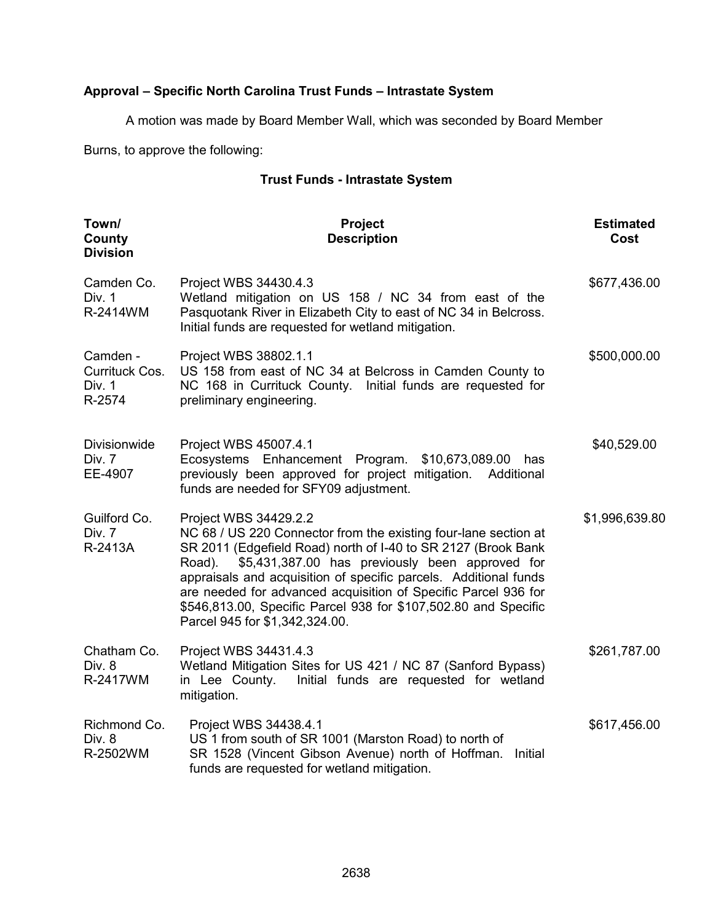**Approval – Specific North Carolina Trust Funds – Intrastate System**

A motion was made by Board Member Wall, which was seconded by Board Member Burns, to approve the following:

**Trust Funds - Intrastate System**

| Town/ County Division | Project Description | Estimated Cost |
|---|---|---|
| Camden Co. Div. 1 R-2414WM | Project WBS 34430.4.3 Wetland mitigation on US 158 / NC 34 from east of the Pasquotank River in Elizabeth City to east of NC 34 in Belcross. Initial funds are requested for wetland mitigation. | $677,436.00 |
| Camden - Currituck Cos. Div. 1 R-2574 | Project WBS 38802.1.1 US 158 from east of NC 34 at Belcross in Camden County to NC 168 in Currituck County. Initial funds are requested for preliminary engineering. | $500,000.00 |
| Divisionwide Div. 7 EE-4907 | Project WBS 45007.4.1 Ecosystems Enhancement Program. $10,673,089.00 has previously been approved for project mitigation. Additional funds are needed for SFY09 adjustment. | $40,529.00 |
| Guilford Co. Div. 7 R-2413A | Project WBS 34429.2.2 NC 68 / US 220 Connector from the existing four-lane section at SR 2011 (Edgefield Road) north of I-40 to SR 2127 (Brook Bank Road). $5,431,387.00 has previously been approved for appraisals and acquisition of specific parcels. Additional funds are needed for advanced acquisition of Specific Parcel 936 for $546,813.00, Specific Parcel 938 for $107,502.80 and Specific Parcel 945 for $1,342,324.00. | $1,996,639.80 |
| Chatham Co. Div. 8 R-2417WM | Project WBS 34431.4.3 Wetland Mitigation Sites for US 421 / NC 87 (Sanford Bypass) in Lee County. Initial funds are requested for wetland mitigation. | $261,787.00 |
| Richmond Co. Div. 8 R-2502WM | Project WBS 34438.4.1 US 1 from south of SR 1001 (Marston Road) to north of SR 1528 (Vincent Gibson Avenue) north of Hoffman. Initial funds are requested for wetland mitigation. | $617,456.00 |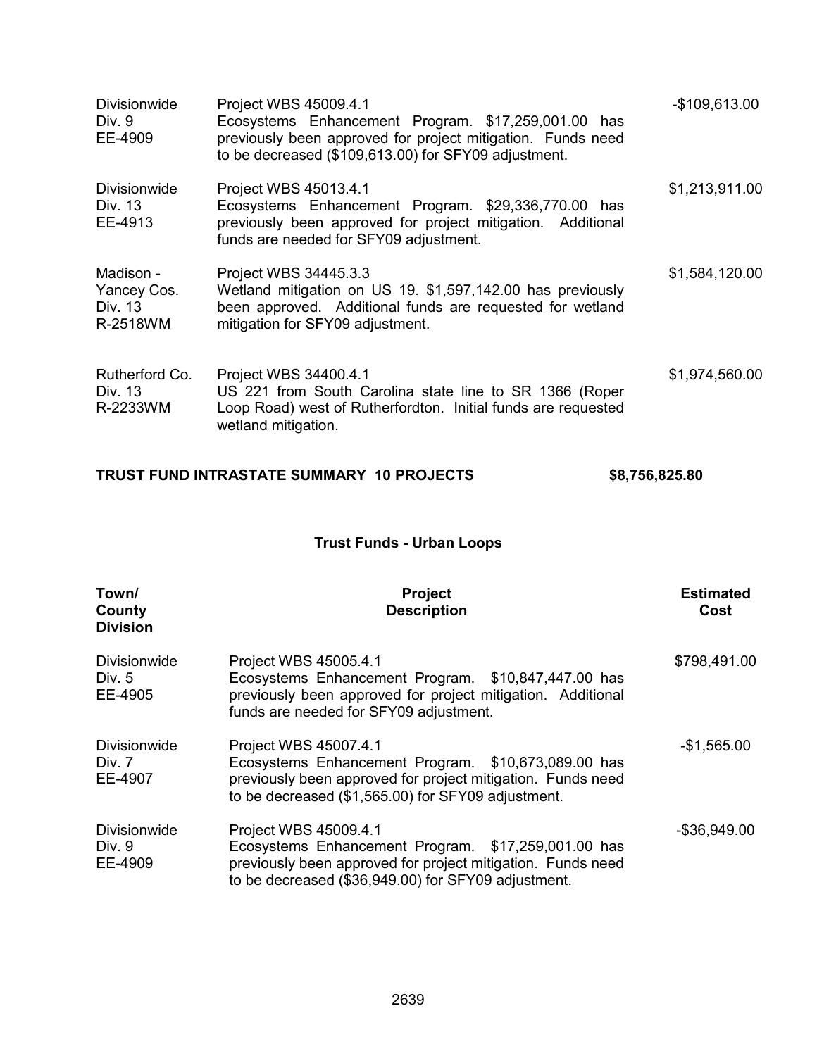| | | |
|---|---|---|
| Divisionwide<br>Div. 9<br>EE-4909 | Project WBS 45009.4.1<br>Ecosystems Enhancement Program. $17,259,001.00 has previously been approved for project mitigation. Funds need to be decreased ($109,613.00) for SFY09 adjustment. | -$109,613.00 |
| Divisionwide<br>Div. 13<br>EE-4913 | Project WBS 45013.4.1<br>Ecosystems Enhancement Program. $29,336,770.00 has previously been approved for project mitigation. Additional funds are needed for SFY09 adjustment. | $1,213,911.00 |
| Madison -<br>Yancey Cos.<br>Div. 13<br>R-2518WM | Project WBS 34445.3.3<br>Wetland mitigation on US 19. $1,597,142.00 has previously been approved. Additional funds are requested for wetland mitigation for SFY09 adjustment. | $1,584,120.00 |
| Rutherford Co.<br>Div. 13<br>R-2233WM | Project WBS 34400.4.1<br>US 221 from South Carolina state line to SR 1366 (Roper Loop Road) west of Rutherfordton. Initial funds are requested wetland mitigation. | $1,974,560.00 |

**TRUST FUND INTRASTATE SUMMARY 10 PROJECTS $8,756,825.80**

## Trust Funds - Urban Loops

| Town/ County Division | Project Description | Estimated Cost |
|---|---|---|
| Divisionwide<br>Div. 5<br>EE-4905 | Project WBS 45005.4.1<br>Ecosystems Enhancement Program. $10,847,447.00 has previously been approved for project mitigation. Additional funds are needed for SFY09 adjustment. | $798,491.00 |
| Divisionwide<br>Div. 7<br>EE-4907 | Project WBS 45007.4.1<br>Ecosystems Enhancement Program. $10,673,089.00 has previously been approved for project mitigation. Funds need to be decreased ($1,565.00) for SFY09 adjustment. | -$1,565.00 |
| Divisionwide<br>Div. 9<br>EE-4909 | Project WBS 45009.4.1<br>Ecosystems Enhancement Program. $17,259,001.00 has previously been approved for project mitigation. Funds need to be decreased ($36,949.00) for SFY09 adjustment. | -$36,949.00 |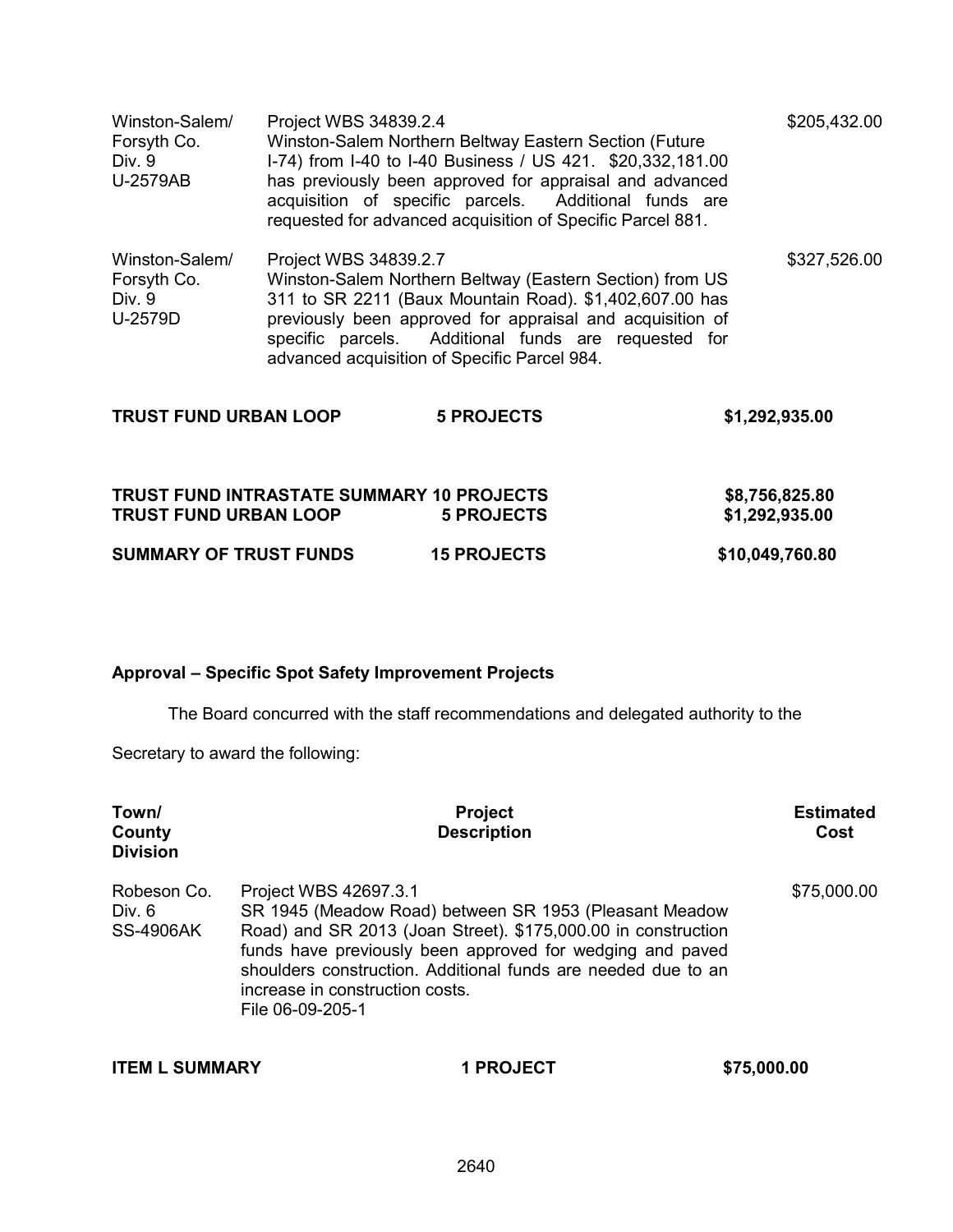| | | |
|---|---|---|
| Winston-Salem/ Forsyth Co. Div. 9 U-2579AB | Project WBS 34839.2.4 Winston-Salem Northern Beltway Eastern Section (Future I-74) from I-40 to I-40 Business / US 421. $20,332,181.00 has previously been approved for appraisal and advanced acquisition of specific parcels. Additional funds are requested for advanced acquisition of Specific Parcel 881. | $205,432.00 |
| Winston-Salem/ Forsyth Co. Div. 9 U-2579D | Project WBS 34839.2.7 Winston-Salem Northern Beltway (Eastern Section) from US 311 to SR 2211 (Baux Mountain Road). $1,402,607.00 has previously been approved for appraisal and acquisition of specific parcels. Additional funds are requested for advanced acquisition of Specific Parcel 984. | $327,526.00 |

| | | |
|---|---|---|
| **TRUST FUND URBAN LOOP** | **5 PROJECTS** | **$1,292,935.00** |

| | | |
|---|---|---|
| **TRUST FUND INTRASTATE SUMMARY** | **10 PROJECTS** | **$8,756,825.80** |
| **TRUST FUND URBAN LOOP** | **5 PROJECTS** | **$1,292,935.00** |
| **SUMMARY OF TRUST FUNDS** | **15 PROJECTS** | **$10,049,760.80** |

**Approval – Specific Spot Safety Improvement Projects**

The Board concurred with the staff recommendations and delegated authority to the Secretary to award the following:

| Town/ County Division | Project Description | Estimated Cost |
|---|---|---|
| Robeson Co. Div. 6 SS-4906AK | Project WBS 42697.3.1 SR 1945 (Meadow Road) between SR 1953 (Pleasant Meadow Road) and SR 2013 (Joan Street). $175,000.00 in construction funds have previously been approved for wedging and paved shoulders construction. Additional funds are needed due to an increase in construction costs. File 06-09-205-1 | $75,000.00 |

| | | |
|---|---|---|
| **ITEM L SUMMARY** | **1 PROJECT** | **$75,000.00** |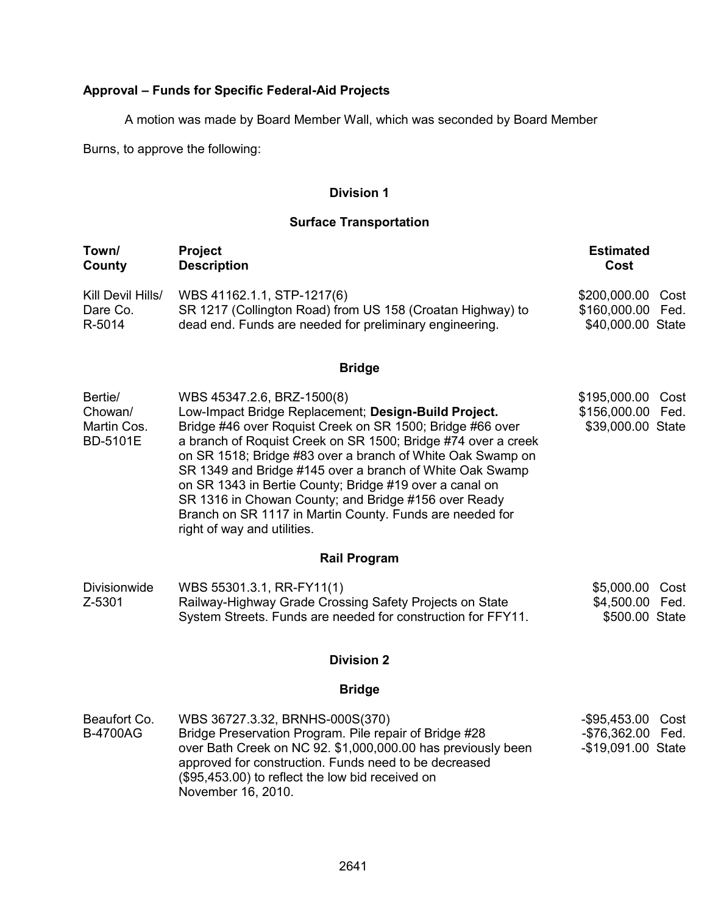**Approval – Funds for Specific Federal-Aid Projects**

A motion was made by Board Member Wall, which was seconded by Board Member Burns, to approve the following:

**Division 1**

**Surface Transportation**

| Town/ County | Project Description | Estimated Cost |
|---|---|---|
| Kill Devil Hills/ Dare Co. R-5014 | WBS 41162.1.1, STP-1217(6) SR 1217 (Collington Road) from US 158 (Croatan Highway) to dead end. Funds are needed for preliminary engineering. | $200,000.00 Cost $160,000.00 Fed. $40,000.00 State |

**Bridge**

| Town/ County | Project Description | Estimated Cost |
|---|---|---|
| Bertie/ Chowan/ Martin Cos. BD-5101E | WBS 45347.2.6, BRZ-1500(8) Low-Impact Bridge Replacement; **Design-Build Project.** Bridge #46 over Roquist Creek on SR 1500; Bridge #66 over a branch of Roquist Creek on SR 1500; Bridge #74 over a creek on SR 1518; Bridge #83 over a branch of White Oak Swamp on SR 1349 and Bridge #145 over a branch of White Oak Swamp on SR 1343 in Bertie County; Bridge #19 over a canal on SR 1316 in Chowan County; and Bridge #156 over Ready Branch on SR 1117 in Martin County. Funds are needed for right of way and utilities. | $195,000.00 Cost $156,000.00 Fed. $39,000.00 State |

**Rail Program**

| Town/ County | Project Description | Estimated Cost |
|---|---|---|
| Divisionwide Z-5301 | WBS 55301.3.1, RR-FY11(1) Railway-Highway Grade Crossing Safety Projects on State System Streets. Funds are needed for construction for FFY11. | $5,000.00 Cost $4,500.00 Fed. $500.00 State |

**Division 2**

**Bridge**

| Town/ County | Project Description | Estimated Cost |
|---|---|---|
| Beaufort Co. B-4700AG | WBS 36727.3.32, BRNHS-000S(370) Bridge Preservation Program. Pile repair of Bridge #28 over Bath Creek on NC 92. $1,000,000.00 has previously been approved for construction. Funds need to be decreased ($95,453.00) to reflect the low bid received on November 16, 2010. | -$95,453.00 Cost -$76,362.00 Fed. -$19,091.00 State |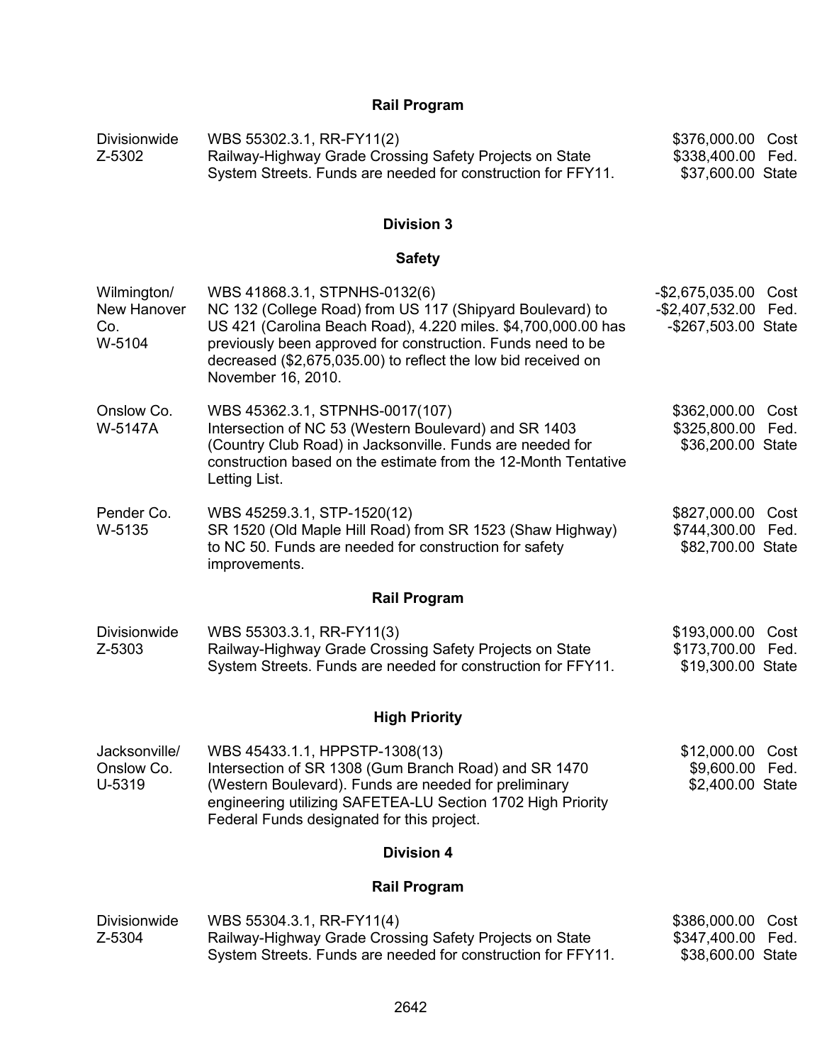## Rail Program

| | | |
|---|---|---|
| Divisionwide<br>Z-5302 | WBS 55302.3.1, RR-FY11(2)<br>Railway-Highway Grade Crossing Safety Projects on State System Streets. Funds are needed for construction for FFY11. | $376,000.00 Cost<br>$338,400.00 Fed.<br>$37,600.00 State |

## Division 3

### Safety

| | | |
|---|---|---|
| Wilmington/<br>New Hanover Co.<br>W-5104 | WBS 41868.3.1, STPNHS-0132(6)<br>NC 132 (College Road) from US 117 (Shipyard Boulevard) to US 421 (Carolina Beach Road), 4.220 miles. $4,700,000.00 has previously been approved for construction. Funds need to be decreased ($2,675,035.00) to reflect the low bid received on November 16, 2010. | -$2,675,035.00 Cost<br>-$2,407,532.00 Fed.<br>-$267,503.00 State |
| Onslow Co.<br>W-5147A | WBS 45362.3.1, STPNHS-0017(107)<br>Intersection of NC 53 (Western Boulevard) and SR 1403 (Country Club Road) in Jacksonville. Funds are needed for construction based on the estimate from the 12-Month Tentative Letting List. | $362,000.00 Cost<br>$325,800.00 Fed.<br>$36,200.00 State |
| Pender Co.<br>W-5135 | WBS 45259.3.1, STP-1520(12)<br>SR 1520 (Old Maple Hill Road) from SR 1523 (Shaw Highway) to NC 50. Funds are needed for construction for safety improvements. | $827,000.00 Cost<br>$744,300.00 Fed.<br>$82,700.00 State |

### Rail Program

| | | |
|---|---|---|
| Divisionwide<br>Z-5303 | WBS 55303.3.1, RR-FY11(3)<br>Railway-Highway Grade Crossing Safety Projects on State System Streets. Funds are needed for construction for FFY11. | $193,000.00 Cost<br>$173,700.00 Fed.<br>$19,300.00 State |

### High Priority

| | | |
|---|---|---|
| Jacksonville/<br>Onslow Co.<br>U-5319 | WBS 45433.1.1, HPPSTP-1308(13)<br>Intersection of SR 1308 (Gum Branch Road) and SR 1470 (Western Boulevard). Funds are needed for preliminary engineering utilizing SAFETEA-LU Section 1702 High Priority Federal Funds designated for this project. | $12,000.00 Cost<br>$9,600.00 Fed.<br>$2,400.00 State |

## Division 4

### Rail Program

| | | |
|---|---|---|
| Divisionwide<br>Z-5304 | WBS 55304.3.1, RR-FY11(4)<br>Railway-Highway Grade Crossing Safety Projects on State System Streets. Funds are needed for construction for FFY11. | $386,000.00 Cost<br>$347,400.00 Fed.<br>$38,600.00 State |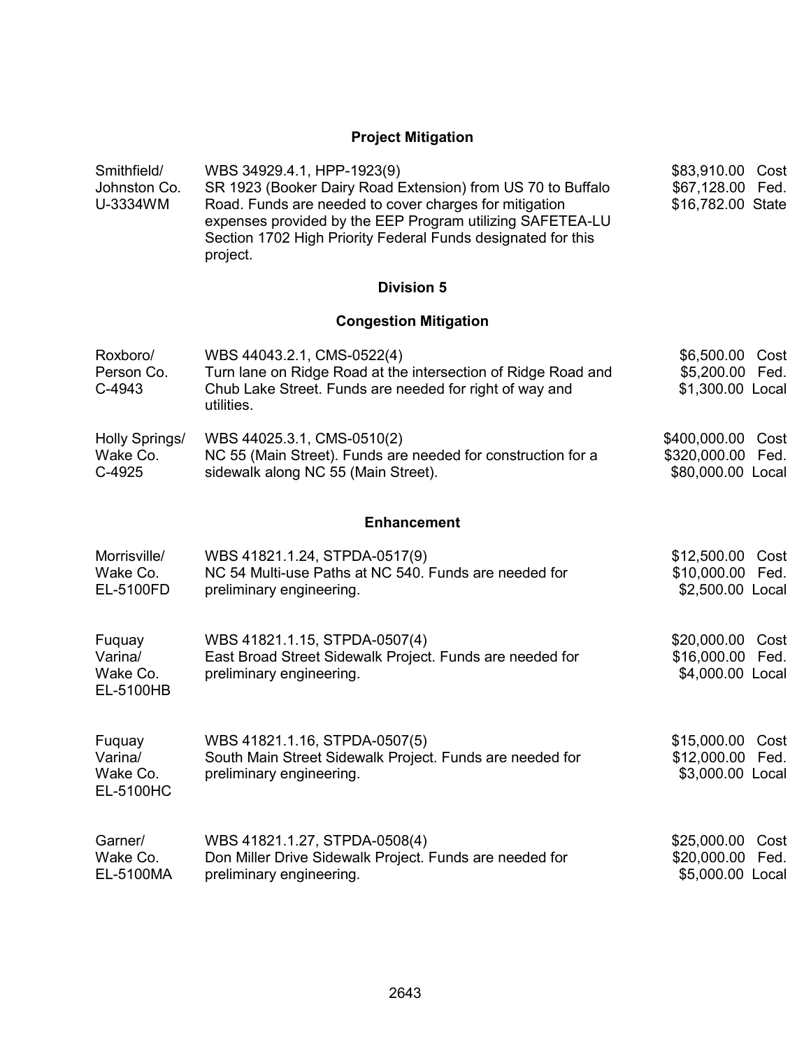**Project Mitigation**

| | | |
|---|---|---|
| Smithfield/<br>Johnston Co.<br>U-3334WM | WBS 34929.4.1, HPP-1923(9)<br>SR 1923 (Booker Dairy Road Extension) from US 70 to Buffalo Road. Funds are needed to cover charges for mitigation expenses provided by the EEP Program utilizing SAFETEA-LU Section 1702 High Priority Federal Funds designated for this project. | \$83,910.00 Cost<br>\$67,128.00 Fed.<br>\$16,782.00 State |

**Division 5**

**Congestion Mitigation**

| | | |
|---|---|---|
| Roxboro/<br>Person Co.<br>C-4943 | WBS 44043.2.1, CMS-0522(4)<br>Turn lane on Ridge Road at the intersection of Ridge Road and Chub Lake Street. Funds are needed for right of way and utilities. | \$6,500.00 Cost<br>\$5,200.00 Fed.<br>\$1,300.00 Local |
| Holly Springs/<br>Wake Co.<br>C-4925 | WBS 44025.3.1, CMS-0510(2)<br>NC 55 (Main Street). Funds are needed for construction for a sidewalk along NC 55 (Main Street). | \$400,000.00 Cost<br>\$320,000.00 Fed.<br>\$80,000.00 Local |

**Enhancement**

| | | |
|---|---|---|
| Morrisville/<br>Wake Co.<br>EL-5100FD | WBS 41821.1.24, STPDA-0517(9)<br>NC 54 Multi-use Paths at NC 540. Funds are needed for preliminary engineering. | \$12,500.00 Cost<br>\$10,000.00 Fed.<br>\$2,500.00 Local |
| Fuquay Varina/<br>Wake Co.<br>EL-5100HB | WBS 41821.1.15, STPDA-0507(4)<br>East Broad Street Sidewalk Project. Funds are needed for preliminary engineering. | \$20,000.00 Cost<br>\$16,000.00 Fed.<br>\$4,000.00 Local |
| Fuquay Varina/<br>Wake Co.<br>EL-5100HC | WBS 41821.1.16, STPDA-0507(5)<br>South Main Street Sidewalk Project. Funds are needed for preliminary engineering. | \$15,000.00 Cost<br>\$12,000.00 Fed.<br>\$3,000.00 Local |
| Garner/<br>Wake Co.<br>EL-5100MA | WBS 41821.1.27, STPDA-0508(4)<br>Don Miller Drive Sidewalk Project. Funds are needed for preliminary engineering. | \$25,000.00 Cost<br>\$20,000.00 Fed.<br>\$5,000.00 Local |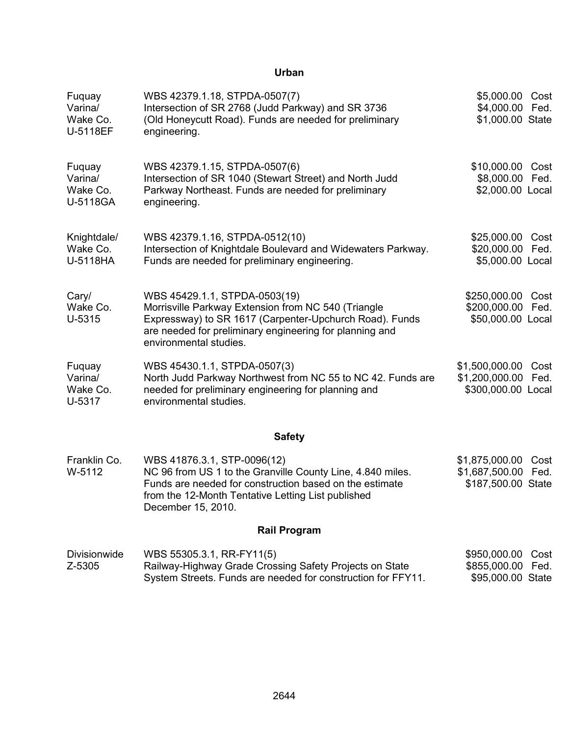## Urban

| | | |
|---|---|---|
| Fuquay Varina/ Wake Co. U-5118EF | WBS 42379.1.18, STPDA-0507(7) Intersection of SR 2768 (Judd Parkway) and SR 3736 (Old Honeycutt Road). Funds are needed for preliminary engineering. | $5,000.00 Cost<br>$4,000.00 Fed.<br>$1,000.00 State |
| Fuquay Varina/ Wake Co. U-5118GA | WBS 42379.1.15, STPDA-0507(6) Intersection of SR 1040 (Stewart Street) and North Judd Parkway Northeast. Funds are needed for preliminary engineering. | $10,000.00 Cost<br>$8,000.00 Fed.<br>$2,000.00 Local |
| Knightdale/ Wake Co. U-5118HA | WBS 42379.1.16, STPDA-0512(10) Intersection of Knightdale Boulevard and Widewaters Parkway. Funds are needed for preliminary engineering. | $25,000.00 Cost<br>$20,000.00 Fed.<br>$5,000.00 Local |
| Cary/ Wake Co. U-5315 | WBS 45429.1.1, STPDA-0503(19) Morrisville Parkway Extension from NC 540 (Triangle Expressway) to SR 1617 (Carpenter-Upchurch Road). Funds are needed for preliminary engineering for planning and environmental studies. | $250,000.00 Cost<br>$200,000.00 Fed.<br>$50,000.00 Local |
| Fuquay Varina/ Wake Co. U-5317 | WBS 45430.1.1, STPDA-0507(3) North Judd Parkway Northwest from NC 55 to NC 42. Funds are needed for preliminary engineering for planning and environmental studies. | $1,500,000.00 Cost<br>$1,200,000.00 Fed.<br>$300,000.00 Local |

## Safety

| | | |
|---|---|---|
| Franklin Co. W-5112 | WBS 41876.3.1, STP-0096(12) NC 96 from US 1 to the Granville County Line, 4.840 miles. Funds are needed for construction based on the estimate from the 12-Month Tentative Letting List published December 15, 2010. | $1,875,000.00 Cost<br>$1,687,500.00 Fed.<br>$187,500.00 State |

## Rail Program

| | | |
|---|---|---|
| Divisionwide Z-5305 | WBS 55305.3.1, RR-FY11(5) Railway-Highway Grade Crossing Safety Projects on State System Streets. Funds are needed for construction for FFY11. | $950,000.00 Cost<br>$855,000.00 Fed.<br>$95,000.00 State |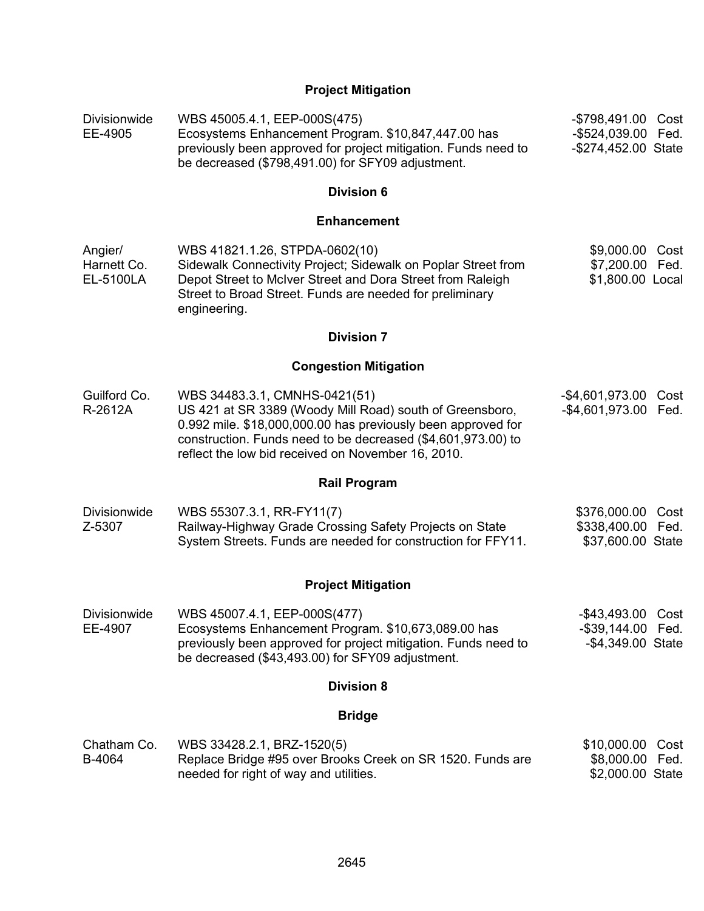### Project Mitigation

| | | |
|---|---|---|
| Divisionwide<br>EE-4905 | WBS 45005.4.1, EEP-000S(475)<br>Ecosystems Enhancement Program. $10,847,447.00 has previously been approved for project mitigation. Funds need to be decreased ($798,491.00) for SFY09 adjustment. | -$798,491.00 Cost<br>-$524,039.00 Fed.<br>-$274,452.00 State |

## Division 6

### Enhancement

| | | |
|---|---|---|
| Angier/<br>Harnett Co.<br>EL-5100LA | WBS 41821.1.26, STPDA-0602(10)<br>Sidewalk Connectivity Project; Sidewalk on Poplar Street from Depot Street to McIver Street and Dora Street from Raleigh Street to Broad Street. Funds are needed for preliminary engineering. | $9,000.00 Cost<br>$7,200.00 Fed.<br>$1,800.00 Local |

## Division 7

### Congestion Mitigation

| | | |
|---|---|---|
| Guilford Co.<br>R-2612A | WBS 34483.3.1, CMNHS-0421(51)<br>US 421 at SR 3389 (Woody Mill Road) south of Greensboro, 0.992 mile. $18,000,000.00 has previously been approved for construction. Funds need to be decreased ($4,601,973.00) to reflect the low bid received on November 16, 2010. | -$4,601,973.00 Cost<br>-$4,601,973.00 Fed. |

### Rail Program

| | | |
|---|---|---|
| Divisionwide<br>Z-5307 | WBS 55307.3.1, RR-FY11(7)<br>Railway-Highway Grade Crossing Safety Projects on State System Streets. Funds are needed for construction for FFY11. | $376,000.00 Cost<br>$338,400.00 Fed.<br>$37,600.00 State |

### Project Mitigation

| | | |
|---|---|---|
| Divisionwide<br>EE-4907 | WBS 45007.4.1, EEP-000S(477)<br>Ecosystems Enhancement Program. $10,673,089.00 has previously been approved for project mitigation. Funds need to be decreased ($43,493.00) for SFY09 adjustment. | -$43,493.00 Cost<br>-$39,144.00 Fed.<br>-$4,349.00 State |

## Division 8

### Bridge

| | | |
|---|---|---|
| Chatham Co.<br>B-4064 | WBS 33428.2.1, BRZ-1520(5)<br>Replace Bridge #95 over Brooks Creek on SR 1520. Funds are needed for right of way and utilities. | $10,000.00 Cost<br>$8,000.00 Fed.<br>$2,000.00 State |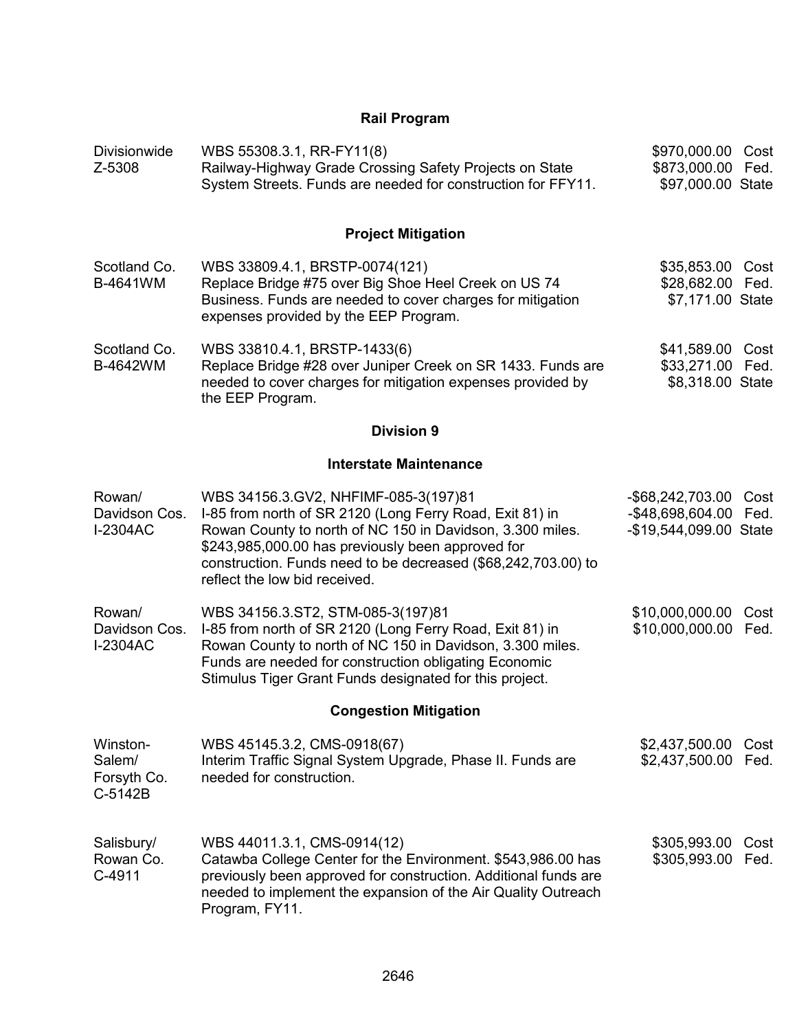## Rail Program

| | | | |
|---|---|---|---|
| Divisionwide<br>Z-5308 | WBS 55308.3.1, RR-FY11(8)<br>Railway-Highway Grade Crossing Safety Projects on State System Streets. Funds are needed for construction for FFY11. | $970,000.00<br>$873,000.00<br>$97,000.00 | Cost<br>Fed.<br>State |

## Project Mitigation

| | | | |
|---|---|---|---|
| Scotland Co.<br>B-4641WM | WBS 33809.4.1, BRSTP-0074(121)<br>Replace Bridge #75 over Big Shoe Heel Creek on US 74 Business. Funds are needed to cover charges for mitigation expenses provided by the EEP Program. | $35,853.00<br>$28,682.00<br>$7,171.00 | Cost<br>Fed.<br>State |
| Scotland Co.<br>B-4642WM | WBS 33810.4.1, BRSTP-1433(6)<br>Replace Bridge #28 over Juniper Creek on SR 1433. Funds are needed to cover charges for mitigation expenses provided by the EEP Program. | $41,589.00<br>$33,271.00<br>$8,318.00 | Cost<br>Fed.<br>State |

## Division 9

### Interstate Maintenance

| | | | |
|---|---|---|---|
| Rowan/<br>Davidson Cos.<br>I-2304AC | WBS 34156.3.GV2, NHFIMF-085-3(197)81<br>I-85 from north of SR 2120 (Long Ferry Road, Exit 81) in Rowan County to north of NC 150 in Davidson, 3.300 miles. $243,985,000.00 has previously been approved for construction. Funds need to be decreased ($68,242,703.00) to reflect the low bid received. | -$68,242,703.00<br>-$48,698,604.00<br>-$19,544,099.00 | Cost<br>Fed.<br>State |
| Rowan/<br>Davidson Cos.<br>I-2304AC | WBS 34156.3.ST2, STM-085-3(197)81<br>I-85 from north of SR 2120 (Long Ferry Road, Exit 81) in Rowan County to north of NC 150 in Davidson, 3.300 miles. Funds are needed for construction obligating Economic Stimulus Tiger Grant Funds designated for this project. | $10,000,000.00<br>$10,000,000.00 | Cost<br>Fed. |

### Congestion Mitigation

| | | | |
|---|---|---|---|
| Winston-Salem/<br>Forsyth Co.<br>C-5142B | WBS 45145.3.2, CMS-0918(67)<br>Interim Traffic Signal System Upgrade, Phase II. Funds are needed for construction. | $2,437,500.00<br>$2,437,500.00 | Cost<br>Fed. |
| Salisbury/<br>Rowan Co.<br>C-4911 | WBS 44011.3.1, CMS-0914(12)<br>Catawba College Center for the Environment. $543,986.00 has previously been approved for construction. Additional funds are needed to implement the expansion of the Air Quality Outreach Program, FY11. | $305,993.00<br>$305,993.00 | Cost<br>Fed. |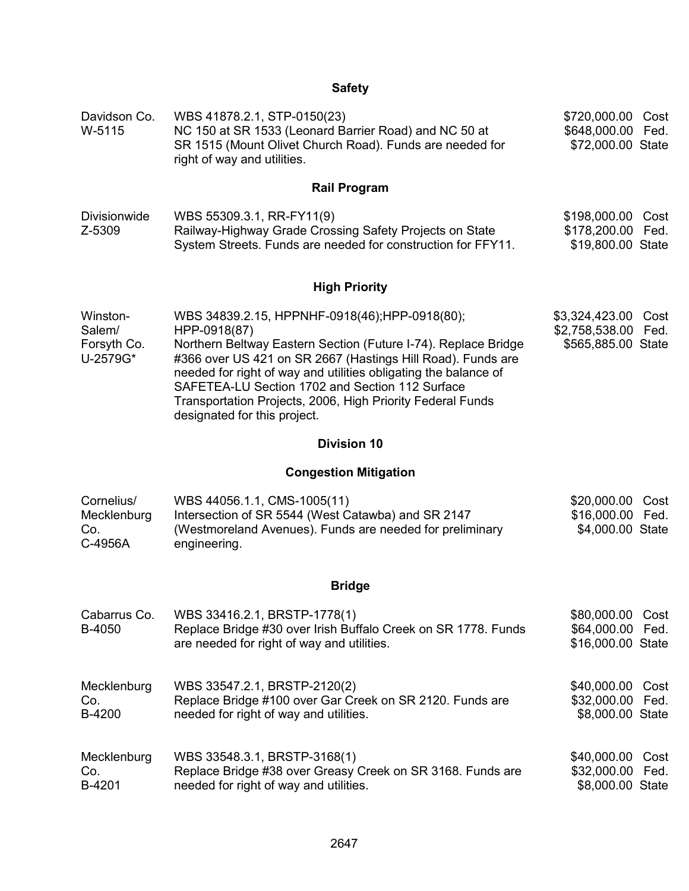## Safety

| | | |
|---|---|---|
| Davidson Co.<br>W-5115 | WBS 41878.2.1, STP-0150(23)<br>NC 150 at SR 1533 (Leonard Barrier Road) and NC 50 at SR 1515 (Mount Olivet Church Road). Funds are needed for right of way and utilities. | $720,000.00 Cost<br>$648,000.00 Fed.<br>$72,000.00 State |

## Rail Program

| | | |
|---|---|---|
| Divisionwide<br>Z-5309 | WBS 55309.3.1, RR-FY11(9)<br>Railway-Highway Grade Crossing Safety Projects on State System Streets. Funds are needed for construction for FFY11. | $198,000.00 Cost<br>$178,200.00 Fed.<br>$19,800.00 State |

## High Priority

| | | |
|---|---|---|
| Winston-Salem/<br>Forsyth Co.<br>U-2579G* | WBS 34839.2.15, HPPNHF-0918(46);HPP-0918(80); HPP-0918(87)<br>Northern Beltway Eastern Section (Future I-74). Replace Bridge #366 over US 421 on SR 2667 (Hastings Hill Road). Funds are needed for right of way and utilities obligating the balance of SAFETEA-LU Section 1702 and Section 112 Surface Transportation Projects, 2006, High Priority Federal Funds designated for this project. | $3,324,423.00 Cost<br>$2,758,538.00 Fed.<br>$565,885.00 State |

# Division 10

## Congestion Mitigation

| | | |
|---|---|---|
| Cornelius/<br>Mecklenburg Co.<br>C-4956A | WBS 44056.1.1, CMS-1005(11)<br>Intersection of SR 5544 (West Catawba) and SR 2147 (Westmoreland Avenues). Funds are needed for preliminary engineering. | $20,000.00 Cost<br>$16,000.00 Fed.<br>$4,000.00 State |

## Bridge

| | | |
|---|---|---|
| Cabarrus Co.<br>B-4050 | WBS 33416.2.1, BRSTP-1778(1)<br>Replace Bridge #30 over Irish Buffalo Creek on SR 1778. Funds are needed for right of way and utilities. | $80,000.00 Cost<br>$64,000.00 Fed.<br>$16,000.00 State |
| Mecklenburg Co.<br>B-4200 | WBS 33547.2.1, BRSTP-2120(2)<br>Replace Bridge #100 over Gar Creek on SR 2120. Funds are needed for right of way and utilities. | $40,000.00 Cost<br>$32,000.00 Fed.<br>$8,000.00 State |
| Mecklenburg Co.<br>B-4201 | WBS 33548.3.1, BRSTP-3168(1)<br>Replace Bridge #38 over Greasy Creek on SR 3168. Funds are needed for right of way and utilities. | $40,000.00 Cost<br>$32,000.00 Fed.<br>$8,000.00 State |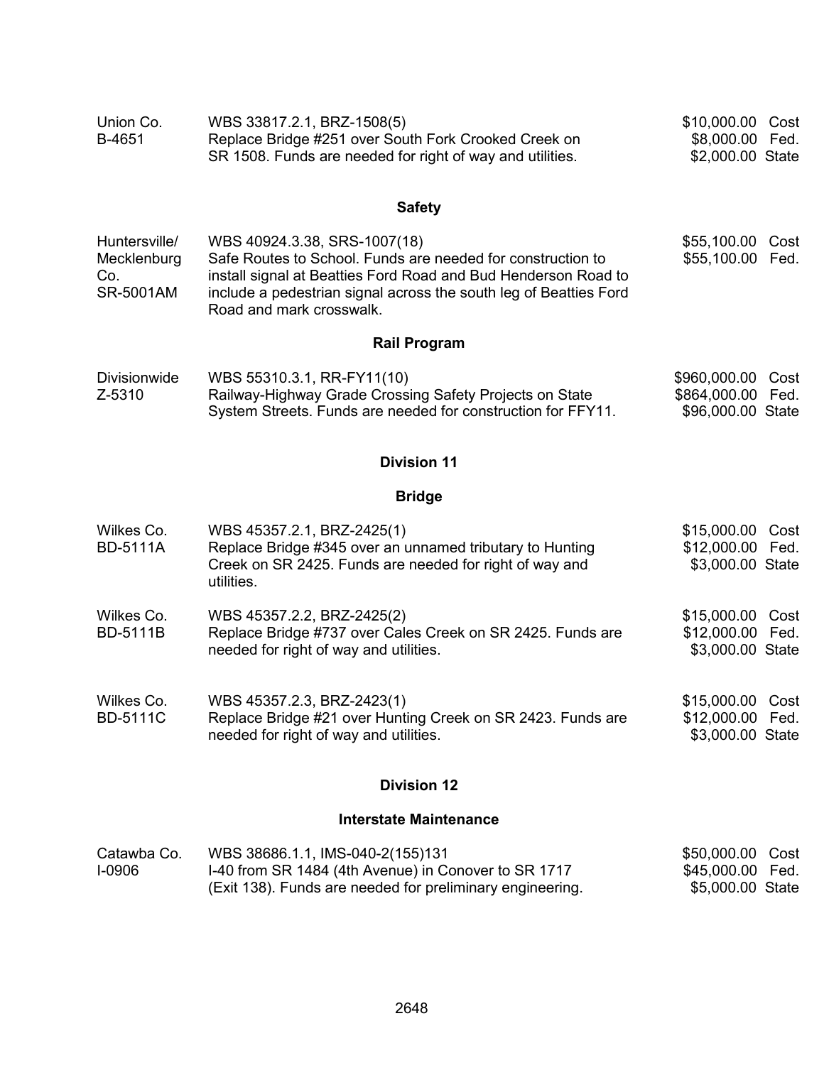| | | |
|---|---|---|
| Union Co.<br>B-4651 | WBS 33817.2.1, BRZ-1508(5)<br>Replace Bridge #251 over South Fork Crooked Creek on SR 1508. Funds are needed for right of way and utilities. | $10,000.00 Cost<br>$8,000.00 Fed.<br>$2,000.00 State |

### Safety

| | | |
|---|---|---|
| Huntersville/<br>Mecklenburg Co.<br>SR-5001AM | WBS 40924.3.38, SRS-1007(18)<br>Safe Routes to School. Funds are needed for construction to install signal at Beatties Ford Road and Bud Henderson Road to include a pedestrian signal across the south leg of Beatties Ford Road and mark crosswalk. | $55,100.00 Cost<br>$55,100.00 Fed. |

### Rail Program

| | | |
|---|---|---|
| Divisionwide<br>Z-5310 | WBS 55310.3.1, RR-FY11(10)<br>Railway-Highway Grade Crossing Safety Projects on State System Streets. Funds are needed for construction for FFY11. | $960,000.00 Cost<br>$864,000.00 Fed.<br>$96,000.00 State |

## Division 11

### Bridge

| | | |
|---|---|---|
| Wilkes Co.<br>BD-5111A | WBS 45357.2.1, BRZ-2425(1)<br>Replace Bridge #345 over an unnamed tributary to Hunting Creek on SR 2425. Funds are needed for right of way and utilities. | $15,000.00 Cost<br>$12,000.00 Fed.<br>$3,000.00 State |
| Wilkes Co.<br>BD-5111B | WBS 45357.2.2, BRZ-2425(2)<br>Replace Bridge #737 over Cales Creek on SR 2425. Funds are needed for right of way and utilities. | $15,000.00 Cost<br>$12,000.00 Fed.<br>$3,000.00 State |
| Wilkes Co.<br>BD-5111C | WBS 45357.2.3, BRZ-2423(1)<br>Replace Bridge #21 over Hunting Creek on SR 2423. Funds are needed for right of way and utilities. | $15,000.00 Cost<br>$12,000.00 Fed.<br>$3,000.00 State |

## Division 12

### Interstate Maintenance

| | | |
|---|---|---|
| Catawba Co.<br>I-0906 | WBS 38686.1.1, IMS-040-2(155)131<br>I-40 from SR 1484 (4th Avenue) in Conover to SR 1717 (Exit 138). Funds are needed for preliminary engineering. | $50,000.00 Cost<br>$45,000.00 Fed.<br>$5,000.00 State |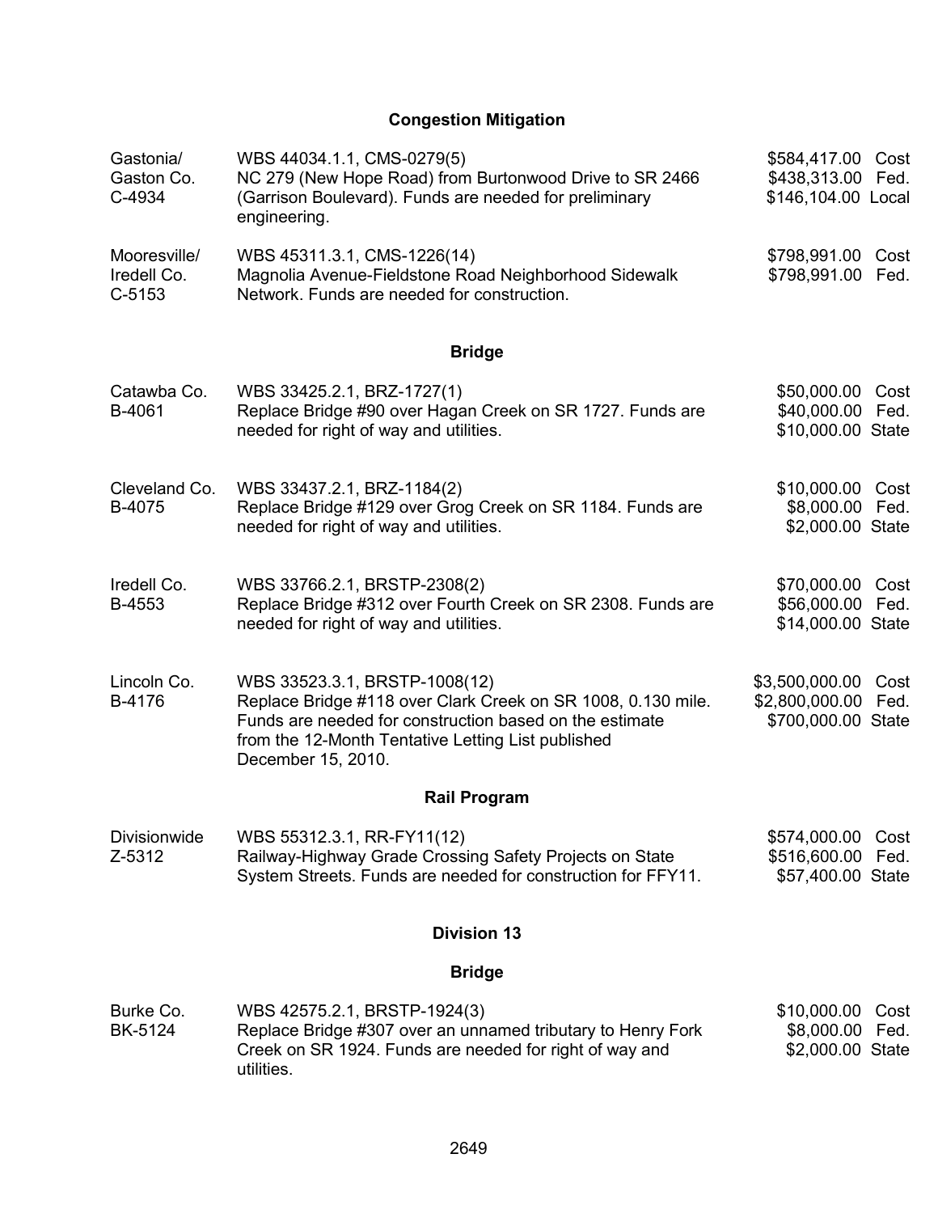## Congestion Mitigation

| | | |
|---|---|---|
| Gastonia/<br>Gaston Co.<br>C-4934 | WBS 44034.1.1, CMS-0279(5)<br>NC 279 (New Hope Road) from Burtonwood Drive to SR 2466 (Garrison Boulevard). Funds are needed for preliminary engineering. | $584,417.00 Cost<br>$438,313.00 Fed.<br>$146,104.00 Local |
| Mooresville/<br>Iredell Co.<br>C-5153 | WBS 45311.3.1, CMS-1226(14)<br>Magnolia Avenue-Fieldstone Road Neighborhood Sidewalk Network. Funds are needed for construction. | $798,991.00 Cost<br>$798,991.00 Fed. |

## Bridge

| | | |
|---|---|---|
| Catawba Co.<br>B-4061 | WBS 33425.2.1, BRZ-1727(1)<br>Replace Bridge #90 over Hagan Creek on SR 1727. Funds are needed for right of way and utilities. | $50,000.00 Cost<br>$40,000.00 Fed.<br>$10,000.00 State |
| Cleveland Co.<br>B-4075 | WBS 33437.2.1, BRZ-1184(2)<br>Replace Bridge #129 over Grog Creek on SR 1184. Funds are needed for right of way and utilities. | $10,000.00 Cost<br>$8,000.00 Fed.<br>$2,000.00 State |
| Iredell Co.<br>B-4553 | WBS 33766.2.1, BRSTP-2308(2)<br>Replace Bridge #312 over Fourth Creek on SR 2308. Funds are needed for right of way and utilities. | $70,000.00 Cost<br>$56,000.00 Fed.<br>$14,000.00 State |
| Lincoln Co.<br>B-4176 | WBS 33523.3.1, BRSTP-1008(12)<br>Replace Bridge #118 over Clark Creek on SR 1008, 0.130 mile. Funds are needed for construction based on the estimate from the 12-Month Tentative Letting List published December 15, 2010. | $3,500,000.00 Cost<br>$2,800,000.00 Fed.<br>$700,000.00 State |

## Rail Program

| | | |
|---|---|---|
| Divisionwide<br>Z-5312 | WBS 55312.3.1, RR-FY11(12)<br>Railway-Highway Grade Crossing Safety Projects on State System Streets. Funds are needed for construction for FFY11. | $574,000.00 Cost<br>$516,600.00 Fed.<br>$57,400.00 State |

# Division 13

## Bridge

| | | |
|---|---|---|
| Burke Co.<br>BK-5124 | WBS 42575.2.1, BRSTP-1924(3)<br>Replace Bridge #307 over an unnamed tributary to Henry Fork Creek on SR 1924. Funds are needed for right of way and utilities. | $10,000.00 Cost<br>$8,000.00 Fed.<br>$2,000.00 State |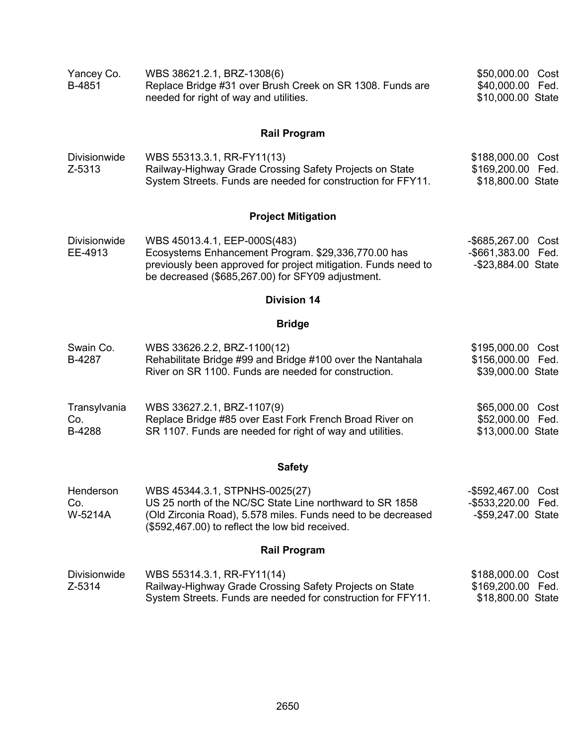Yancey Co.
B-4851

WBS 38621.2.1, BRZ-1308(6)
Replace Bridge #31 over Brush Creek on SR 1308. Funds are needed for right of way and utilities.

$50,000.00 Cost
$40,000.00 Fed.
$10,000.00 State

**Rail Program**

Divisionwide
Z-5313

WBS 55313.3.1, RR-FY11(13)
Railway-Highway Grade Crossing Safety Projects on State System Streets. Funds are needed for construction for FFY11.

$188,000.00 Cost
$169,200.00 Fed.
$18,800.00 State

**Project Mitigation**

Divisionwide
EE-4913

WBS 45013.4.1, EEP-000S(483)
Ecosystems Enhancement Program. $29,336,770.00 has previously been approved for project mitigation. Funds need to be decreased ($685,267.00) for SFY09 adjustment.

-$685,267.00 Cost
-$661,383.00 Fed.
-$23,884.00 State

## Division 14

**Bridge**

Swain Co.
B-4287

WBS 33626.2.2, BRZ-1100(12)
Rehabilitate Bridge #99 and Bridge #100 over the Nantahala River on SR 1100. Funds are needed for construction.

$195,000.00 Cost
$156,000.00 Fed.
$39,000.00 State

Transylvania Co.
B-4288

WBS 33627.2.1, BRZ-1107(9)
Replace Bridge #85 over East Fork French Broad River on SR 1107. Funds are needed for right of way and utilities.

$65,000.00 Cost
$52,000.00 Fed.
$13,000.00 State

**Safety**

Henderson Co.
W-5214A

WBS 45344.3.1, STPNHS-0025(27)
US 25 north of the NC/SC State Line northward to SR 1858 (Old Zirconia Road), 5.578 miles. Funds need to be decreased ($592,467.00) to reflect the low bid received.

-$592,467.00 Cost
-$533,220.00 Fed.
-$59,247.00 State

**Rail Program**

Divisionwide
Z-5314

WBS 55314.3.1, RR-FY11(14)
Railway-Highway Grade Crossing Safety Projects on State System Streets. Funds are needed for construction for FFY11.

$188,000.00 Cost
$169,200.00 Fed.
$18,800.00 State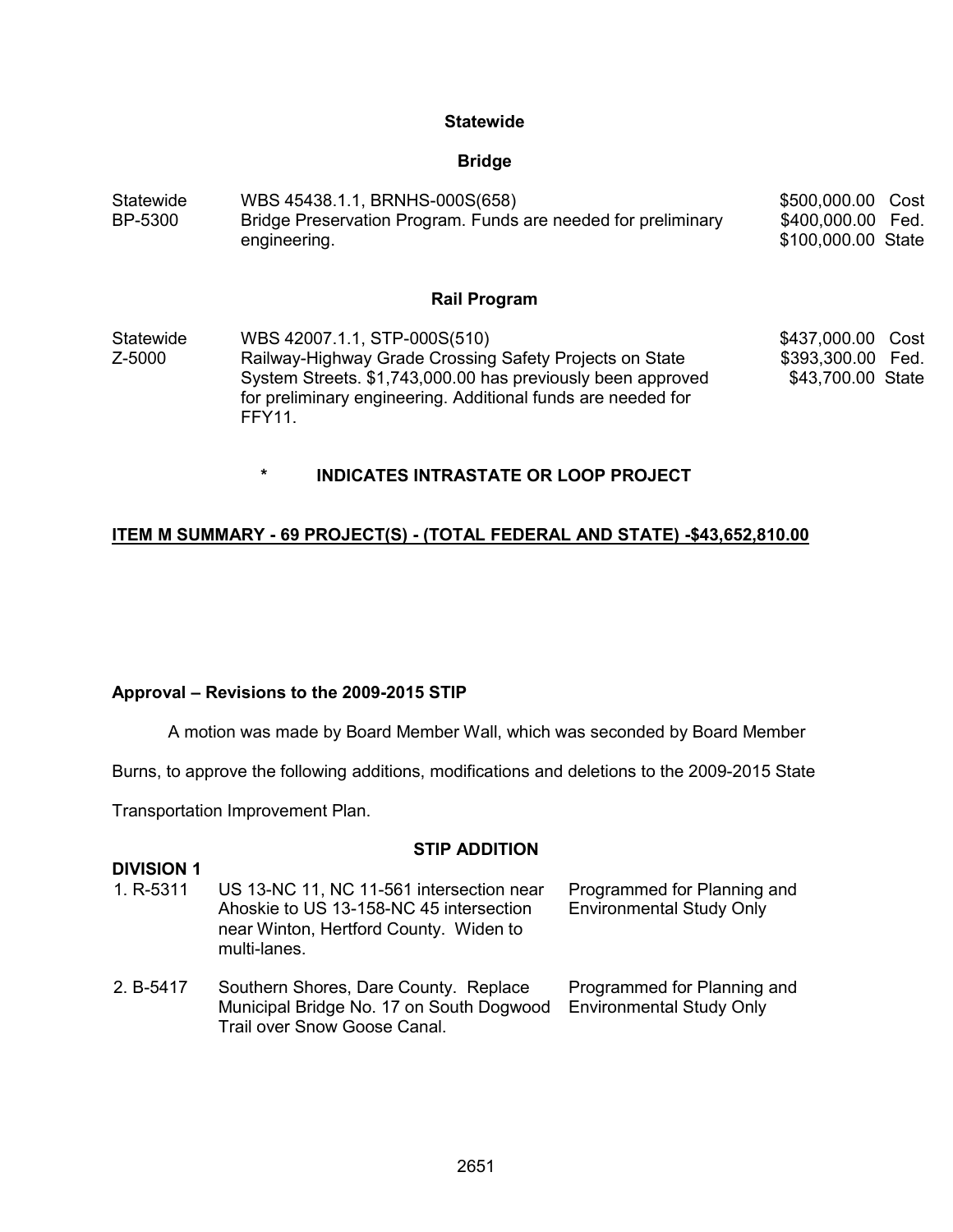**Statewide**

**Bridge**

| | | |
|---|---|---|
| Statewide<br>BP-5300 | WBS 45438.1.1, BRNHS-000S(658)<br>Bridge Preservation Program. Funds are needed for preliminary engineering. | $500,000.00 Cost<br>$400,000.00 Fed.<br>$100,000.00 State |

**Rail Program**

| | | |
|---|---|---|
| Statewide<br>Z-5000 | WBS 42007.1.1, STP-000S(510)<br>Railway-Highway Grade Crossing Safety Projects on State System Streets. $1,743,000.00 has previously been approved for preliminary engineering. Additional funds are needed for FFY11. | $437,000.00 Cost<br>$393,300.00 Fed.<br>$43,700.00 State |

**\* INDICATES INTRASTATE OR LOOP PROJECT**

**ITEM M SUMMARY - 69 PROJECT(S) - (TOTAL FEDERAL AND STATE) -$43,652,810.00**

**Approval – Revisions to the 2009-2015 STIP**

A motion was made by Board Member Wall, which was seconded by Board Member Burns, to approve the following additions, modifications and deletions to the 2009-2015 State Transportation Improvement Plan.

**STIP ADDITION**

**DIVISION 1**

| | | |
|---|---|---|
| 1. R-5311 | US 13-NC 11, NC 11-561 intersection near Ahoskie to US 13-158-NC 45 intersection near Winton, Hertford County. Widen to multi-lanes. | Programmed for Planning and Environmental Study Only |
| 2. B-5417 | Southern Shores, Dare County. Replace Municipal Bridge No. 17 on South Dogwood Trail over Snow Goose Canal. | Programmed for Planning and Environmental Study Only |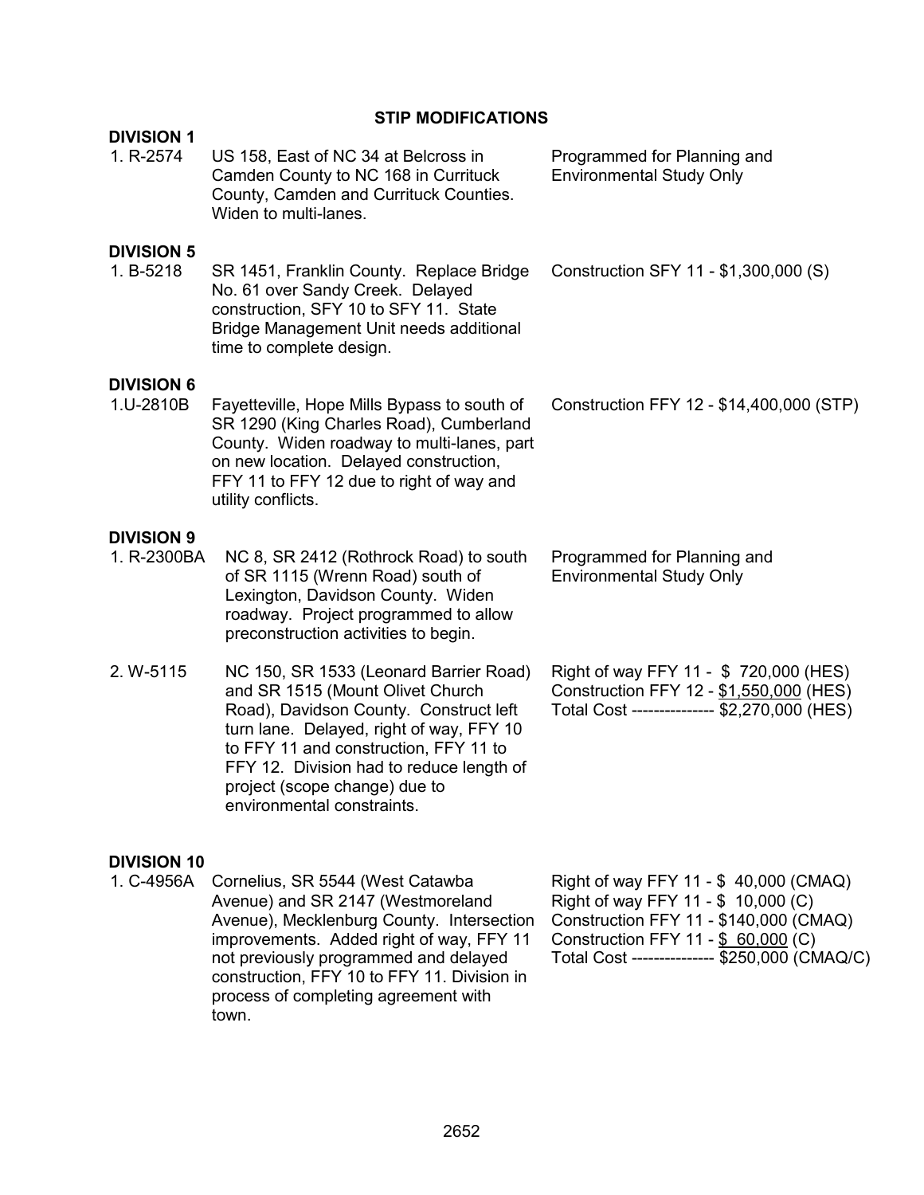## STIP MODIFICATIONS

**DIVISION 1**

| | | |
|---|---|---|
| 1. R-2574 | US 158, East of NC 34 at Belcross in Camden County to NC 168 in Currituck County, Camden and Currituck Counties. Widen to multi-lanes. | Programmed for Planning and Environmental Study Only |

**DIVISION 5**

| | | |
|---|---|---|
| 1. B-5218 | SR 1451, Franklin County. Replace Bridge No. 61 over Sandy Creek. Delayed construction, SFY 10 to SFY 11. State Bridge Management Unit needs additional time to complete design. | Construction SFY 11 - $1,300,000 (S) |

**DIVISION 6**

| | | |
|---|---|---|
| 1.U-2810B | Fayetteville, Hope Mills Bypass to south of SR 1290 (King Charles Road), Cumberland County. Widen roadway to multi-lanes, part on new location. Delayed construction, FFY 11 to FFY 12 due to right of way and utility conflicts. | Construction FFY 12 - $14,400,000 (STP) |

**DIVISION 9**

| | | |
|---|---|---|
| 1. R-2300BA | NC 8, SR 2412 (Rothrock Road) to south of SR 1115 (Wrenn Road) south of Lexington, Davidson County. Widen roadway. Project programmed to allow preconstruction activities to begin. | Programmed for Planning and Environmental Study Only |
| 2. W-5115 | NC 150, SR 1533 (Leonard Barrier Road) and SR 1515 (Mount Olivet Church Road), Davidson County. Construct left turn lane. Delayed, right of way, FFY 10 to FFY 11 and construction, FFY 11 to FFY 12. Division had to reduce length of project (scope change) due to environmental constraints. | Right of way FFY 11 - $ 720,000 (HES)<br>Construction FFY 12 - $1,550,000 (HES)<br>Total Cost --------------- $2,270,000 (HES) |

**DIVISION 10**

| | | |
|---|---|---|
| 1. C-4956A | Cornelius, SR 5544 (West Catawba Avenue) and SR 2147 (Westmoreland Avenue), Mecklenburg County. Intersection improvements. Added right of way, FFY 11 not previously programmed and delayed construction, FFY 10 to FFY 11. Division in process of completing agreement with town. | Right of way FFY 11 - $ 40,000 (CMAQ)<br>Right of way FFY 11 - $ 10,000 (C)<br>Construction FFY 11 - $140,000 (CMAQ)<br>Construction FFY 11 - $ 60,000 (C)<br>Total Cost --------------- $250,000 (CMAQ/C) |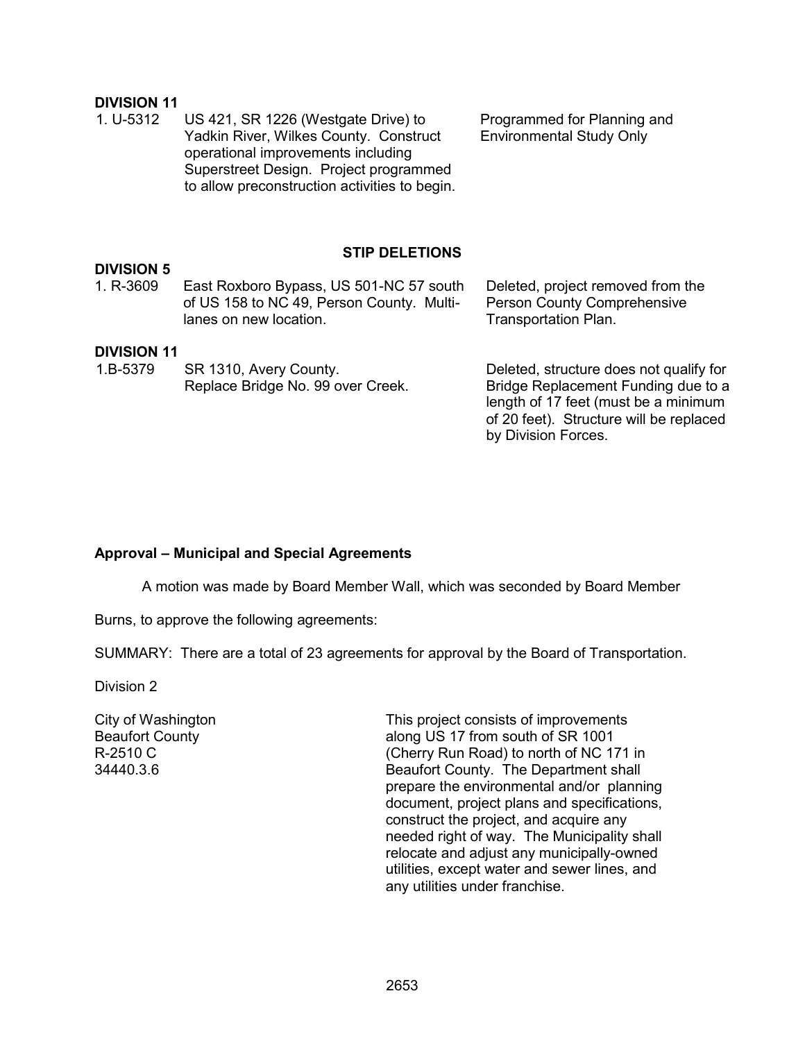**DIVISION 11**

| | | |
|---|---|---|
| 1. U-5312 | US 421, SR 1226 (Westgate Drive) to Yadkin River, Wilkes County. Construct operational improvements including Superstreet Design. Project programmed to allow preconstruction activities to begin. | Programmed for Planning and Environmental Study Only |

## STIP DELETIONS

**DIVISION 5**

| | | |
|---|---|---|
| 1. R-3609 | East Roxboro Bypass, US 501-NC 57 south of US 158 to NC 49, Person County. Multi-lanes on new location. | Deleted, project removed from the Person County Comprehensive Transportation Plan. |

**DIVISION 11**

| | | |
|---|---|---|
| 1.B-5379 | SR 1310, Avery County. Replace Bridge No. 99 over Creek. | Deleted, structure does not qualify for Bridge Replacement Funding due to a length of 17 feet (must be a minimum of 20 feet). Structure will be replaced by Division Forces. |

**Approval – Municipal and Special Agreements**

A motion was made by Board Member Wall, which was seconded by Board Member Burns, to approve the following agreements:

SUMMARY: There are a total of 23 agreements for approval by the Board of Transportation.

Division 2

| | |
|---|---|
| City of Washington<br>Beaufort County<br>R-2510 C<br>34440.3.6 | This project consists of improvements along US 17 from south of SR 1001 (Cherry Run Road) to north of NC 171 in Beaufort County. The Department shall prepare the environmental and/or planning document, project plans and specifications, construct the project, and acquire any needed right of way. The Municipality shall relocate and adjust any municipally-owned utilities, except water and sewer lines, and any utilities under franchise. |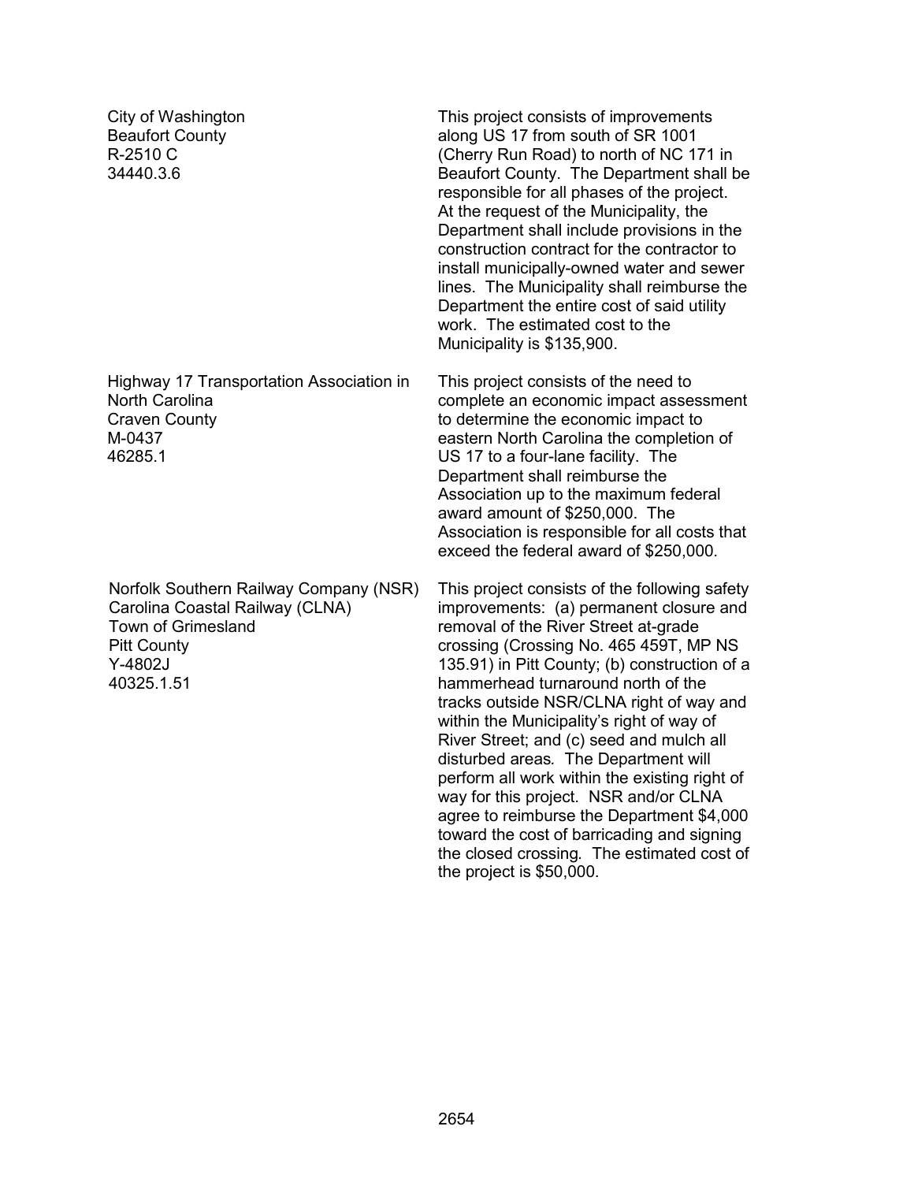| | |
|---|---|
| City of Washington<br>Beaufort County<br>R-2510 C<br>34440.3.6 | This project consists of improvements along US 17 from south of SR 1001 (Cherry Run Road) to north of NC 171 in Beaufort County. The Department shall be responsible for all phases of the project. At the request of the Municipality, the Department shall include provisions in the construction contract for the contractor to install municipally-owned water and sewer lines. The Municipality shall reimburse the Department the entire cost of said utility work. The estimated cost to the Municipality is $135,900. |
| Highway 17 Transportation Association in North Carolina<br>Craven County<br>M-0437<br>46285.1 | This project consists of the need to complete an economic impact assessment to determine the economic impact to eastern North Carolina the completion of US 17 to a four-lane facility. The Department shall reimburse the Association up to the maximum federal award amount of $250,000. The Association is responsible for all costs that exceed the federal award of $250,000. |
| Norfolk Southern Railway Company (NSR)<br>Carolina Coastal Railway (CLNA)<br>Town of Grimesland<br>Pitt County<br>Y-4802J<br>40325.1.51 | This project consists of the following safety improvements: (a) permanent closure and removal of the River Street at-grade crossing (Crossing No. 465 459T, MP NS 135.91) in Pitt County; (b) construction of a hammerhead turnaround north of the tracks outside NSR/CLNA right of way and within the Municipality's right of way of River Street; and (c) seed and mulch all disturbed areas. The Department will perform all work within the existing right of way for this project. NSR and/or CLNA agree to reimburse the Department $4,000 toward the cost of barricading and signing the closed crossing. The estimated cost of the project is $50,000. |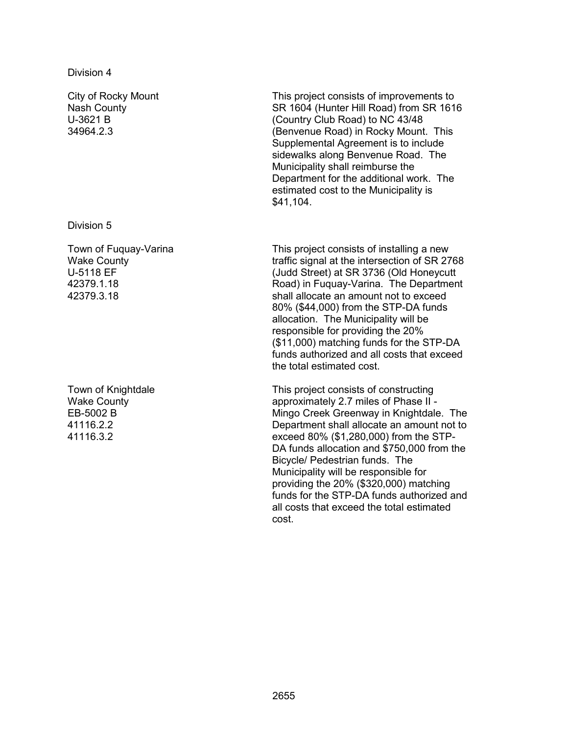Division 4

City of Rocky Mount
Nash County
U-3621 B
34964.2.3

This project consists of improvements to SR 1604 (Hunter Hill Road) from SR 1616 (Country Club Road) to NC 43/48 (Benvenue Road) in Rocky Mount. This Supplemental Agreement is to include sidewalks along Benvenue Road. The Municipality shall reimburse the Department for the additional work. The estimated cost to the Municipality is $41,104.

Division 5

Town of Fuquay-Varina
Wake County
U-5118 EF
42379.1.18
42379.3.18

This project consists of installing a new traffic signal at the intersection of SR 2768 (Judd Street) at SR 3736 (Old Honeycutt Road) in Fuquay-Varina. The Department shall allocate an amount not to exceed 80% ($44,000) from the STP-DA funds allocation. The Municipality will be responsible for providing the 20% ($11,000) matching funds for the STP-DA funds authorized and all costs that exceed the total estimated cost.

Town of Knightdale
Wake County
EB-5002 B
41116.2.2
41116.3.2

This project consists of constructing approximately 2.7 miles of Phase II - Mingo Creek Greenway in Knightdale. The Department shall allocate an amount not to exceed 80% ($1,280,000) from the STP-DA funds allocation and $750,000 from the Bicycle/ Pedestrian funds. The Municipality will be responsible for providing the 20% ($320,000) matching funds for the STP-DA funds authorized and all costs that exceed the total estimated cost.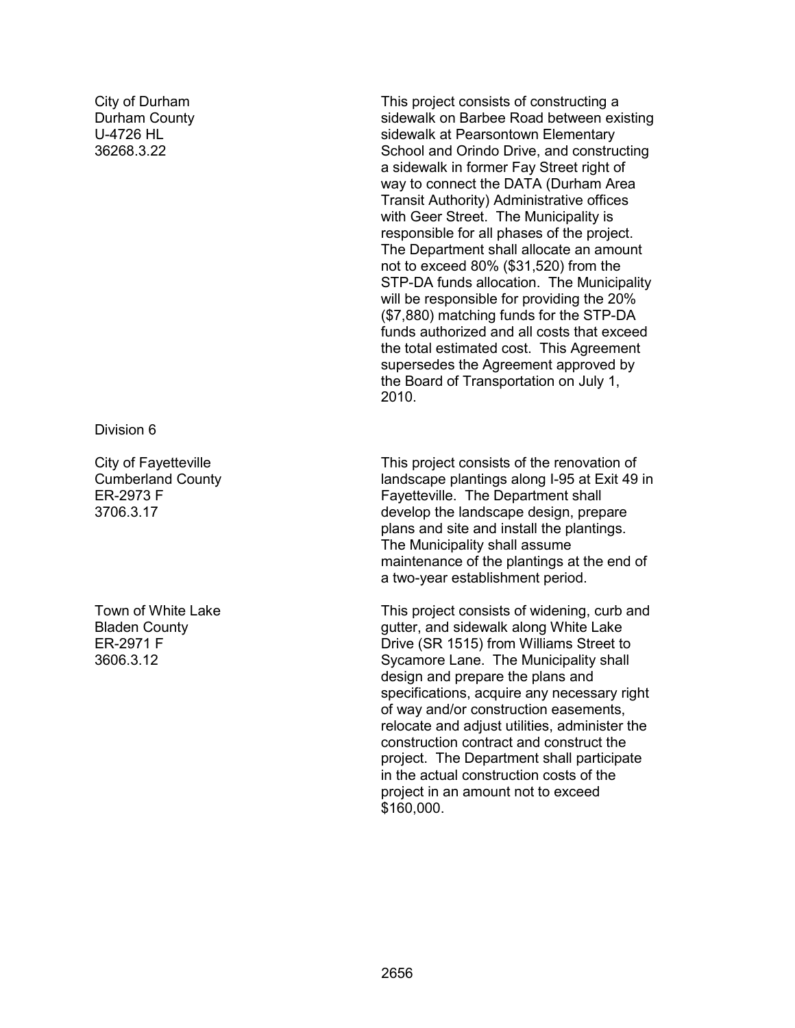City of Durham
Durham County
U-4726 HL
36268.3.22

This project consists of constructing a sidewalk on Barbee Road between existing sidewalk at Pearsontown Elementary School and Orindo Drive, and constructing a sidewalk in former Fay Street right of way to connect the DATA (Durham Area Transit Authority) Administrative offices with Geer Street. The Municipality is responsible for all phases of the project. The Department shall allocate an amount not to exceed 80% ($31,520) from the STP-DA funds allocation. The Municipality will be responsible for providing the 20% ($7,880) matching funds for the STP-DA funds authorized and all costs that exceed the total estimated cost. This Agreement supersedes the Agreement approved by the Board of Transportation on July 1, 2010.

Division 6

City of Fayetteville
Cumberland County
ER-2973 F
3706.3.17

This project consists of the renovation of landscape plantings along I-95 at Exit 49 in Fayetteville. The Department shall develop the landscape design, prepare plans and site and install the plantings. The Municipality shall assume maintenance of the plantings at the end of a two-year establishment period.

Town of White Lake
Bladen County
ER-2971 F
3606.3.12

This project consists of widening, curb and gutter, and sidewalk along White Lake Drive (SR 1515) from Williams Street to Sycamore Lane. The Municipality shall design and prepare the plans and specifications, acquire any necessary right of way and/or construction easements, relocate and adjust utilities, administer the construction contract and construct the project. The Department shall participate in the actual construction costs of the project in an amount not to exceed $160,000.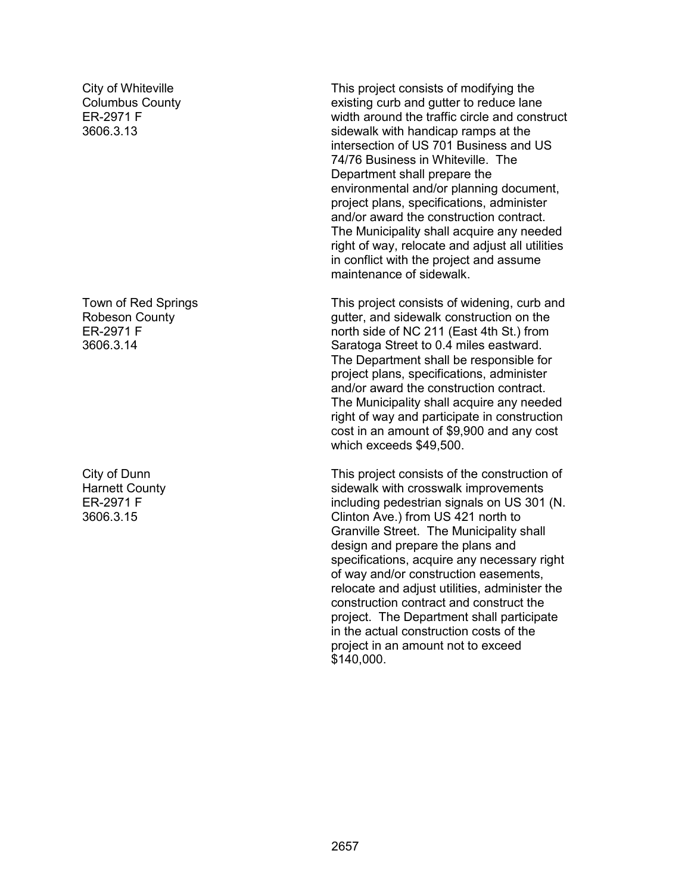City of Whiteville
Columbus County
ER-2971 F
3606.3.13

This project consists of modifying the existing curb and gutter to reduce lane width around the traffic circle and construct sidewalk with handicap ramps at the intersection of US 701 Business and US 74/76 Business in Whiteville. The Department shall prepare the environmental and/or planning document, project plans, specifications, administer and/or award the construction contract. The Municipality shall acquire any needed right of way, relocate and adjust all utilities in conflict with the project and assume maintenance of sidewalk.

Town of Red Springs
Robeson County
ER-2971 F
3606.3.14

This project consists of widening, curb and gutter, and sidewalk construction on the north side of NC 211 (East 4th St.) from Saratoga Street to 0.4 miles eastward. The Department shall be responsible for project plans, specifications, administer and/or award the construction contract. The Municipality shall acquire any needed right of way and participate in construction cost in an amount of $9,900 and any cost which exceeds $49,500.

City of Dunn
Harnett County
ER-2971 F
3606.3.15

This project consists of the construction of sidewalk with crosswalk improvements including pedestrian signals on US 301 (N. Clinton Ave.) from US 421 north to Granville Street. The Municipality shall design and prepare the plans and specifications, acquire any necessary right of way and/or construction easements, relocate and adjust utilities, administer the construction contract and construct the project. The Department shall participate in the actual construction costs of the project in an amount not to exceed $140,000.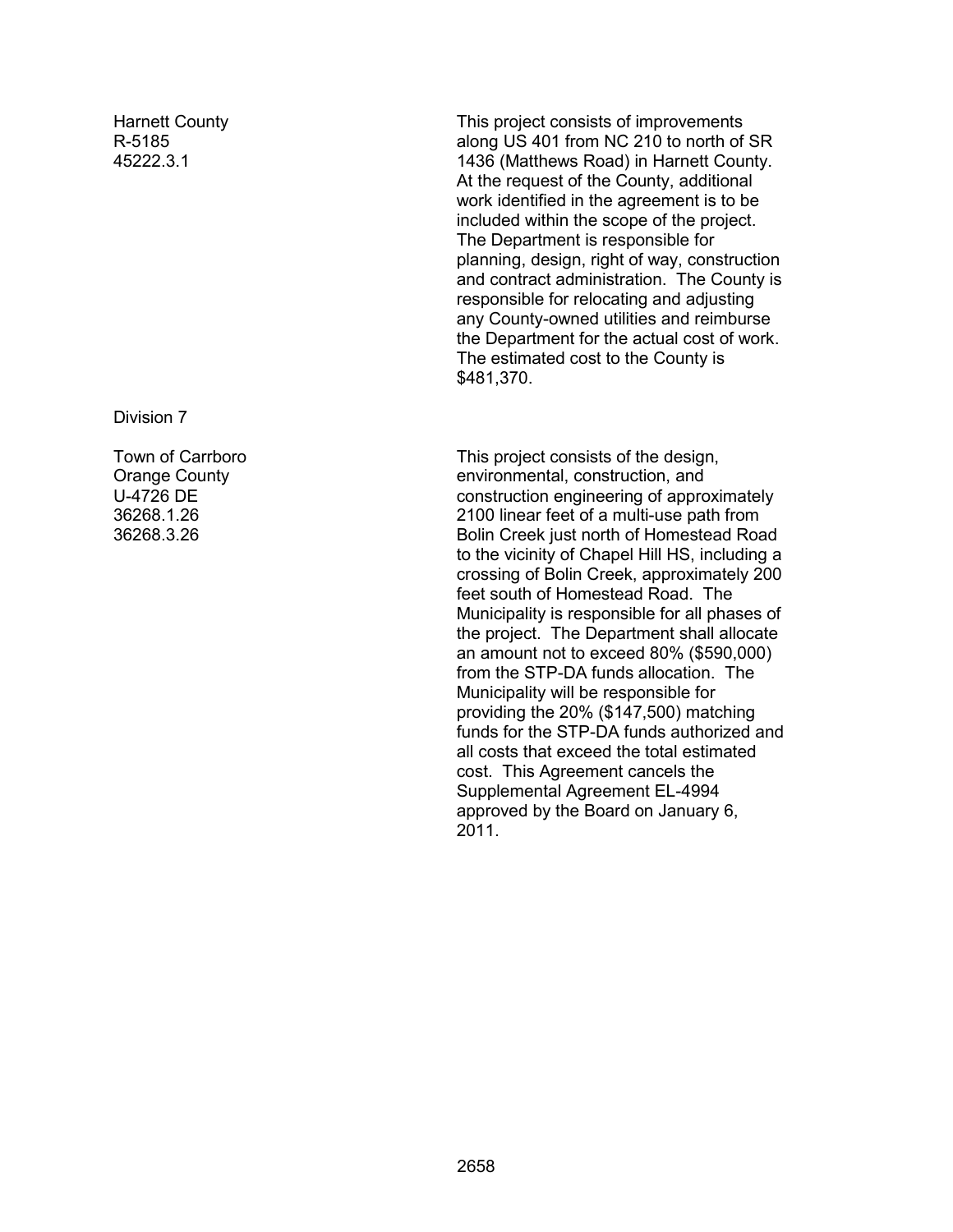Harnett County
R-5185
45222.3.1

This project consists of improvements along US 401 from NC 210 to north of SR 1436 (Matthews Road) in Harnett County. At the request of the County, additional work identified in the agreement is to be included within the scope of the project. The Department is responsible for planning, design, right of way, construction and contract administration. The County is responsible for relocating and adjusting any County-owned utilities and reimburse the Department for the actual cost of work. The estimated cost to the County is $481,370.

Division 7

Town of Carrboro
Orange County
U-4726 DE
36268.1.26
36268.3.26

This project consists of the design, environmental, construction, and construction engineering of approximately 2100 linear feet of a multi-use path from Bolin Creek just north of Homestead Road to the vicinity of Chapel Hill HS, including a crossing of Bolin Creek, approximately 200 feet south of Homestead Road. The Municipality is responsible for all phases of the project. The Department shall allocate an amount not to exceed 80% ($590,000) from the STP-DA funds allocation. The Municipality will be responsible for providing the 20% ($147,500) matching funds for the STP-DA funds authorized and all costs that exceed the total estimated cost. This Agreement cancels the Supplemental Agreement EL-4994 approved by the Board on January 6, 2011.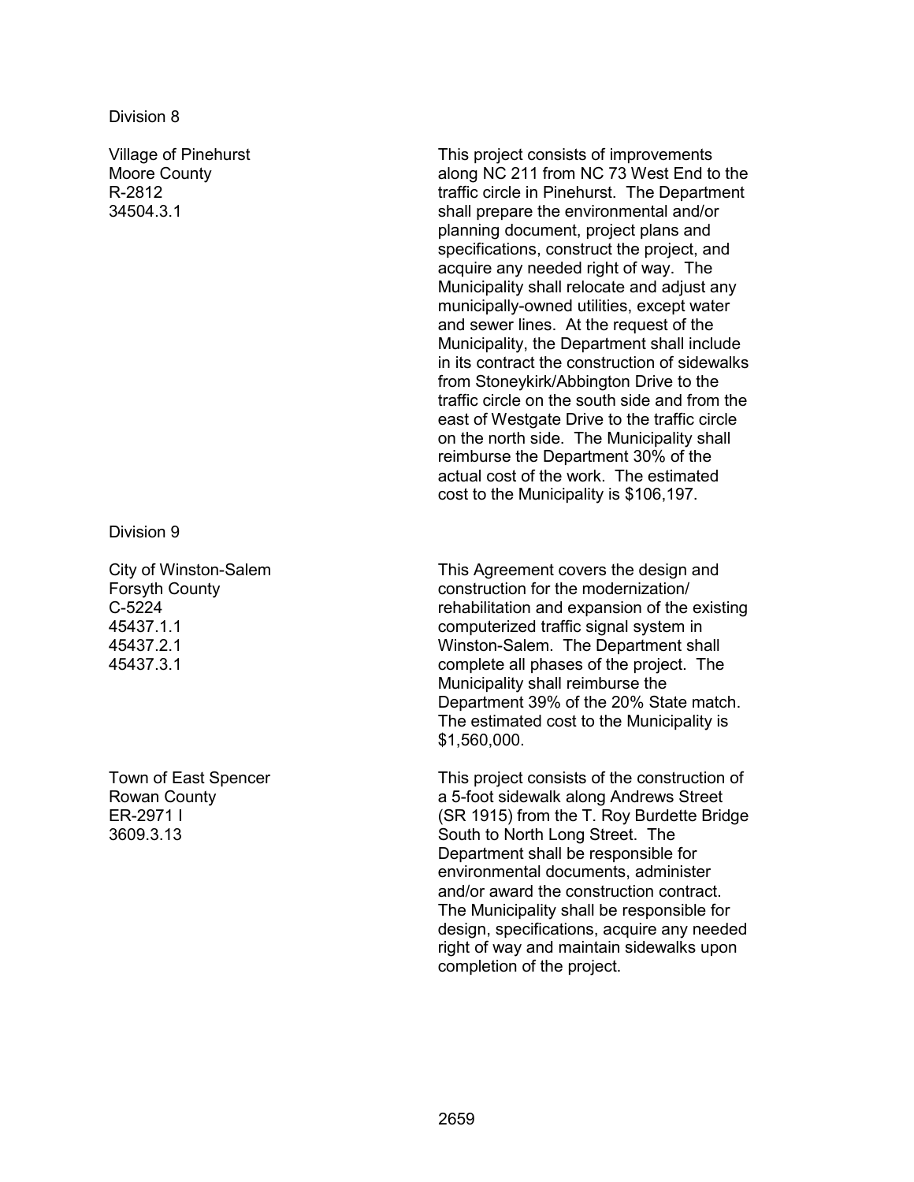Division 8

| | |
|---|---|
| Village of Pinehurst<br>Moore County<br>R-2812<br>34504.3.1 | This project consists of improvements along NC 211 from NC 73 West End to the traffic circle in Pinehurst. The Department shall prepare the environmental and/or planning document, project plans and specifications, construct the project, and acquire any needed right of way. The Municipality shall relocate and adjust any municipally-owned utilities, except water and sewer lines. At the request of the Municipality, the Department shall include in its contract the construction of sidewalks from Stoneykirk/Abbington Drive to the traffic circle on the south side and from the east of Westgate Drive to the traffic circle on the north side. The Municipality shall reimburse the Department 30% of the actual cost of the work. The estimated cost to the Municipality is $106,197. |

Division 9

| | |
|---|---|
| City of Winston-Salem<br>Forsyth County<br>C-5224<br>45437.1.1<br>45437.2.1<br>45437.3.1 | This Agreement covers the design and construction for the modernization/ rehabilitation and expansion of the existing computerized traffic signal system in Winston-Salem. The Department shall complete all phases of the project. The Municipality shall reimburse the Department 39% of the 20% State match. The estimated cost to the Municipality is $1,560,000. |
| Town of East Spencer<br>Rowan County<br>ER-2971 I<br>3609.3.13 | This project consists of the construction of a 5-foot sidewalk along Andrews Street (SR 1915) from the T. Roy Burdette Bridge South to North Long Street. The Department shall be responsible for environmental documents, administer and/or award the construction contract. The Municipality shall be responsible for design, specifications, acquire any needed right of way and maintain sidewalks upon completion of the project. |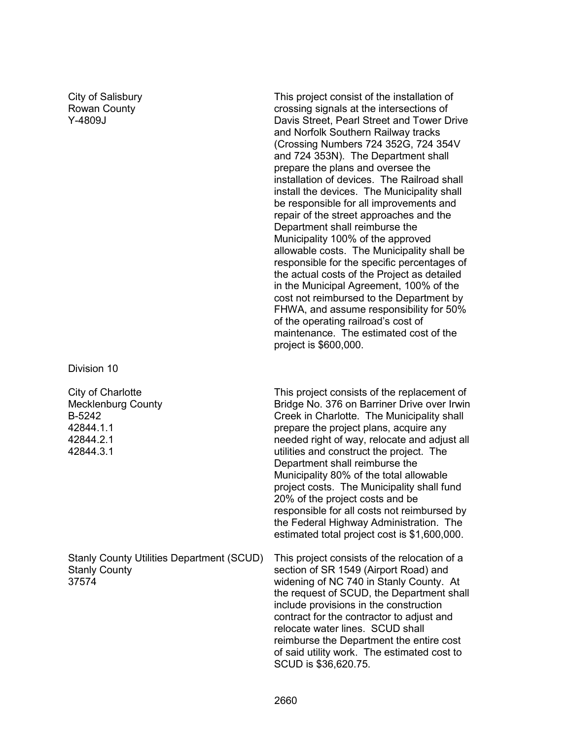City of Salisbury
Rowan County
Y-4809J

This project consist of the installation of crossing signals at the intersections of Davis Street, Pearl Street and Tower Drive and Norfolk Southern Railway tracks (Crossing Numbers 724 352G, 724 354V and 724 353N). The Department shall prepare the plans and oversee the installation of devices. The Railroad shall install the devices. The Municipality shall be responsible for all improvements and repair of the street approaches and the Department shall reimburse the Municipality 100% of the approved allowable costs. The Municipality shall be responsible for the specific percentages of the actual costs of the Project as detailed in the Municipal Agreement, 100% of the cost not reimbursed to the Department by FHWA, and assume responsibility for 50% of the operating railroad's cost of maintenance. The estimated cost of the project is $600,000.

Division 10

City of Charlotte
Mecklenburg County
B-5242
42844.1.1
42844.2.1
42844.3.1

This project consists of the replacement of Bridge No. 376 on Barriner Drive over Irwin Creek in Charlotte. The Municipality shall prepare the project plans, acquire any needed right of way, relocate and adjust all utilities and construct the project. The Department shall reimburse the Municipality 80% of the total allowable project costs. The Municipality shall fund 20% of the project costs and be responsible for all costs not reimbursed by the Federal Highway Administration. The estimated total project cost is $1,600,000.

Stanly County Utilities Department (SCUD)
Stanly County
37574

This project consists of the relocation of a section of SR 1549 (Airport Road) and widening of NC 740 in Stanly County. At the request of SCUD, the Department shall include provisions in the construction contract for the contractor to adjust and relocate water lines. SCUD shall reimburse the Department the entire cost of said utility work. The estimated cost to SCUD is $36,620.75.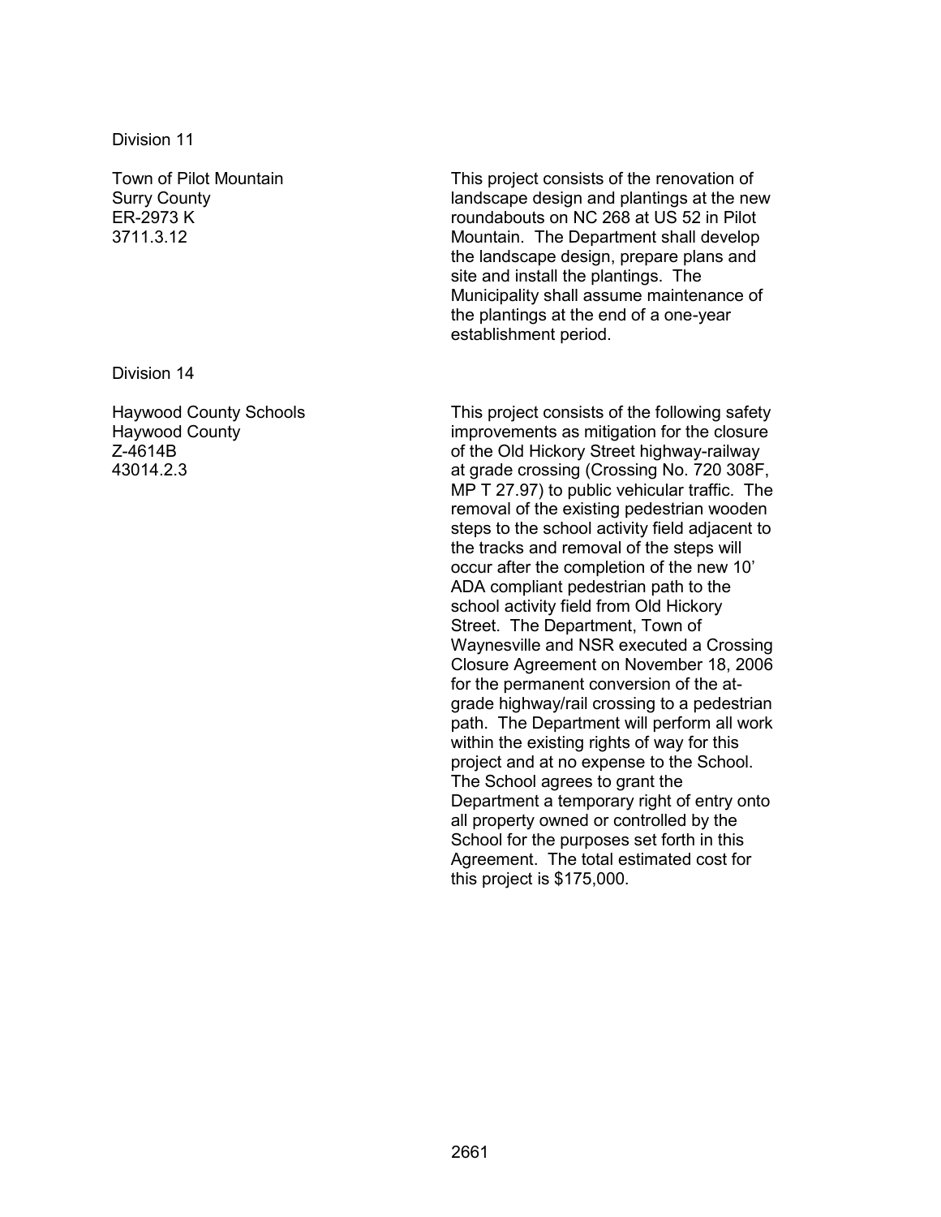Division 11

| | |
|---|---|
| Town of Pilot Mountain<br>Surry County<br>ER-2973 K<br>3711.3.12 | This project consists of the renovation of landscape design and plantings at the new roundabouts on NC 268 at US 52 in Pilot Mountain. The Department shall develop the landscape design, prepare plans and site and install the plantings. The Municipality shall assume maintenance of the plantings at the end of a one-year establishment period. |

Division 14

| | |
|---|---|
| Haywood County Schools<br>Haywood County<br>Z-4614B<br>43014.2.3 | This project consists of the following safety improvements as mitigation for the closure of the Old Hickory Street highway-railway at grade crossing (Crossing No. 720 308F, MP T 27.97) to public vehicular traffic. The removal of the existing pedestrian wooden steps to the school activity field adjacent to the tracks and removal of the steps will occur after the completion of the new 10' ADA compliant pedestrian path to the school activity field from Old Hickory Street. The Department, Town of Waynesville and NSR executed a Crossing Closure Agreement on November 18, 2006 for the permanent conversion of the at-grade highway/rail crossing to a pedestrian path. The Department will perform all work within the existing rights of way for this project and at no expense to the School. The School agrees to grant the Department a temporary right of entry onto all property owned or controlled by the School for the purposes set forth in this Agreement. The total estimated cost for this project is $175,000. |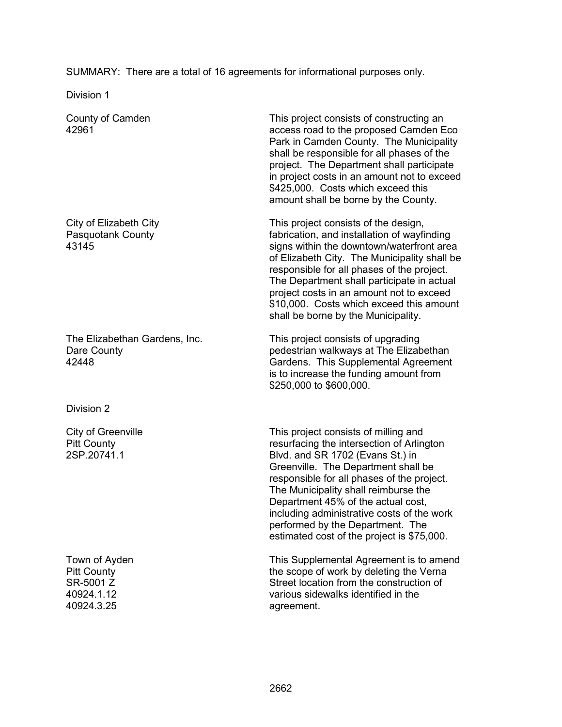SUMMARY: There are a total of 16 agreements for informational purposes only.

Division 1

| | |
|---|---|
| County of Camden<br>42961 | This project consists of constructing an access road to the proposed Camden Eco Park in Camden County. The Municipality shall be responsible for all phases of the project. The Department shall participate in project costs in an amount not to exceed $425,000. Costs which exceed this amount shall be borne by the County. |
| City of Elizabeth City<br>Pasquotank County<br>43145 | This project consists of the design, fabrication, and installation of wayfinding signs within the downtown/waterfront area of Elizabeth City. The Municipality shall be responsible for all phases of the project. The Department shall participate in actual project costs in an amount not to exceed $10,000. Costs which exceed this amount shall be borne by the Municipality. |
| The Elizabethan Gardens, Inc.<br>Dare County<br>42448 | This project consists of upgrading pedestrian walkways at The Elizabethan Gardens. This Supplemental Agreement is to increase the funding amount from $250,000 to $600,000. |

Division 2

| | |
|---|---|
| City of Greenville<br>Pitt County<br>2SP.20741.1 | This project consists of milling and resurfacing the intersection of Arlington Blvd. and SR 1702 (Evans St.) in Greenville. The Department shall be responsible for all phases of the project. The Municipality shall reimburse the Department 45% of the actual cost, including administrative costs of the work performed by the Department. The estimated cost of the project is $75,000. |
| Town of Ayden<br>Pitt County<br>SR-5001 Z<br>40924.1.12<br>40924.3.25 | This Supplemental Agreement is to amend the scope of work by deleting the Verna Street location from the construction of various sidewalks identified in the agreement. |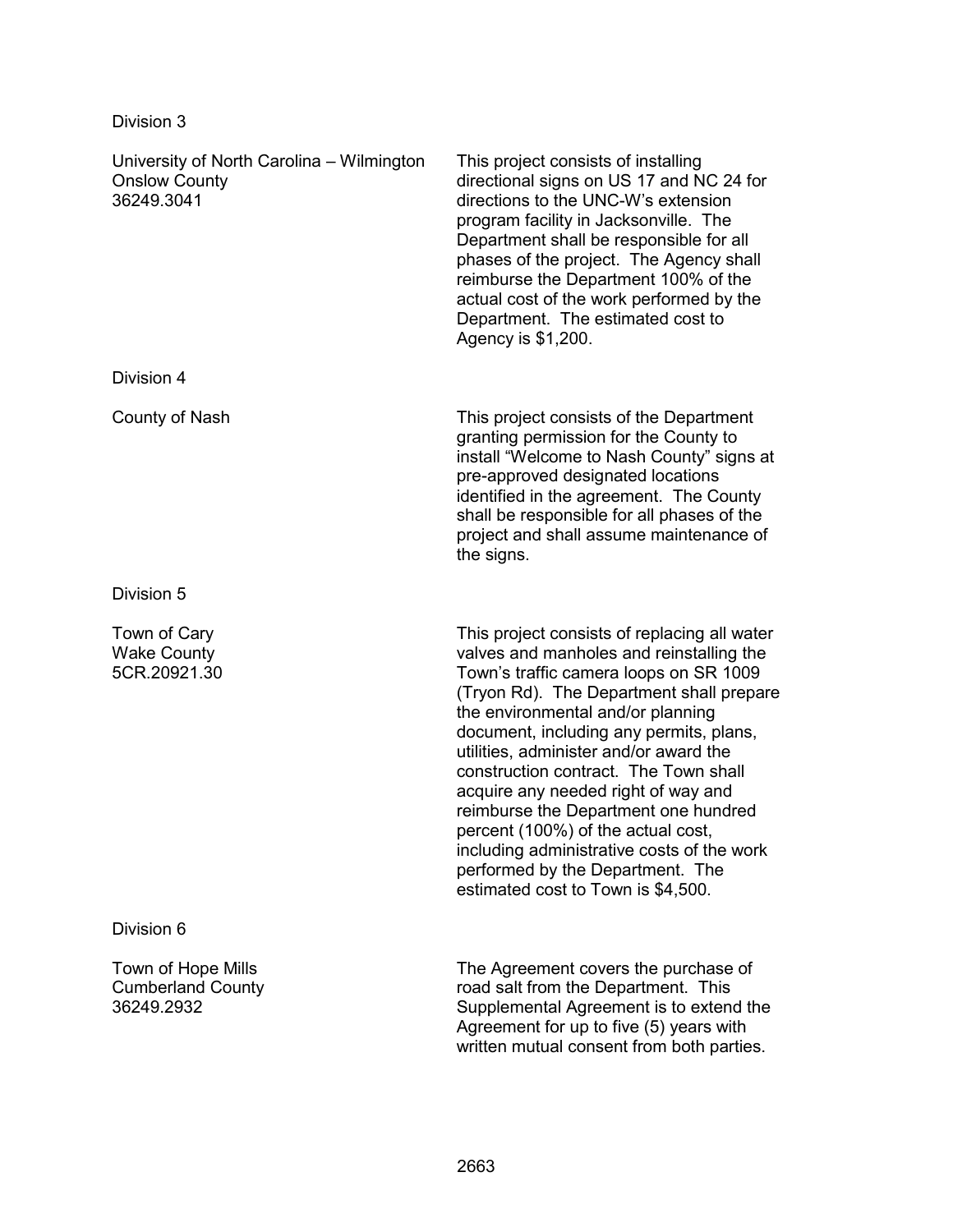Division 3

| | |
|---|---|
| University of North Carolina – Wilmington<br>Onslow County<br>36249.3041 | This project consists of installing directional signs on US 17 and NC 24 for directions to the UNC-W's extension program facility in Jacksonville. The Department shall be responsible for all phases of the project. The Agency shall reimburse the Department 100% of the actual cost of the work performed by the Department. The estimated cost to Agency is $1,200. |

Division 4

| | |
|---|---|
| County of Nash | This project consists of the Department granting permission for the County to install "Welcome to Nash County" signs at pre-approved designated locations identified in the agreement. The County shall be responsible for all phases of the project and shall assume maintenance of the signs. |

Division 5

| | |
|---|---|
| Town of Cary<br>Wake County<br>5CR.20921.30 | This project consists of replacing all water valves and manholes and reinstalling the Town's traffic camera loops on SR 1009 (Tryon Rd). The Department shall prepare the environmental and/or planning document, including any permits, plans, utilities, administer and/or award the construction contract. The Town shall acquire any needed right of way and reimburse the Department one hundred percent (100%) of the actual cost, including administrative costs of the work performed by the Department. The estimated cost to Town is $4,500. |

Division 6

| | |
|---|---|
| Town of Hope Mills<br>Cumberland County<br>36249.2932 | The Agreement covers the purchase of road salt from the Department. This Supplemental Agreement is to extend the Agreement for up to five (5) years with written mutual consent from both parties. |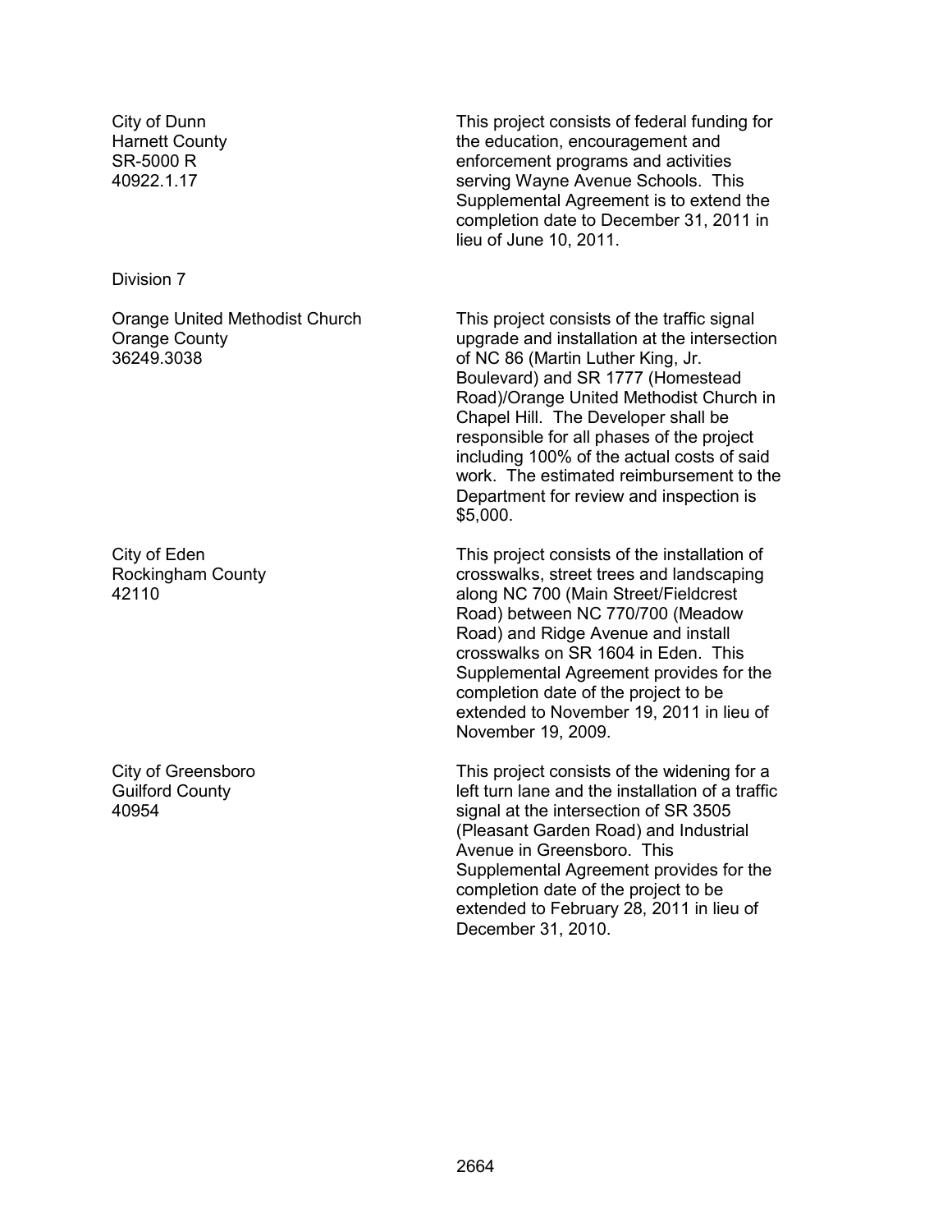| | |
|---|---|
| City of Dunn<br>Harnett County<br>SR-5000 R<br>40922.1.17 | This project consists of federal funding for the education, encouragement and enforcement programs and activities serving Wayne Avenue Schools. This Supplemental Agreement is to extend the completion date to December 31, 2011 in lieu of June 10, 2011. |

Division 7

| | |
|---|---|
| Orange United Methodist Church<br>Orange County<br>36249.3038 | This project consists of the traffic signal upgrade and installation at the intersection of NC 86 (Martin Luther King, Jr. Boulevard) and SR 1777 (Homestead Road)/Orange United Methodist Church in Chapel Hill. The Developer shall be responsible for all phases of the project including 100% of the actual costs of said work. The estimated reimbursement to the Department for review and inspection is \$5,000. |
| City of Eden<br>Rockingham County<br>42110 | This project consists of the installation of crosswalks, street trees and landscaping along NC 700 (Main Street/Fieldcrest Road) between NC 770/700 (Meadow Road) and Ridge Avenue and install crosswalks on SR 1604 in Eden. This Supplemental Agreement provides for the completion date of the project to be extended to November 19, 2011 in lieu of November 19, 2009. |
| City of Greensboro<br>Guilford County<br>40954 | This project consists of the widening for a left turn lane and the installation of a traffic signal at the intersection of SR 3505 (Pleasant Garden Road) and Industrial Avenue in Greensboro. This Supplemental Agreement provides for the completion date of the project to be extended to February 28, 2011 in lieu of December 31, 2010. |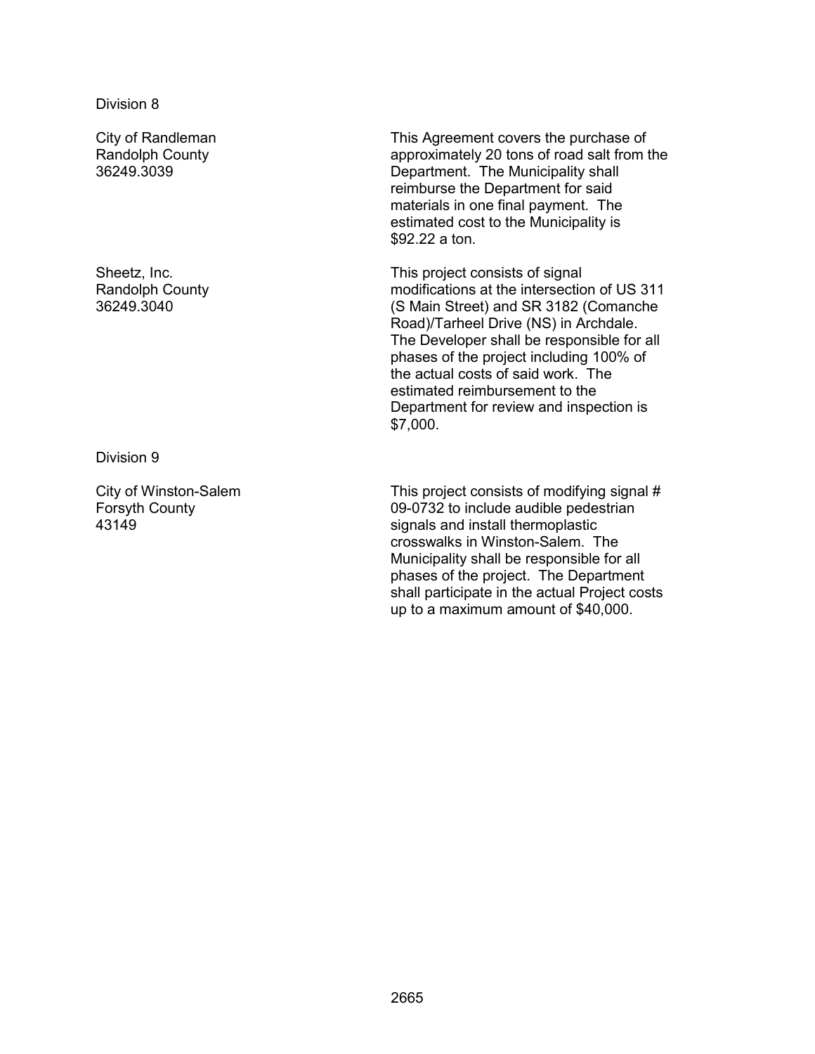Division 8

| | |
|---|---|
| City of Randleman<br>Randolph County<br>36249.3039 | This Agreement covers the purchase of approximately 20 tons of road salt from the Department. The Municipality shall reimburse the Department for said materials in one final payment. The estimated cost to the Municipality is $92.22 a ton. |
| Sheetz, Inc.<br>Randolph County<br>36249.3040 | This project consists of signal modifications at the intersection of US 311 (S Main Street) and SR 3182 (Comanche Road)/Tarheel Drive (NS) in Archdale. The Developer shall be responsible for all phases of the project including 100% of the actual costs of said work. The estimated reimbursement to the Department for review and inspection is $7,000. |

Division 9

| | |
|---|---|
| City of Winston-Salem<br>Forsyth County<br>43149 | This project consists of modifying signal # 09-0732 to include audible pedestrian signals and install thermoplastic crosswalks in Winston-Salem. The Municipality shall be responsible for all phases of the project. The Department shall participate in the actual Project costs up to a maximum amount of $40,000. |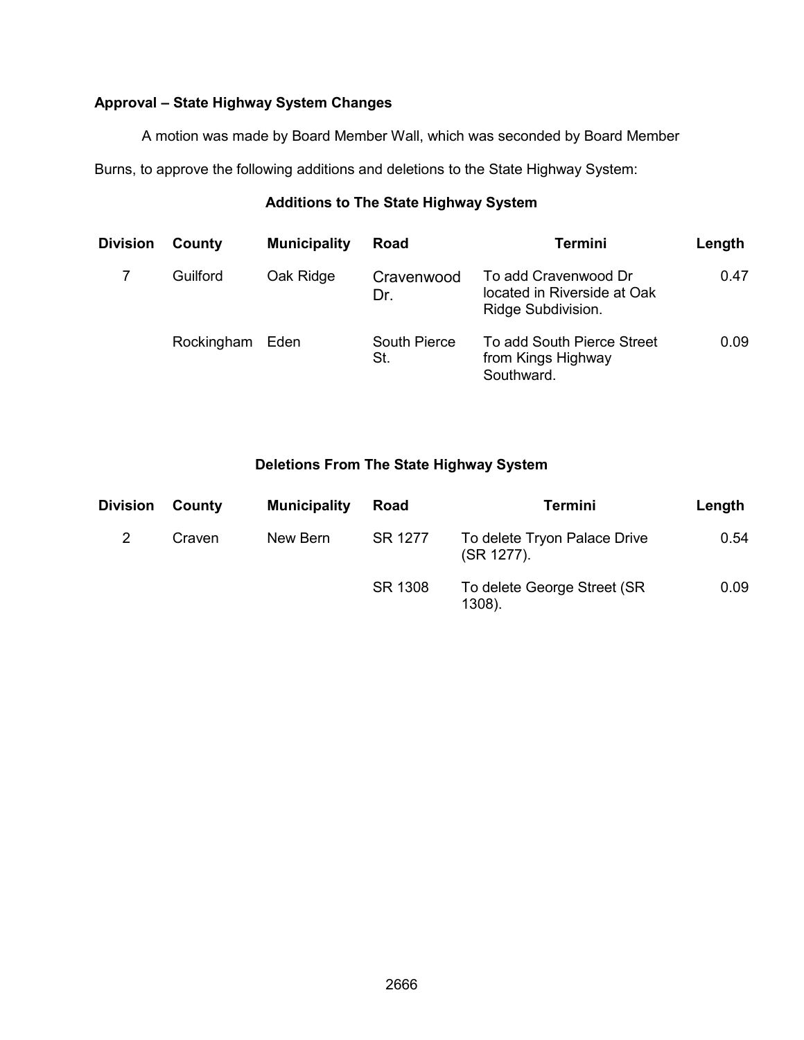**Approval – State Highway System Changes**

A motion was made by Board Member Wall, which was seconded by Board Member Burns, to approve the following additions and deletions to the State Highway System:

**Additions to The State Highway System**

| Division | County | Municipality | Road | Termini | Length |
|---|---|---|---|---|---|
| 7 | Guilford | Oak Ridge | Cravenwood Dr. | To add Cravenwood Dr located in Riverside at Oak Ridge Subdivision. | 0.47 |
| | Rockingham | Eden | South Pierce St. | To add South Pierce Street from Kings Highway Southward. | 0.09 |

**Deletions From The State Highway System**

| Division | County | Municipality | Road | Termini | Length |
|---|---|---|---|---|---|
| 2 | Craven | New Bern | SR 1277 | To delete Tryon Palace Drive (SR 1277). | 0.54 |
| | | | SR 1308 | To delete George Street (SR 1308). | 0.09 |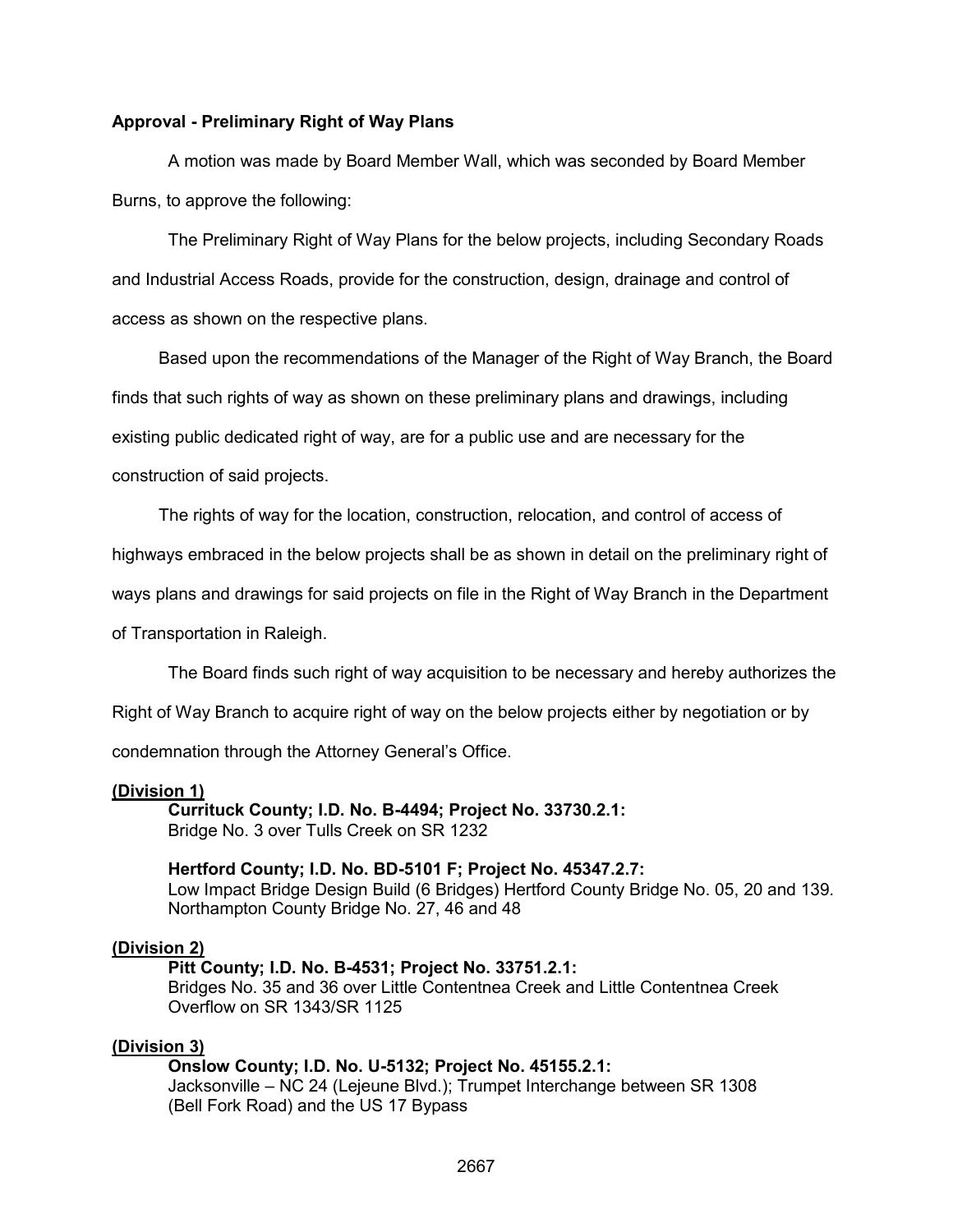**Approval - Preliminary Right of Way Plans**

A motion was made by Board Member Wall, which was seconded by Board Member Burns, to approve the following:

The Preliminary Right of Way Plans for the below projects, including Secondary Roads and Industrial Access Roads, provide for the construction, design, drainage and control of access as shown on the respective plans.

Based upon the recommendations of the Manager of the Right of Way Branch, the Board finds that such rights of way as shown on these preliminary plans and drawings, including existing public dedicated right of way, are for a public use and are necessary for the construction of said projects.

The rights of way for the location, construction, relocation, and control of access of highways embraced in the below projects shall be as shown in detail on the preliminary right of ways plans and drawings for said projects on file in the Right of Way Branch in the Department of Transportation in Raleigh.

The Board finds such right of way acquisition to be necessary and hereby authorizes the Right of Way Branch to acquire right of way on the below projects either by negotiation or by condemnation through the Attorney General's Office.

**(Division 1)**

**Currituck County; I.D. No. B-4494; Project No. 33730.2.1:**
Bridge No. 3 over Tulls Creek on SR 1232

**Hertford County; I.D. No. BD-5101 F; Project No. 45347.2.7:**
Low Impact Bridge Design Build (6 Bridges) Hertford County Bridge No. 05, 20 and 139. Northampton County Bridge No. 27, 46 and 48

**(Division 2)**

**Pitt County; I.D. No. B-4531; Project No. 33751.2.1:**
Bridges No. 35 and 36 over Little Contentnea Creek and Little Contentnea Creek Overflow on SR 1343/SR 1125

**(Division 3)**

**Onslow County; I.D. No. U-5132; Project No. 45155.2.1:**
Jacksonville – NC 24 (Lejeune Blvd.); Trumpet Interchange between SR 1308 (Bell Fork Road) and the US 17 Bypass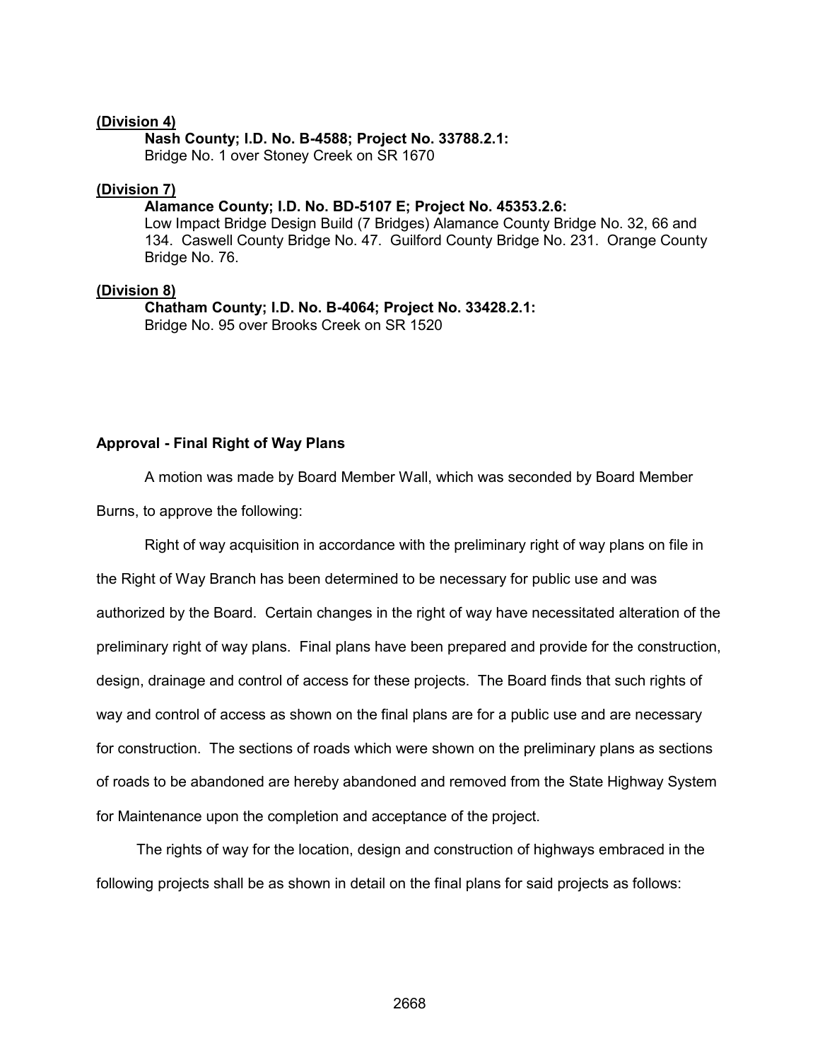**(Division 4)**

**Nash County; I.D. No. B-4588; Project No. 33788.2.1:**
Bridge No. 1 over Stoney Creek on SR 1670

**(Division 7)**

**Alamance County; I.D. No. BD-5107 E; Project No. 45353.2.6:**
Low Impact Bridge Design Build (7 Bridges) Alamance County Bridge No. 32, 66 and 134. Caswell County Bridge No. 47. Guilford County Bridge No. 231. Orange County Bridge No. 76.

**(Division 8)**

**Chatham County; I.D. No. B-4064; Project No. 33428.2.1:**
Bridge No. 95 over Brooks Creek on SR 1520

**Approval - Final Right of Way Plans**

A motion was made by Board Member Wall, which was seconded by Board Member Burns, to approve the following:

Right of way acquisition in accordance with the preliminary right of way plans on file in the Right of Way Branch has been determined to be necessary for public use and was authorized by the Board. Certain changes in the right of way have necessitated alteration of the preliminary right of way plans. Final plans have been prepared and provide for the construction, design, drainage and control of access for these projects. The Board finds that such rights of way and control of access as shown on the final plans are for a public use and are necessary for construction. The sections of roads which were shown on the preliminary plans as sections of roads to be abandoned are hereby abandoned and removed from the State Highway System for Maintenance upon the completion and acceptance of the project.

The rights of way for the location, design and construction of highways embraced in the following projects shall be as shown in detail on the final plans for said projects as follows: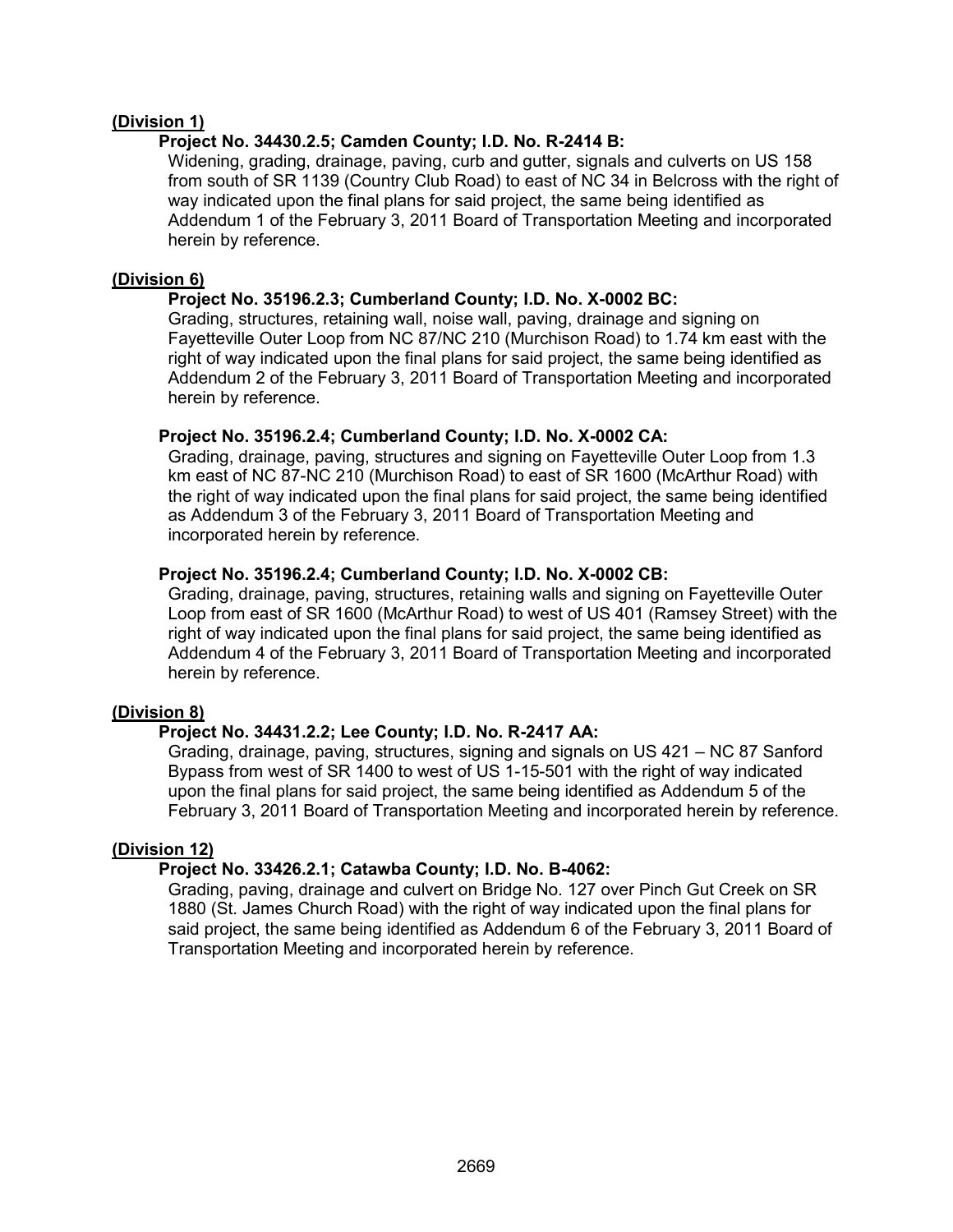**(Division 1)**

**Project No. 34430.2.5; Camden County; I.D. No. R-2414 B:**

Widening, grading, drainage, paving, curb and gutter, signals and culverts on US 158 from south of SR 1139 (Country Club Road) to east of NC 34 in Belcross with the right of way indicated upon the final plans for said project, the same being identified as Addendum 1 of the February 3, 2011 Board of Transportation Meeting and incorporated herein by reference.

**(Division 6)**

**Project No. 35196.2.3; Cumberland County; I.D. No. X-0002 BC:**

Grading, structures, retaining wall, noise wall, paving, drainage and signing on Fayetteville Outer Loop from NC 87/NC 210 (Murchison Road) to 1.74 km east with the right of way indicated upon the final plans for said project, the same being identified as Addendum 2 of the February 3, 2011 Board of Transportation Meeting and incorporated herein by reference.

**Project No. 35196.2.4; Cumberland County; I.D. No. X-0002 CA:**

Grading, drainage, paving, structures and signing on Fayetteville Outer Loop from 1.3 km east of NC 87-NC 210 (Murchison Road) to east of SR 1600 (McArthur Road) with the right of way indicated upon the final plans for said project, the same being identified as Addendum 3 of the February 3, 2011 Board of Transportation Meeting and incorporated herein by reference.

**Project No. 35196.2.4; Cumberland County; I.D. No. X-0002 CB:**

Grading, drainage, paving, structures, retaining walls and signing on Fayetteville Outer Loop from east of SR 1600 (McArthur Road) to west of US 401 (Ramsey Street) with the right of way indicated upon the final plans for said project, the same being identified as Addendum 4 of the February 3, 2011 Board of Transportation Meeting and incorporated herein by reference.

**(Division 8)**

**Project No. 34431.2.2; Lee County; I.D. No. R-2417 AA:**

Grading, drainage, paving, structures, signing and signals on US 421 – NC 87 Sanford Bypass from west of SR 1400 to west of US 1-15-501 with the right of way indicated upon the final plans for said project, the same being identified as Addendum 5 of the February 3, 2011 Board of Transportation Meeting and incorporated herein by reference.

**(Division 12)**

**Project No. 33426.2.1; Catawba County; I.D. No. B-4062:**

Grading, paving, drainage and culvert on Bridge No. 127 over Pinch Gut Creek on SR 1880 (St. James Church Road) with the right of way indicated upon the final plans for said project, the same being identified as Addendum 6 of the February 3, 2011 Board of Transportation Meeting and incorporated herein by reference.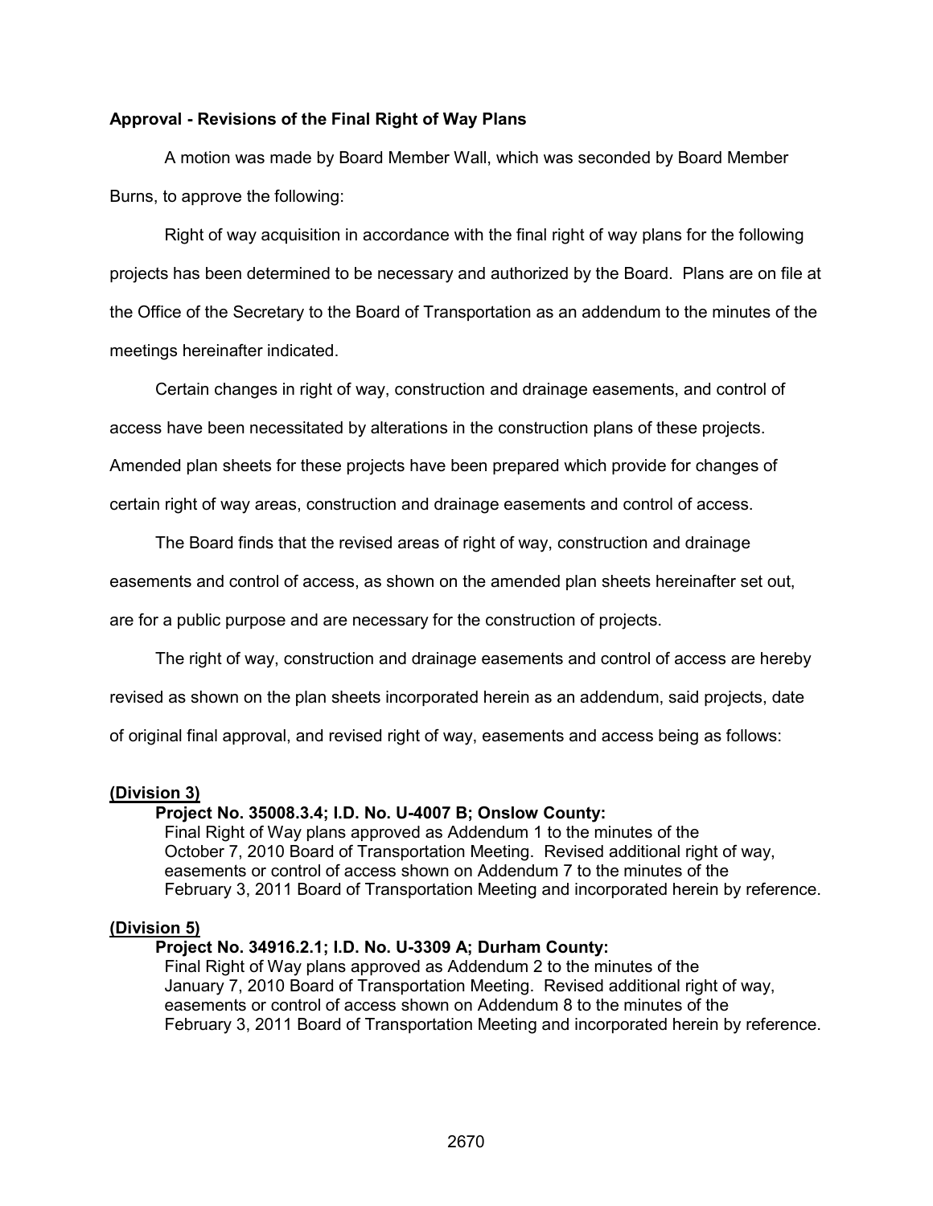**Approval - Revisions of the Final Right of Way Plans**

A motion was made by Board Member Wall, which was seconded by Board Member Burns, to approve the following:

Right of way acquisition in accordance with the final right of way plans for the following projects has been determined to be necessary and authorized by the Board. Plans are on file at the Office of the Secretary to the Board of Transportation as an addendum to the minutes of the meetings hereinafter indicated.

Certain changes in right of way, construction and drainage easements, and control of access have been necessitated by alterations in the construction plans of these projects. Amended plan sheets for these projects have been prepared which provide for changes of certain right of way areas, construction and drainage easements and control of access.

The Board finds that the revised areas of right of way, construction and drainage easements and control of access, as shown on the amended plan sheets hereinafter set out, are for a public purpose and are necessary for the construction of projects.

The right of way, construction and drainage easements and control of access are hereby revised as shown on the plan sheets incorporated herein as an addendum, said projects, date of original final approval, and revised right of way, easements and access being as follows:

**(Division 3)**

**Project No. 35008.3.4; I.D. No. U-4007 B; Onslow County:**
Final Right of Way plans approved as Addendum 1 to the minutes of the October 7, 2010 Board of Transportation Meeting. Revised additional right of way, easements or control of access shown on Addendum 7 to the minutes of the February 3, 2011 Board of Transportation Meeting and incorporated herein by reference.

**(Division 5)**

**Project No. 34916.2.1; I.D. No. U-3309 A; Durham County:**
Final Right of Way plans approved as Addendum 2 to the minutes of the January 7, 2010 Board of Transportation Meeting. Revised additional right of way, easements or control of access shown on Addendum 8 to the minutes of the February 3, 2011 Board of Transportation Meeting and incorporated herein by reference.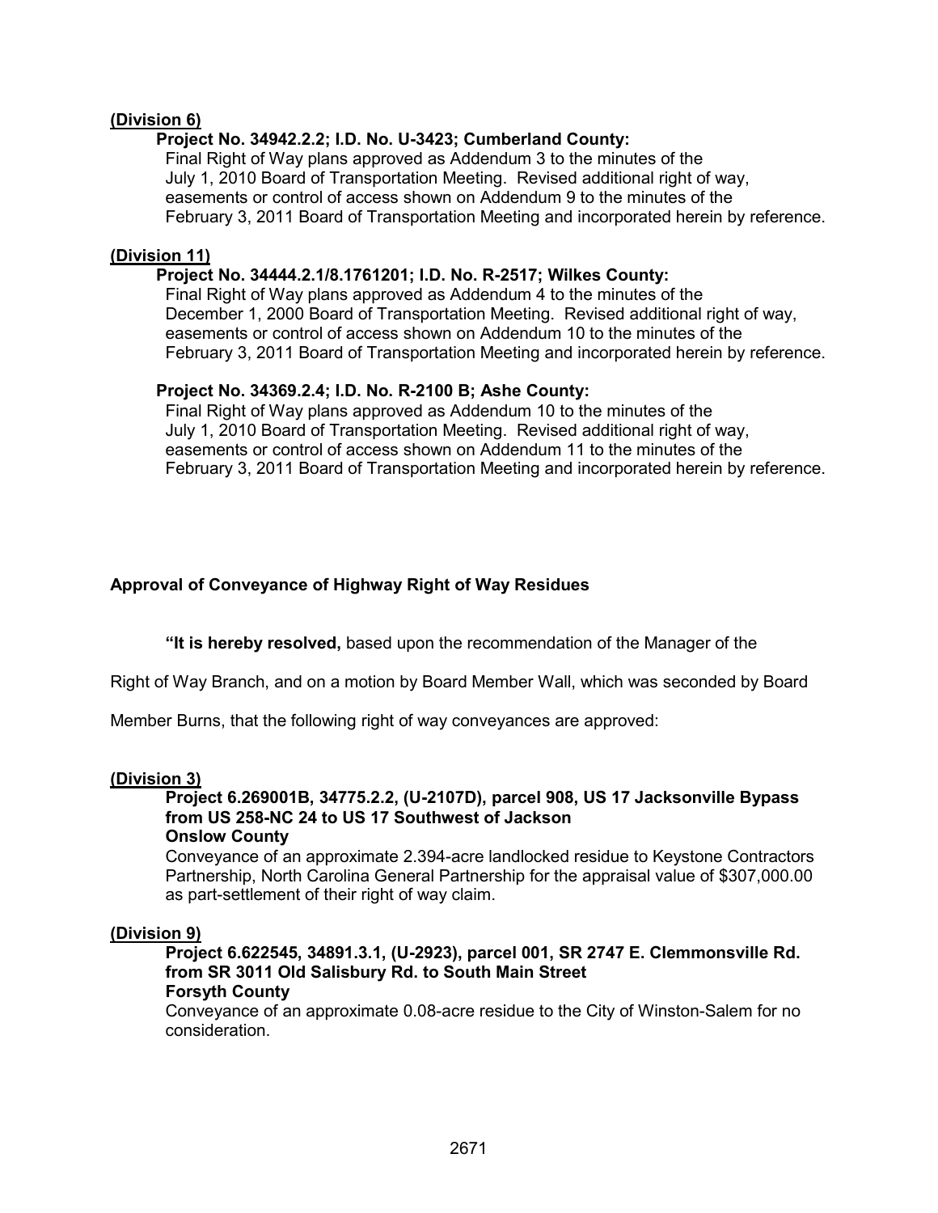**(Division 6)**

**Project No. 34942.2.2; I.D. No. U-3423; Cumberland County:**
Final Right of Way plans approved as Addendum 3 to the minutes of the July 1, 2010 Board of Transportation Meeting. Revised additional right of way, easements or control of access shown on Addendum 9 to the minutes of the February 3, 2011 Board of Transportation Meeting and incorporated herein by reference.

**(Division 11)**

**Project No. 34444.2.1/8.1761201; I.D. No. R-2517; Wilkes County:**
Final Right of Way plans approved as Addendum 4 to the minutes of the December 1, 2000 Board of Transportation Meeting. Revised additional right of way, easements or control of access shown on Addendum 10 to the minutes of the February 3, 2011 Board of Transportation Meeting and incorporated herein by reference.

**Project No. 34369.2.4; I.D. No. R-2100 B; Ashe County:**
Final Right of Way plans approved as Addendum 10 to the minutes of the July 1, 2010 Board of Transportation Meeting. Revised additional right of way, easements or control of access shown on Addendum 11 to the minutes of the February 3, 2011 Board of Transportation Meeting and incorporated herein by reference.

**Approval of Conveyance of Highway Right of Way Residues**

**"It is hereby resolved,** based upon the recommendation of the Manager of the Right of Way Branch, and on a motion by Board Member Wall, which was seconded by Board Member Burns, that the following right of way conveyances are approved:

**(Division 3)**

**Project 6.269001B, 34775.2.2, (U-2107D), parcel 908, US 17 Jacksonville Bypass from US 258-NC 24 to US 17 Southwest of Jackson**
**Onslow County**
Conveyance of an approximate 2.394-acre landlocked residue to Keystone Contractors Partnership, North Carolina General Partnership for the appraisal value of $307,000.00 as part-settlement of their right of way claim.

**(Division 9)**

**Project 6.622545, 34891.3.1, (U-2923), parcel 001, SR 2747 E. Clemmonsville Rd. from SR 3011 Old Salisbury Rd. to South Main Street**
**Forsyth County**
Conveyance of an approximate 0.08-acre residue to the City of Winston-Salem for no consideration.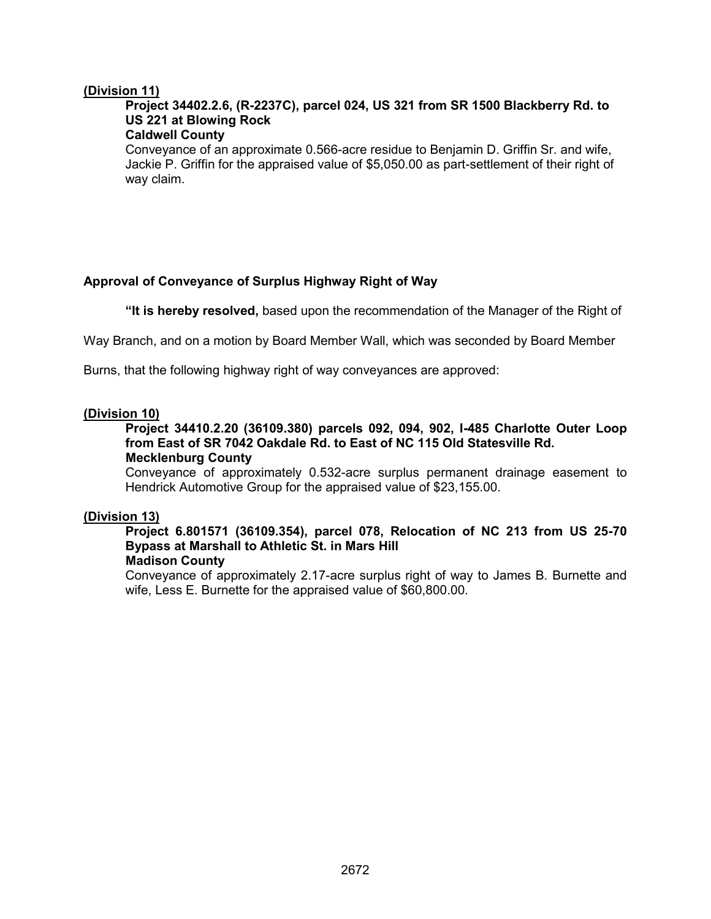**(Division 11)**

**Project 34402.2.6, (R-2237C), parcel 024, US 321 from SR 1500 Blackberry Rd. to US 221 at Blowing Rock**
**Caldwell County**
Conveyance of an approximate 0.566-acre residue to Benjamin D. Griffin Sr. and wife, Jackie P. Griffin for the appraised value of $5,050.00 as part-settlement of their right of way claim.

**Approval of Conveyance of Surplus Highway Right of Way**

**"It is hereby resolved,** based upon the recommendation of the Manager of the Right of Way Branch, and on a motion by Board Member Wall, which was seconded by Board Member Burns, that the following highway right of way conveyances are approved:

**(Division 10)**

**Project 34410.2.20 (36109.380) parcels 092, 094, 902, I-485 Charlotte Outer Loop from East of SR 7042 Oakdale Rd. to East of NC 115 Old Statesville Rd.**
**Mecklenburg County**
Conveyance of approximately 0.532-acre surplus permanent drainage easement to Hendrick Automotive Group for the appraised value of $23,155.00.

**(Division 13)**

**Project 6.801571 (36109.354), parcel 078, Relocation of NC 213 from US 25-70 Bypass at Marshall to Athletic St. in Mars Hill**
**Madison County**
Conveyance of approximately 2.17-acre surplus right of way to James B. Burnette and wife, Less E. Burnette for the appraised value of $60,800.00.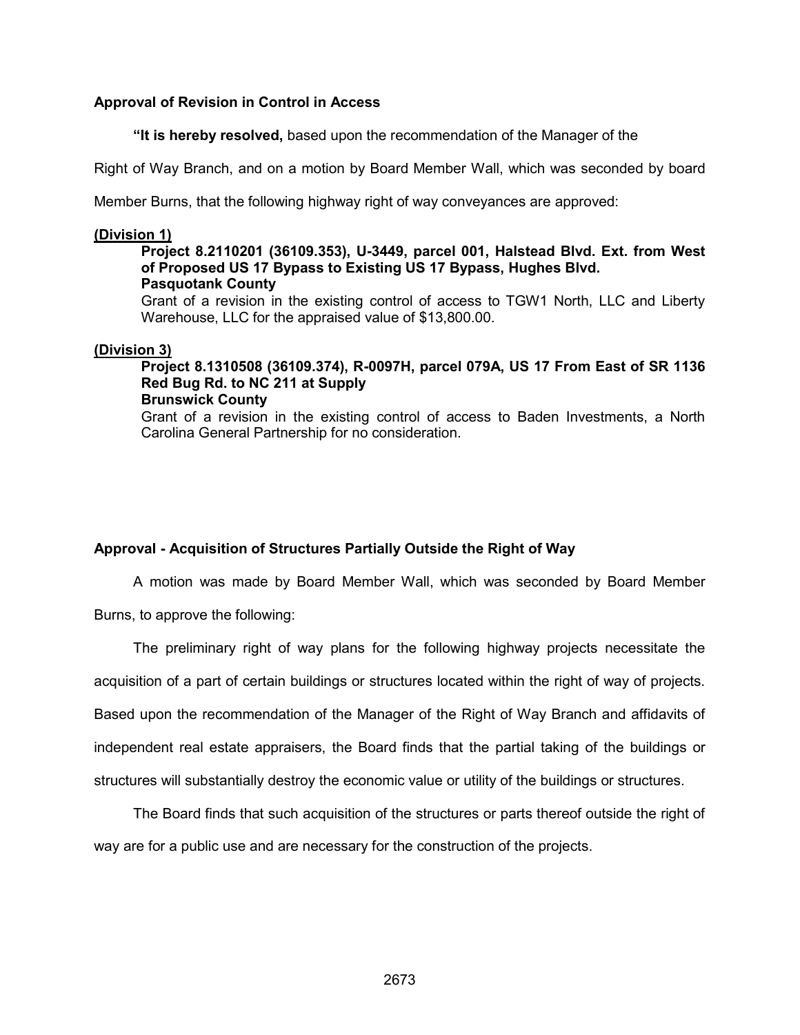**Approval of Revision in Control in Access**

**"It is hereby resolved,** based upon the recommendation of the Manager of the Right of Way Branch, and on a motion by Board Member Wall, which was seconded by board Member Burns, that the following highway right of way conveyances are approved:

**(Division 1)**

**Project 8.2110201 (36109.353), U-3449, parcel 001, Halstead Blvd. Ext. from West of Proposed US 17 Bypass to Existing US 17 Bypass, Hughes Blvd.**
**Pasquotank County**
Grant of a revision in the existing control of access to TGW1 North, LLC and Liberty Warehouse, LLC for the appraised value of $13,800.00.

**(Division 3)**

**Project 8.1310508 (36109.374), R-0097H, parcel 079A, US 17 From East of SR 1136 Red Bug Rd. to NC 211 at Supply**
**Brunswick County**
Grant of a revision in the existing control of access to Baden Investments, a North Carolina General Partnership for no consideration.

**Approval - Acquisition of Structures Partially Outside the Right of Way**

A motion was made by Board Member Wall, which was seconded by Board Member Burns, to approve the following:

The preliminary right of way plans for the following highway projects necessitate the acquisition of a part of certain buildings or structures located within the right of way of projects. Based upon the recommendation of the Manager of the Right of Way Branch and affidavits of independent real estate appraisers, the Board finds that the partial taking of the buildings or structures will substantially destroy the economic value or utility of the buildings or structures.

The Board finds that such acquisition of the structures or parts thereof outside the right of way are for a public use and are necessary for the construction of the projects.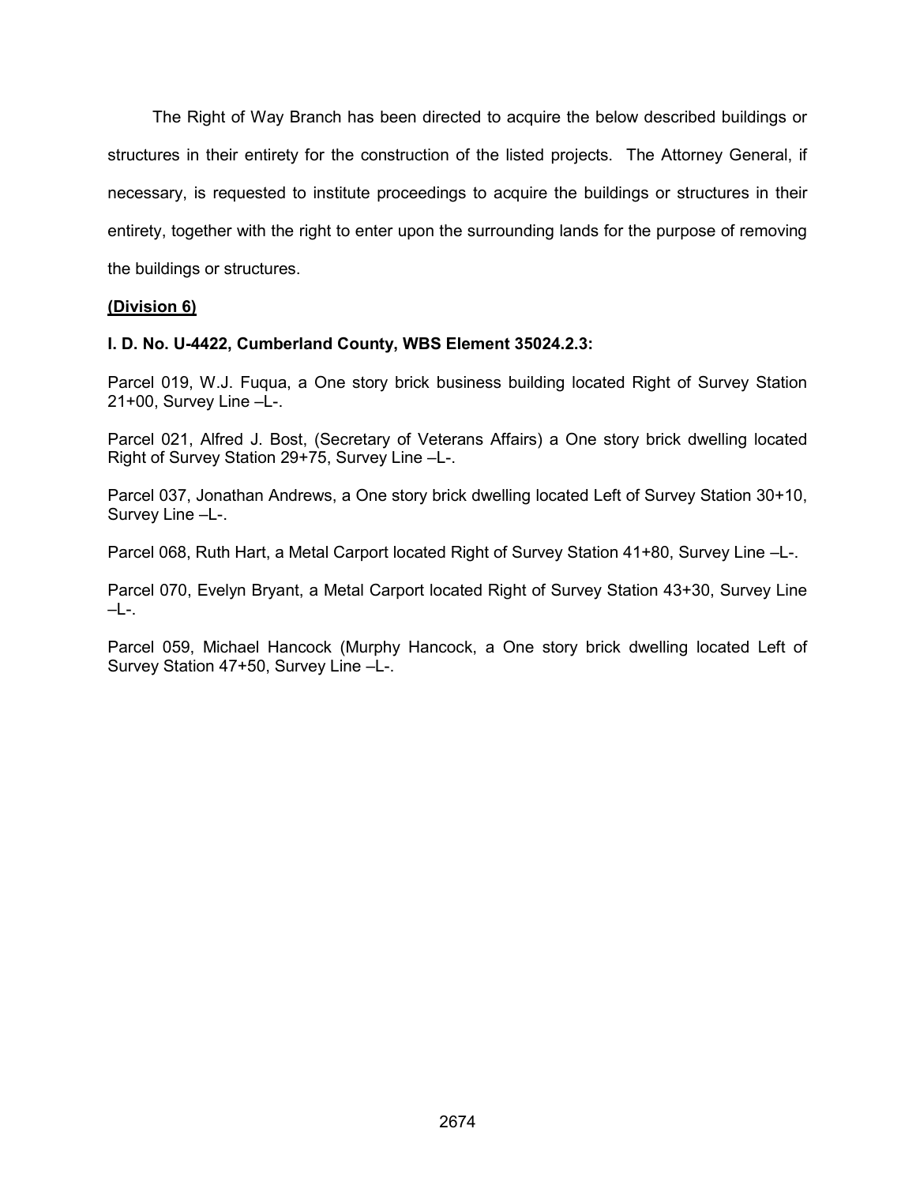The Right of Way Branch has been directed to acquire the below described buildings or structures in their entirety for the construction of the listed projects. The Attorney General, if necessary, is requested to institute proceedings to acquire the buildings or structures in their entirety, together with the right to enter upon the surrounding lands for the purpose of removing the buildings or structures.

**(Division 6)**

**I. D. No. U-4422, Cumberland County, WBS Element 35024.2.3:**

Parcel 019, W.J. Fuqua, a One story brick business building located Right of Survey Station 21+00, Survey Line –L-.

Parcel 021, Alfred J. Bost, (Secretary of Veterans Affairs) a One story brick dwelling located Right of Survey Station 29+75, Survey Line –L-.

Parcel 037, Jonathan Andrews, a One story brick dwelling located Left of Survey Station 30+10, Survey Line –L-.

Parcel 068, Ruth Hart, a Metal Carport located Right of Survey Station 41+80, Survey Line –L-.

Parcel 070, Evelyn Bryant, a Metal Carport located Right of Survey Station 43+30, Survey Line –L-.

Parcel 059, Michael Hancock (Murphy Hancock, a One story brick dwelling located Left of Survey Station 47+50, Survey Line –L-.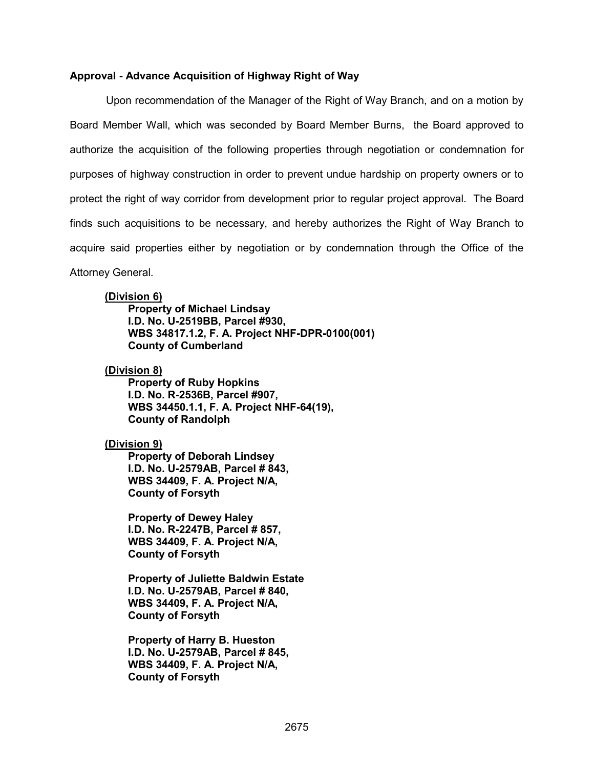**Approval - Advance Acquisition of Highway Right of Way**

Upon recommendation of the Manager of the Right of Way Branch, and on a motion by Board Member Wall, which was seconded by Board Member Burns, the Board approved to authorize the acquisition of the following properties through negotiation or condemnation for purposes of highway construction in order to prevent undue hardship on property owners or to protect the right of way corridor from development prior to regular project approval. The Board finds such acquisitions to be necessary, and hereby authorizes the Right of Way Branch to acquire said properties either by negotiation or by condemnation through the Office of the Attorney General.

**(Division 6)**

**Property of Michael Lindsay**
**I.D. No. U-2519BB, Parcel #930,**
**WBS 34817.1.2, F. A. Project NHF-DPR-0100(001)**
**County of Cumberland**

**(Division 8)**

**Property of Ruby Hopkins**
**I.D. No. R-2536B, Parcel #907,**
**WBS 34450.1.1, F. A. Project NHF-64(19),**
**County of Randolph**

**(Division 9)**

**Property of Deborah Lindsey**
**I.D. No. U-2579AB, Parcel # 843,**
**WBS 34409, F. A. Project N/A,**
**County of Forsyth**

**Property of Dewey Haley**
**I.D. No. R-2247B, Parcel # 857,**
**WBS 34409, F. A. Project N/A,**
**County of Forsyth**

**Property of Juliette Baldwin Estate**
**I.D. No. U-2579AB, Parcel # 840,**
**WBS 34409, F. A. Project N/A,**
**County of Forsyth**

**Property of Harry B. Hueston**
**I.D. No. U-2579AB, Parcel # 845,**
**WBS 34409, F. A. Project N/A,**
**County of Forsyth**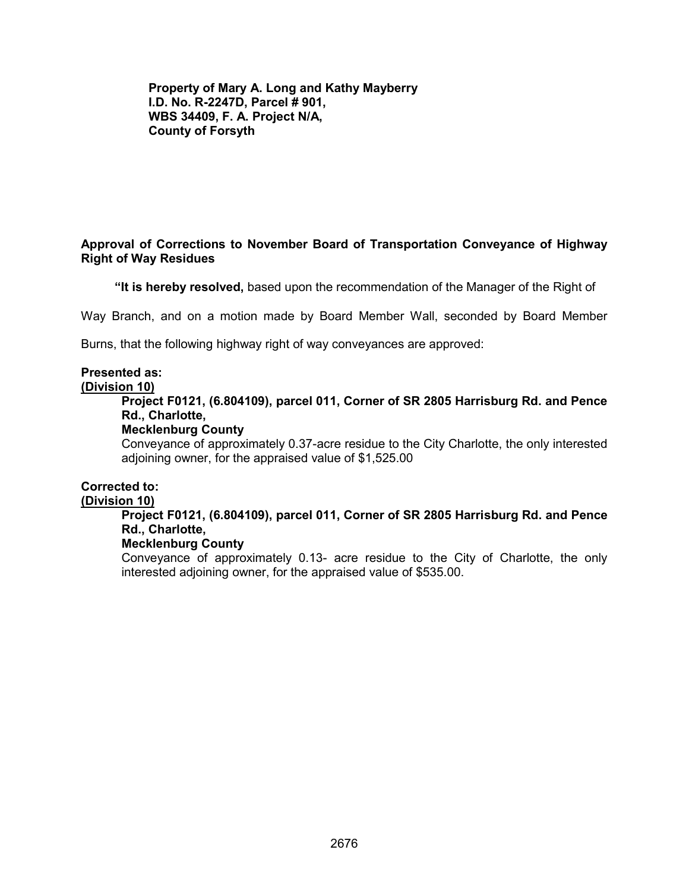**Property of Mary A. Long and Kathy Mayberry**
**I.D. No. R-2247D, Parcel # 901,**
**WBS 34409, F. A. Project N/A,**
**County of Forsyth**

**Approval of Corrections to November Board of Transportation Conveyance of Highway Right of Way Residues**

**"It is hereby resolved,** based upon the recommendation of the Manager of the Right of Way Branch, and on a motion made by Board Member Wall, seconded by Board Member Burns, that the following highway right of way conveyances are approved:

**Presented as:**
**(Division 10)**

> **Project F0121, (6.804109), parcel 011, Corner of SR 2805 Harrisburg Rd. and Pence Rd., Charlotte,**
> **Mecklenburg County**
> Conveyance of approximately 0.37-acre residue to the City Charlotte, the only interested adjoining owner, for the appraised value of $1,525.00

**Corrected to:**
**(Division 10)**

> **Project F0121, (6.804109), parcel 011, Corner of SR 2805 Harrisburg Rd. and Pence Rd., Charlotte,**
> **Mecklenburg County**
> Conveyance of approximately 0.13- acre residue to the City of Charlotte, the only interested adjoining owner, for the appraised value of $535.00.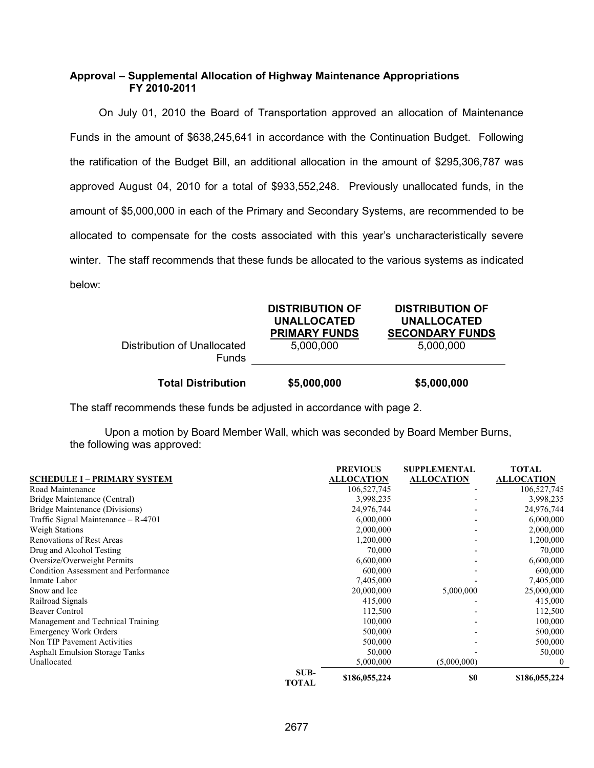**Approval – Supplemental Allocation of Highway Maintenance Appropriations FY 2010-2011**

On July 01, 2010 the Board of Transportation approved an allocation of Maintenance Funds in the amount of $638,245,641 in accordance with the Continuation Budget. Following the ratification of the Budget Bill, an additional allocation in the amount of $295,306,787 was approved August 04, 2010 for a total of $933,552,248. Previously unallocated funds, in the amount of $5,000,000 in each of the Primary and Secondary Systems, are recommended to be allocated to compensate for the costs associated with this year's uncharacteristically severe winter. The staff recommends that these funds be allocated to the various systems as indicated below:

| | DISTRIBUTION OF UNALLOCATED PRIMARY FUNDS | DISTRIBUTION OF UNALLOCATED SECONDARY FUNDS |
|---|---|---|
| Distribution of Unallocated Funds | 5,000,000 | 5,000,000 |
| **Total Distribution** | **$5,000,000** | **$5,000,000** |

The staff recommends these funds be adjusted in accordance with page 2.

Upon a motion by Board Member Wall, which was seconded by Board Member Burns, the following was approved:

| SCHEDULE I – PRIMARY SYSTEM | PREVIOUS ALLOCATION | SUPPLEMENTAL ALLOCATION | TOTAL ALLOCATION |
|---|---|---|---|
| Road Maintenance | 106,527,745 | - | 106,527,745 |
| Bridge Maintenance (Central) | 3,998,235 | - | 3,998,235 |
| Bridge Maintenance (Divisions) | 24,976,744 | - | 24,976,744 |
| Traffic Signal Maintenance – R-4701 | 6,000,000 | - | 6,000,000 |
| Weigh Stations | 2,000,000 | - | 2,000,000 |
| Renovations of Rest Areas | 1,200,000 | - | 1,200,000 |
| Drug and Alcohol Testing | 70,000 | - | 70,000 |
| Oversize/Overweight Permits | 6,600,000 | - | 6,600,000 |
| Condition Assessment and Performance | 600,000 | - | 600,000 |
| Inmate Labor | 7,405,000 | - | 7,405,000 |
| Snow and Ice | 20,000,000 | 5,000,000 | 25,000,000 |
| Railroad Signals | 415,000 | - | 415,000 |
| Beaver Control | 112,500 | - | 112,500 |
| Management and Technical Training | 100,000 | - | 100,000 |
| Emergency Work Orders | 500,000 | - | 500,000 |
| Non TIP Pavement Activities | 500,000 | - | 500,000 |
| Asphalt Emulsion Storage Tanks | 50,000 | - | 50,000 |
| Unallocated | 5,000,000 | (5,000,000) | 0 |
| **SUB-TOTAL** | **$186,055,224** | **$0** | **$186,055,224** |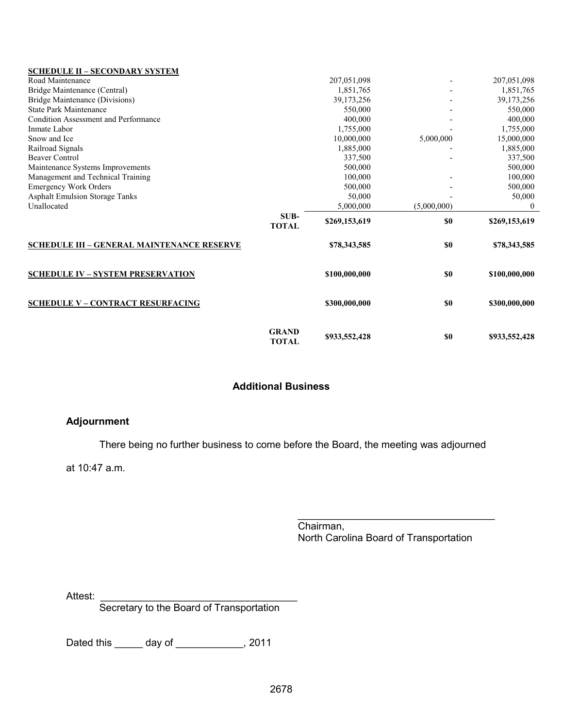| | | | | |
|---|---|---|---|---|
| **SCHEDULE II – SECONDARY SYSTEM** | | | | |
| Road Maintenance | | 207,051,098 | - | 207,051,098 |
| Bridge Maintenance (Central) | | 1,851,765 | - | 1,851,765 |
| Bridge Maintenance (Divisions) | | 39,173,256 | - | 39,173,256 |
| State Park Maintenance | | 550,000 | - | 550,000 |
| Condition Assessment and Performance | | 400,000 | - | 400,000 |
| Inmate Labor | | 1,755,000 | - | 1,755,000 |
| Snow and Ice | | 10,000,000 | 5,000,000 | 15,000,000 |
| Railroad Signals | | 1,885,000 | - | 1,885,000 |
| Beaver Control | | 337,500 | - | 337,500 |
| Maintenance Systems Improvements | | 500,000 | | 500,000 |
| Management and Technical Training | | 100,000 | - | 100,000 |
| Emergency Work Orders | | 500,000 | - | 500,000 |
| Asphalt Emulsion Storage Tanks | | 50,000 | - | 50,000 |
| Unallocated | | 5,000,000 | (5,000,000) | 0 |
| | **SUB-TOTAL** | **$269,153,619** | **$0** | **$269,153,619** |
| **SCHEDULE III – GENERAL MAINTENANCE RESERVE** | | **$78,343,585** | **$0** | **$78,343,585** |
| **SCHEDULE IV – SYSTEM PRESERVATION** | | **$100,000,000** | **$0** | **$100,000,000** |
| **SCHEDULE V – CONTRACT RESURFACING** | | **$300,000,000** | **$0** | **$300,000,000** |
| | **GRAND TOTAL** | **$933,552,428** | **$0** | **$933,552,428** |

## Additional Business

### Adjournment

There being no further business to come before the Board, the meeting was adjourned at 10:47 a.m.

\_\_\_\_\_\_\_\_\_\_\_\_\_\_\_\_\_\_\_\_\_\_\_\_\_\_\_\_\_\_\_\_\_\_\_
Chairman,
North Carolina Board of Transportation

Attest: \_\_\_\_\_\_\_\_\_\_\_\_\_\_\_\_\_\_\_\_\_\_\_\_\_\_\_\_\_\_\_\_\_\_\_
Secretary to the Board of Transportation

Dated this \_\_\_\_\_ day of \_\_\_\_\_\_\_\_\_\_\_\_, 2011